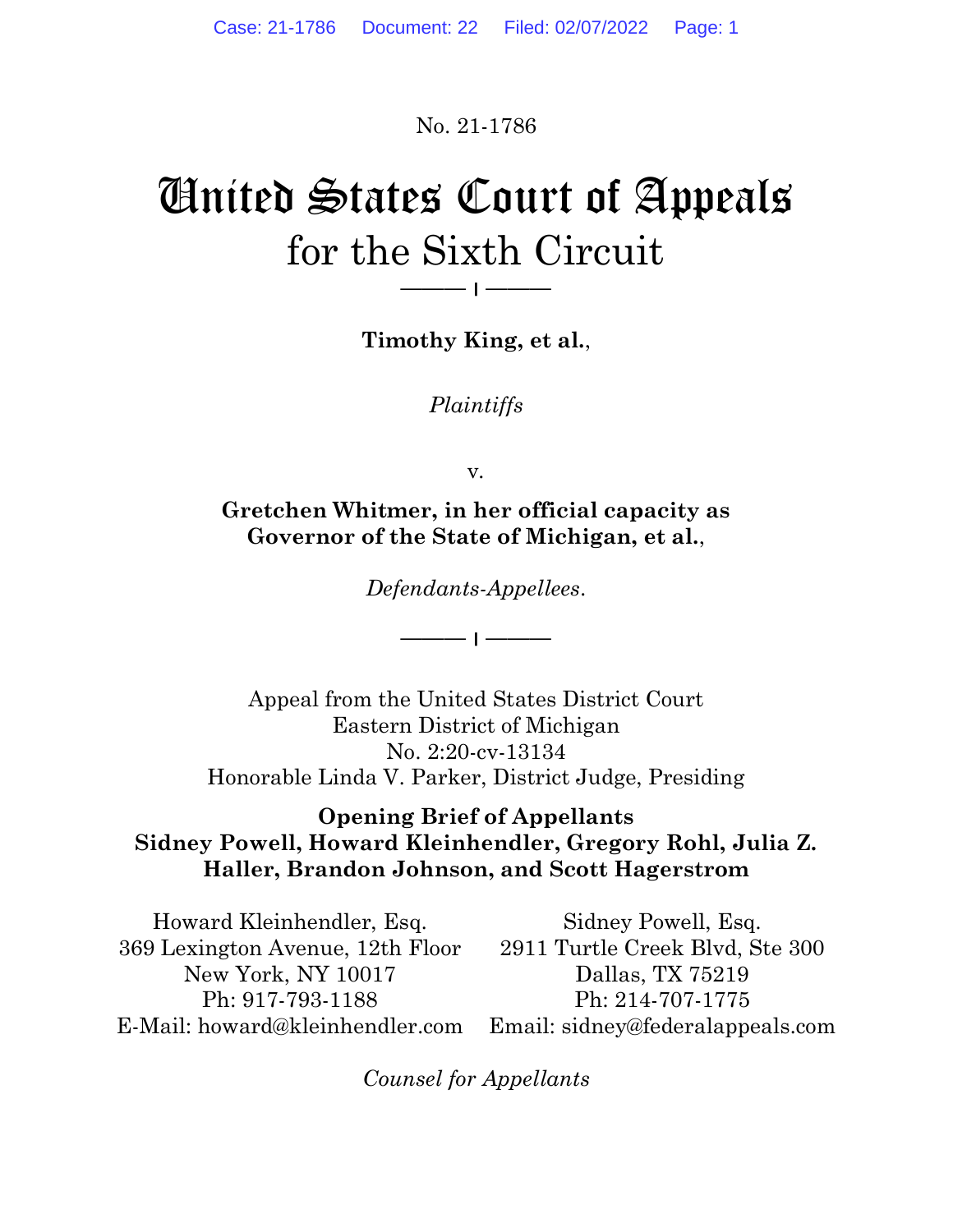No. 21-1786

# United States Court of Appeals
## for the Sixth Circuit

**Timothy King, et al.**,

*Plaintiffs*

v.

**Gretchen Whitmer, in her official capacity as Governor of the State of Michigan, et al.**,

*Defendants-Appellees.*

Appeal from the United States District Court
Eastern District of Michigan
No. 2:20-cv-13134
Honorable Linda V. Parker, District Judge, Presiding

**Opening Brief of Appellants**
**Sidney Powell, Howard Kleinhendler, Gregory Rohl, Julia Z. Haller, Brandon Johnson, and Scott Hagerstrom**

Howard Kleinhendler, Esq.
369 Lexington Avenue, 12th Floor
New York, NY 10017
Ph: 917-793-1188
E-Mail: howard@kleinhendler.com

Sidney Powell, Esq.
2911 Turtle Creek Blvd, Ste 300
Dallas, TX 75219
Ph: 214-707-1775
Email: sidney@federalappeals.com

*Counsel for Appellants*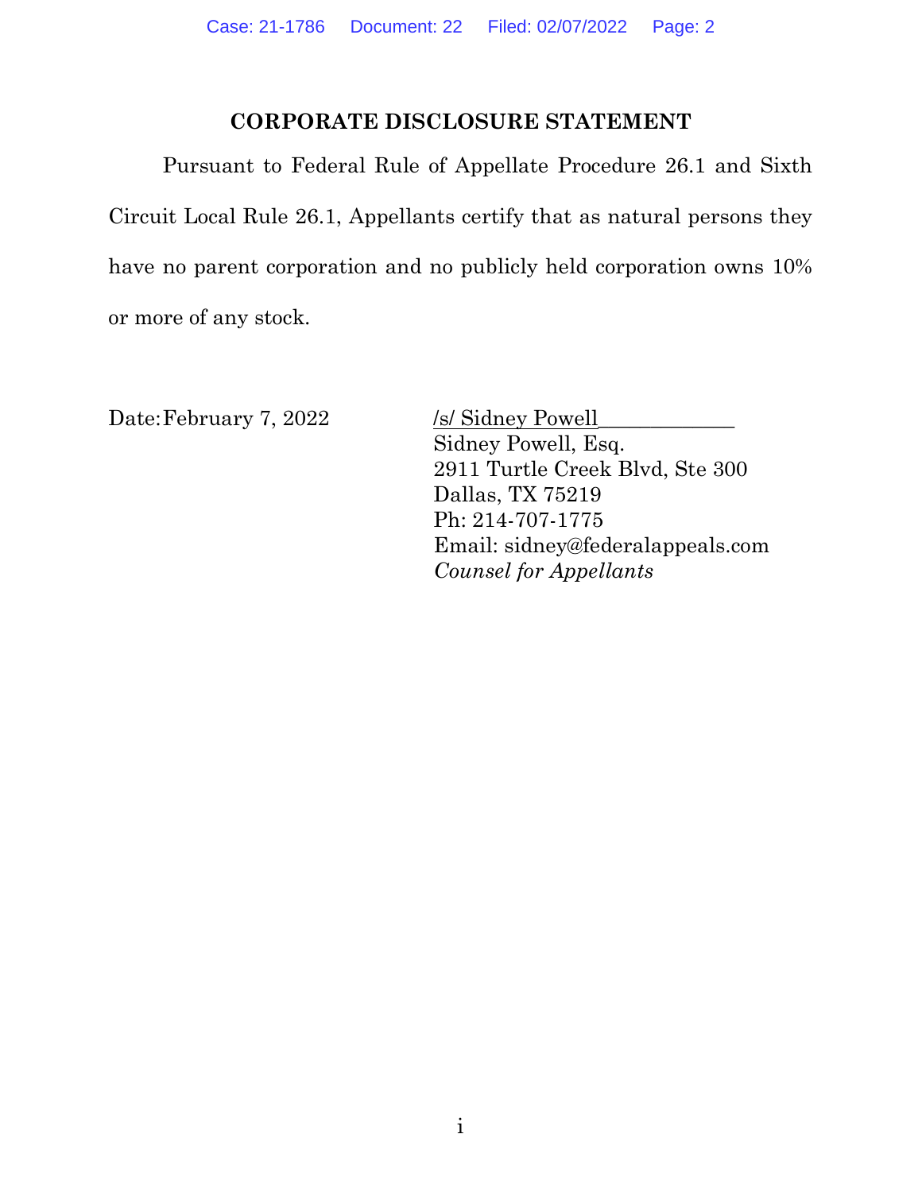## CORPORATE DISCLOSURE STATEMENT

Pursuant to Federal Rule of Appellate Procedure 26.1 and Sixth Circuit Local Rule 26.1, Appellants certify that as natural persons they have no parent corporation and no publicly held corporation owns 10% or more of any stock.

Date: February 7, 2022

/s/ Sidney Powell  
Sidney Powell, Esq.  
2911 Turtle Creek Blvd, Ste 300  
Dallas, TX 75219  
Ph: 214-707-1775  
Email: sidney@federalappeals.com  
*Counsel for Appellants*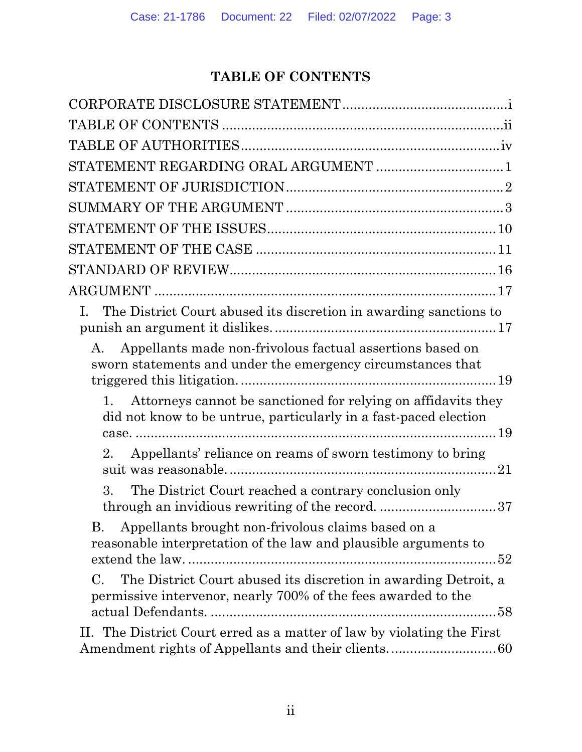# TABLE OF CONTENTS

CORPORATE DISCLOSURE STATEMENT ........................................... i

TABLE OF CONTENTS ........................................................................ ii

TABLE OF AUTHORITIES .................................................................. iv

STATEMENT REGARDING ORAL ARGUMENT ................................. 1

STATEMENT OF JURISDICTION ........................................................ 2

SUMMARY OF THE ARGUMENT ........................................................ 3

STATEMENT OF THE ISSUES ........................................................... 10

STATEMENT OF THE CASE .............................................................. 11

STANDARD OF REVIEW ..................................................................... 16

ARGUMENT ........................................................................................ 17

- I. The District Court abused its discretion in awarding sanctions to punish an argument it dislikes. .......................................................... 17
  - A. Appellants made non-frivolous factual assertions based on sworn statements and under the emergency circumstances that triggered this litigation. .................................................................. 19
    - 1. Attorneys cannot be sanctioned for relying on affidavits they did not know to be untrue, particularly in a fast-paced election case. ............................................................................................. 19
    - 2. Appellants' reliance on reams of sworn testimony to bring suit was reasonable. ...................................................................... 21
    - 3. The District Court reached a contrary conclusion only through an invidious rewriting of the record. .............................. 37
  - B. Appellants brought non-frivolous claims based on a reasonable interpretation of the law and plausible arguments to extend the law. ................................................................................. 52
  - C. The District Court abused its discretion in awarding Detroit, a permissive intervenor, nearly 700% of the fees awarded to the actual Defendants. ........................................................................... 58
- II. The District Court erred as a matter of law by violating the First Amendment rights of Appellants and their clients. ............................ 60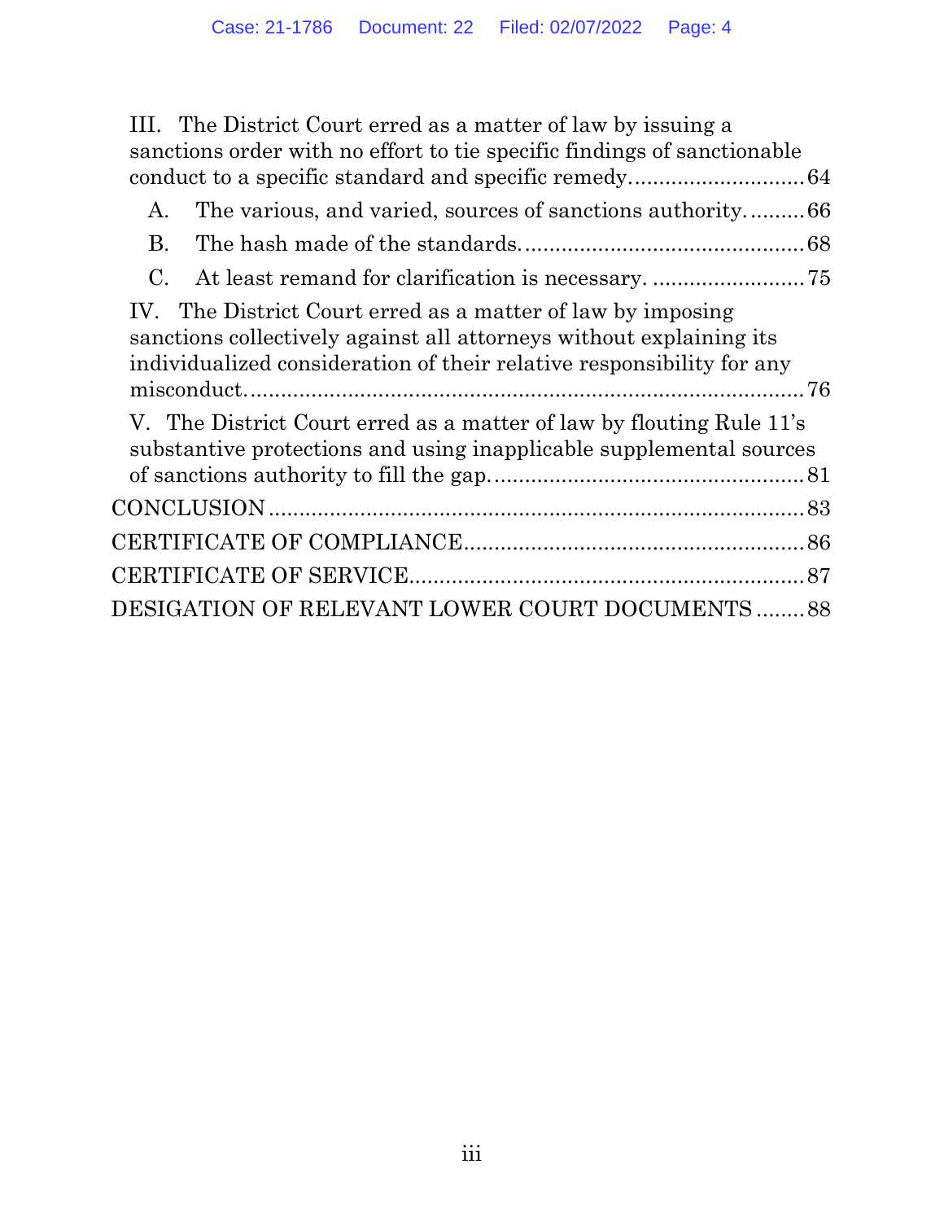III. The District Court erred as a matter of law by issuing a sanctions order with no effort to tie specific findings of sanctionable conduct to a specific standard and specific remedy. ............................ 64

A. The various, and varied, sources of sanctions authority. ......... 66

B. The hash made of the standards. ............................................. 68

C. At least remand for clarification is necessary. ......................... 75

IV. The District Court erred as a matter of law by imposing sanctions collectively against all attorneys without explaining its individualized consideration of their relative responsibility for any misconduct. ........................................................................................ 76

V. The District Court erred as a matter of law by flouting Rule 11's substantive protections and using inapplicable supplemental sources of sanctions authority to fill the gap. .................................................. 81

CONCLUSION ........................................................................................ 83

CERTIFICATE OF COMPLIANCE ........................................................ 86

CERTIFICATE OF SERVICE ................................................................. 87

DESIGATION OF RELEVANT LOWER COURT DOCUMENTS ........ 88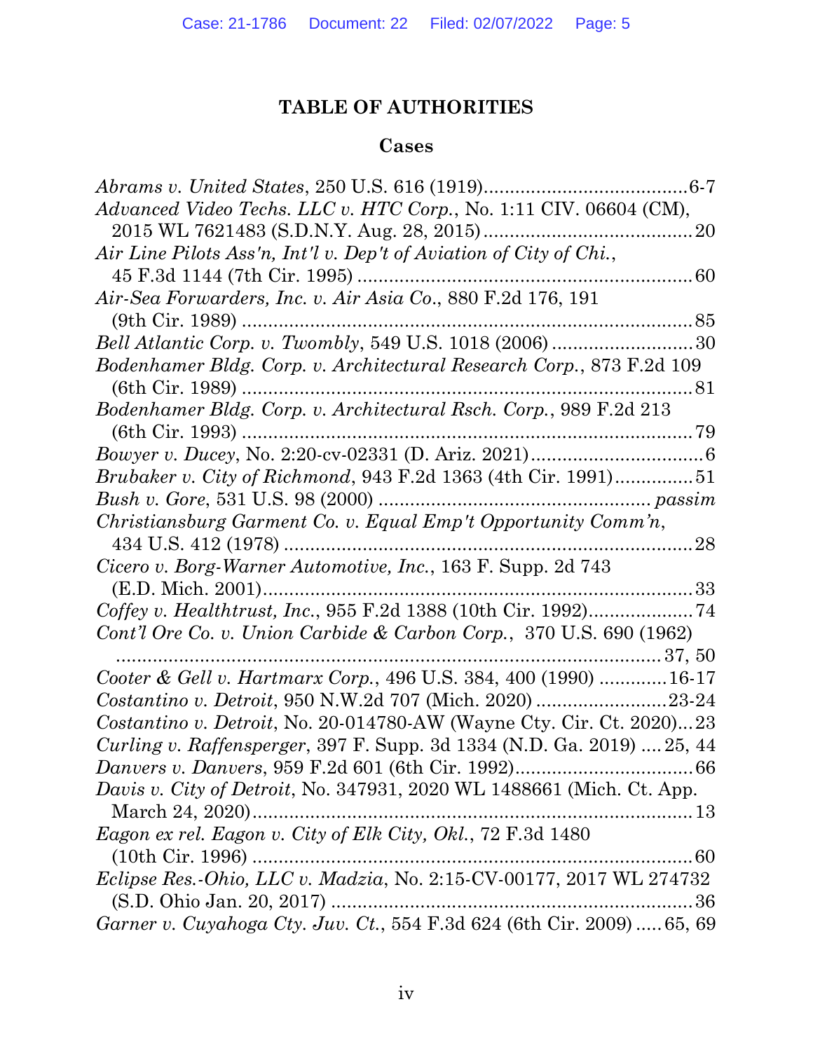## TABLE OF AUTHORITIES

### Cases

*Abrams v. United States*, 250 U.S. 616 (1919).......................................6-7

*Advanced Video Techs. LLC v. HTC Corp.*, No. 1:11 CIV. 06604 (CM), 2015 WL 7621483 (S.D.N.Y. Aug. 28, 2015)........................................20

*Air Line Pilots Ass'n, Int'l v. Dep't of Aviation of City of Chi.*, 45 F.3d 1144 (7th Cir. 1995) ...............................................................60

*Air-Sea Forwarders, Inc. v. Air Asia Co.*, 880 F.2d 176, 191 (9th Cir. 1989) ....................................................................................85

*Bell Atlantic Corp. v. Twombly*, 549 U.S. 1018 (2006) ...........................30

*Bodenhamer Bldg. Corp. v. Architectural Research Corp.*, 873 F.2d 109 (6th Cir. 1989) .....................................................................................81

*Bodenhamer Bldg. Corp. v. Architectural Rsch. Corp.*, 989 F.2d 213 (6th Cir. 1993) .....................................................................................79

*Bowyer v. Ducey*, No. 2:20-cv-02331 (D. Ariz. 2021).................................6

*Brubaker v. City of Richmond*, 943 F.2d 1363 (4th Cir. 1991)...............51

*Bush v. Gore*, 531 U.S. 98 (2000) ................................................. *passim*

*Christiansburg Garment Co. v. Equal Emp't Opportunity Comm'n*, 434 U.S. 412 (1978) ..............................................................................28

*Cicero v. Borg-Warner Automotive, Inc.*, 163 F. Supp. 2d 743 (E.D. Mich. 2001)..................................................................................33

*Coffey v. Healthtrust, Inc.*, 955 F.2d 1388 (10th Cir. 1992)....................74

*Cont'l Ore Co. v. Union Carbide & Carbon Corp.*, 370 U.S. 690 (1962) ..........................................................................................37, 50

*Cooter & Gell v. Hartmarx Corp.*, 496 U.S. 384, 400 (1990) ............16-17

*Costantino v. Detroit*, 950 N.W.2d 707 (Mich. 2020) .........................23-24

*Costantino v. Detroit*, No. 20-014780-AW (Wayne Cty. Cir. Ct. 2020)...23

*Curling v. Raffensperger*, 397 F. Supp. 3d 1334 (N.D. Ga. 2019) ....25, 44

*Danvers v. Danvers*, 959 F.2d 601 (6th Cir. 1992).................................66

*Davis v. City of Detroit*, No. 347931, 2020 WL 1488661 (Mich. Ct. App. March 24, 2020)....................................................................................13

*Eagon ex rel. Eagon v. City of Elk City, Okl.*, 72 F.3d 1480 (10th Cir. 1996) ...................................................................................60

*Eclipse Res.-Ohio, LLC v. Madzia*, No. 2:15-CV-00177, 2017 WL 274732 (S.D. Ohio Jan. 20, 2017) ....................................................................36

*Garner v. Cuyahoga Cty. Juv. Ct.*, 554 F.3d 624 (6th Cir. 2009) .....65, 69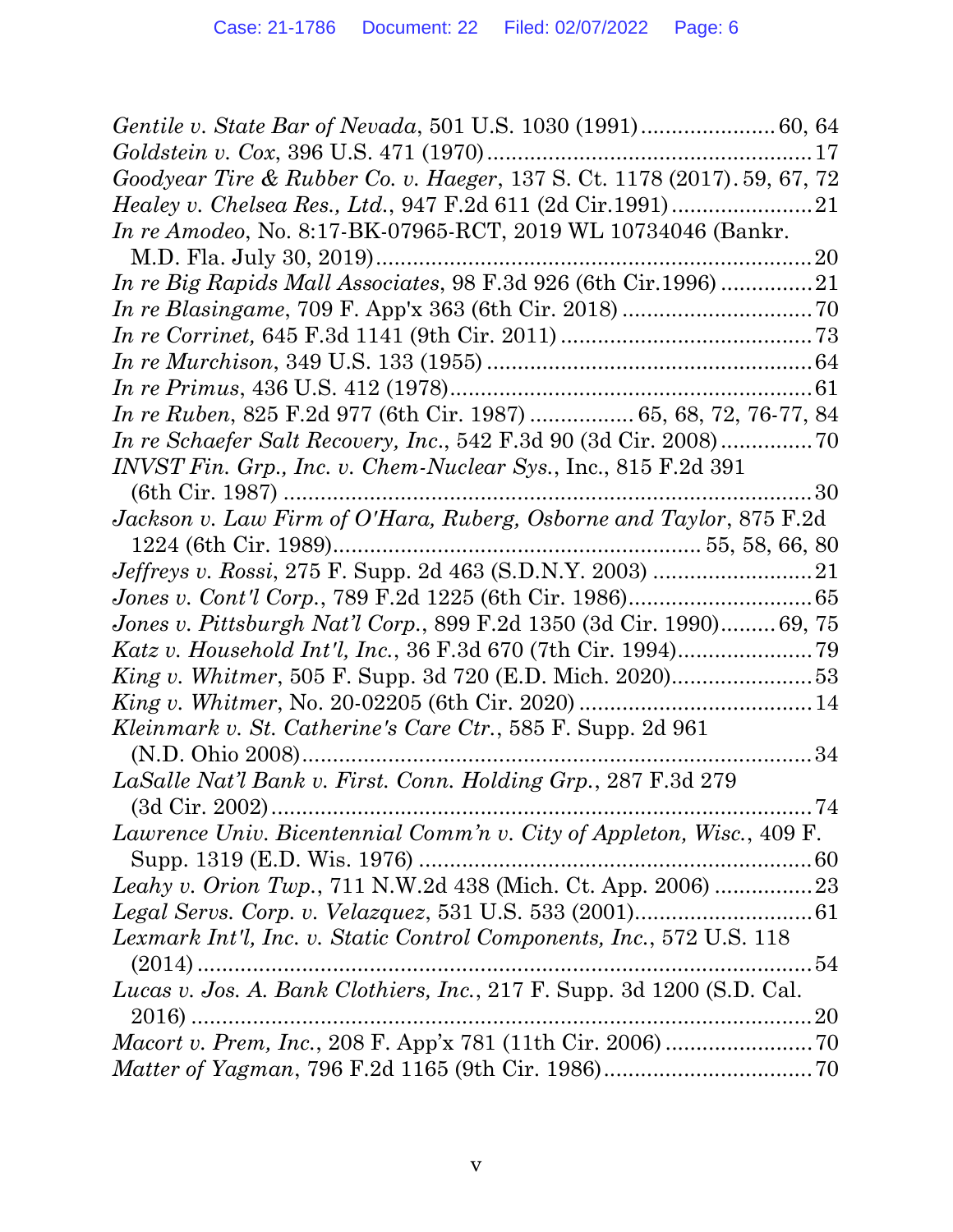*Gentile v. State Bar of Nevada*, 501 U.S. 1030 (1991)...................... 60, 64

*Goldstein v. Cox*, 396 U.S. 471 (1970).................................................... 17

*Goodyear Tire & Rubber Co. v. Haeger*, 137 S. Ct. 1178 (2017). 59, 67, 72

*Healey v. Chelsea Res., Ltd.*, 947 F.2d 611 (2d Cir.1991)....................... 21

*In re Amodeo*, No. 8:17-BK-07965-RCT, 2019 WL 10734046 (Bankr. M.D. Fla. July 30, 2019)........................................................................ 20

*In re Big Rapids Mall Associates*, 98 F.3d 926 (6th Cir.1996) ............... 21

*In re Blasingame*, 709 F. App'x 363 (6th Cir. 2018) .............................. 70

*In re Corrinet,* 645 F.3d 1141 (9th Cir. 2011) ........................................ 73

*In re Murchison*, 349 U.S. 133 (1955) .................................................... 64

*In re Primus*, 436 U.S. 412 (1978).......................................................... 61

*In re Ruben*, 825 F.2d 977 (6th Cir. 1987) ................ 65, 68, 72, 76-77, 84

*In re Schaefer Salt Recovery, Inc.*, 542 F.3d 90 (3d Cir. 2008)............... 70

*INVST Fin. Grp., Inc. v. Chem-Nuclear Sys.*, Inc., 815 F.2d 391 (6th Cir. 1987) ........................................................................................ 30

*Jackson v. Law Firm of O'Hara, Ruberg, Osborne and Taylor*, 875 F.2d 1224 (6th Cir. 1989)............................................................ 55, 58, 66, 80

*Jeffreys v. Rossi*, 275 F. Supp. 2d 463 (S.D.N.Y. 2003) .......................... 21

*Jones v. Cont'l Corp.*, 789 F.2d 1225 (6th Cir. 1986).............................. 65

*Jones v. Pittsburgh Nat'l Corp.*, 899 F.2d 1350 (3d Cir. 1990)......... 69, 75

*Katz v. Household Int'l, Inc.*, 36 F.3d 670 (7th Cir. 1994)...................... 79

*King v. Whitmer*, 505 F. Supp. 3d 720 (E.D. Mich. 2020)....................... 53

*King v. Whitmer*, No. 20-02205 (6th Cir. 2020) ...................................... 14

*Kleinmark v. St. Catherine's Care Ctr.*, 585 F. Supp. 2d 961 (N.D. Ohio 2008)................................................................................... 34

*LaSalle Nat'l Bank v. First. Conn. Holding Grp.*, 287 F.3d 279 (3d Cir. 2002)........................................................................................ 74

*Lawrence Univ. Bicentennial Comm'n v. City of Appleton, Wisc.*, 409 F. Supp. 1319 (E.D. Wis. 1976) ............................................................... 60

*Leahy v. Orion Twp.*, 711 N.W.2d 438 (Mich. Ct. App. 2006) ................ 23

*Legal Servs. Corp. v. Velazquez*, 531 U.S. 533 (2001)............................. 61

*Lexmark Int'l, Inc. v. Static Control Components, Inc.*, 572 U.S. 118 (2014)......................................................................................................... 54

*Lucas v. Jos. A. Bank Clothiers, Inc.*, 217 F. Supp. 3d 1200 (S.D. Cal. 2016) ......................................................................................................... 20

*Macort v. Prem, Inc.*, 208 F. App'x 781 (11th Cir. 2006) ........................ 70

*Matter of Yagman*, 796 F.2d 1165 (9th Cir. 1986).................................. 70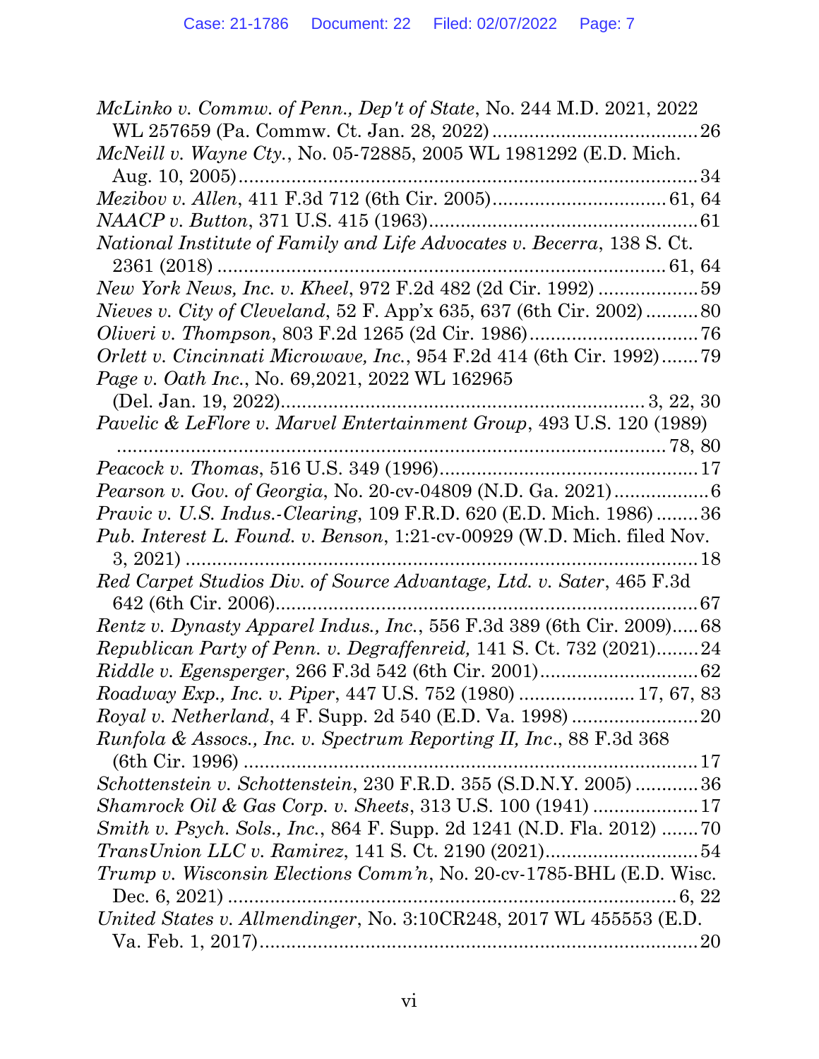*McLinko v. Commw. of Penn., Dep't of State*, No. 244 M.D. 2021, 2022 WL 257659 (Pa. Commw. Ct. Jan. 28, 2022) ........................................ 26

*McNeill v. Wayne Cty.*, No. 05-72885, 2005 WL 1981292 (E.D. Mich. Aug. 10, 2005) ........................................ 34

*Mezibov v. Allen*, 411 F.3d 712 (6th Cir. 2005) ........................................ 61, 64

*NAACP v. Button*, 371 U.S. 415 (1963) ........................................ 61

*National Institute of Family and Life Advocates v. Becerra*, 138 S. Ct. 2361 (2018) ........................................ 61, 64

*New York News, Inc. v. Kheel*, 972 F.2d 482 (2d Cir. 1992) ........................................ 59

*Nieves v. City of Cleveland*, 52 F. App'x 635, 637 (6th Cir. 2002) ........................................ 80

*Oliveri v. Thompson*, 803 F.2d 1265 (2d Cir. 1986) ........................................ 76

*Orlett v. Cincinnati Microwave, Inc.*, 954 F.2d 414 (6th Cir. 1992) ........................................ 79

*Page v. Oath Inc.*, No. 69,2021, 2022 WL 162965 (Del. Jan. 19, 2022) ........................................ 3, 22, 30

*Pavelic & LeFlore v. Marvel Entertainment Group*, 493 U.S. 120 (1989) ........................................ 78, 80

*Peacock v. Thomas*, 516 U.S. 349 (1996) ........................................ 17

*Pearson v. Gov. of Georgia*, No. 20-cv-04809 (N.D. Ga. 2021) ........................................ 6

*Pravic v. U.S. Indus.-Clearing*, 109 F.R.D. 620 (E.D. Mich. 1986) ........................................ 36

*Pub. Interest L. Found. v. Benson*, 1:21-cv-00929 (W.D. Mich. filed Nov. 3, 2021) ........................................ 18

*Red Carpet Studios Div. of Source Advantage, Ltd. v. Sater*, 465 F.3d 642 (6th Cir. 2006) ........................................ 67

*Rentz v. Dynasty Apparel Indus., Inc.*, 556 F.3d 389 (6th Cir. 2009) ........................................ 68

*Republican Party of Penn. v. Degraffenreid,* 141 S. Ct. 732 (2021) ........................................ 24

*Riddle v. Egensperger*, 266 F.3d 542 (6th Cir. 2001) ........................................ 62

*Roadway Exp., Inc. v. Piper*, 447 U.S. 752 (1980) ........................................ 17, 67, 83

*Royal v. Netherland*, 4 F. Supp. 2d 540 (E.D. Va. 1998) ........................................ 20

*Runfola & Assocs., Inc. v. Spectrum Reporting II, Inc.*, 88 F.3d 368 (6th Cir. 1996) ........................................ 17

*Schottenstein v. Schottenstein*, 230 F.R.D. 355 (S.D.N.Y. 2005) ........................................ 36

*Shamrock Oil & Gas Corp. v. Sheets*, 313 U.S. 100 (1941) ........................................ 17

*Smith v. Psych. Sols., Inc.*, 864 F. Supp. 2d 1241 (N.D. Fla. 2012) ........................................ 70

*TransUnion LLC v. Ramirez*, 141 S. Ct. 2190 (2021) ........................................ 54

*Trump v. Wisconsin Elections Comm'n*, No. 20-cv-1785-BHL (E.D. Wisc. Dec. 6, 2021) ........................................ 6, 22

*United States v. Allmendinger*, No. 3:10CR248, 2017 WL 455553 (E.D. Va. Feb. 1, 2017) ........................................ 20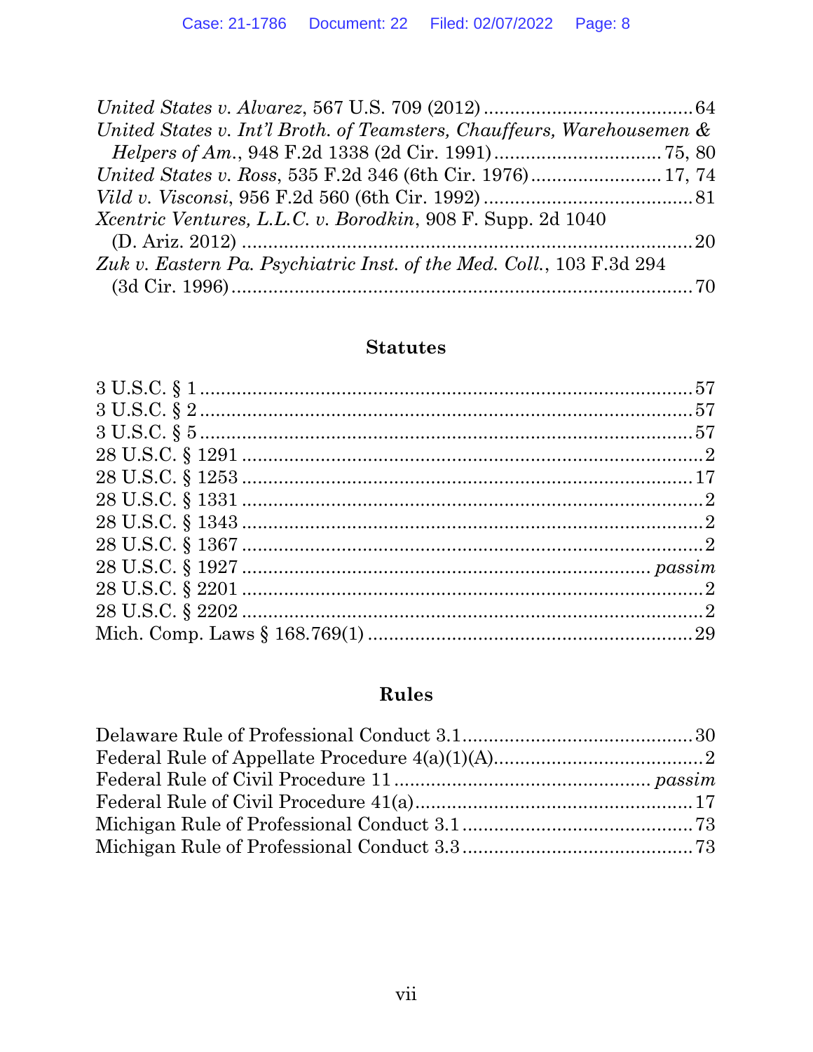*United States v. Alvarez*, 567 U.S. 709 (2012) .......................................64

*United States v. Int'l Broth. of Teamsters, Chauffeurs, Warehousemen & Helpers of Am.*, 948 F.2d 1338 (2d Cir. 1991) ................................75, 80

*United States v. Ross*, 535 F.2d 346 (6th Cir. 1976)........................17, 74

*Vild v. Visconsi*, 956 F.2d 560 (6th Cir. 1992) .......................................81

*Xcentric Ventures, L.L.C. v. Borodkin*, 908 F. Supp. 2d 1040 (D. Ariz. 2012) ....................................................................................20

*Zuk v. Eastern Pa. Psychiatric Inst. of the Med. Coll.*, 103 F.3d 294 (3d Cir. 1996).......................................................................................70

## Statutes

3 U.S.C. § 1 ...........................................................................................57

3 U.S.C. § 2 ...........................................................................................57

3 U.S.C. § 5 ...........................................................................................57

28 U.S.C. § 1291 ......................................................................................2

28 U.S.C. § 1253 ....................................................................................17

28 U.S.C. § 1331 ......................................................................................2

28 U.S.C. § 1343 ......................................................................................2

28 U.S.C. § 1367 ......................................................................................2

28 U.S.C. § 1927 ........................................................................... *passim*

28 U.S.C. § 2201 ......................................................................................2

28 U.S.C. § 2202 ......................................................................................2

Mich. Comp. Laws § 168.769(1) ............................................................29

## Rules

Delaware Rule of Professional Conduct 3.1...........................................30

Federal Rule of Appellate Procedure 4(a)(1)(A).......................................2

Federal Rule of Civil Procedure 11 ............................................... *passim*

Federal Rule of Civil Procedure 41(a)....................................................17

Michigan Rule of Professional Conduct 3.1 ...........................................73

Michigan Rule of Professional Conduct 3.3 ...........................................73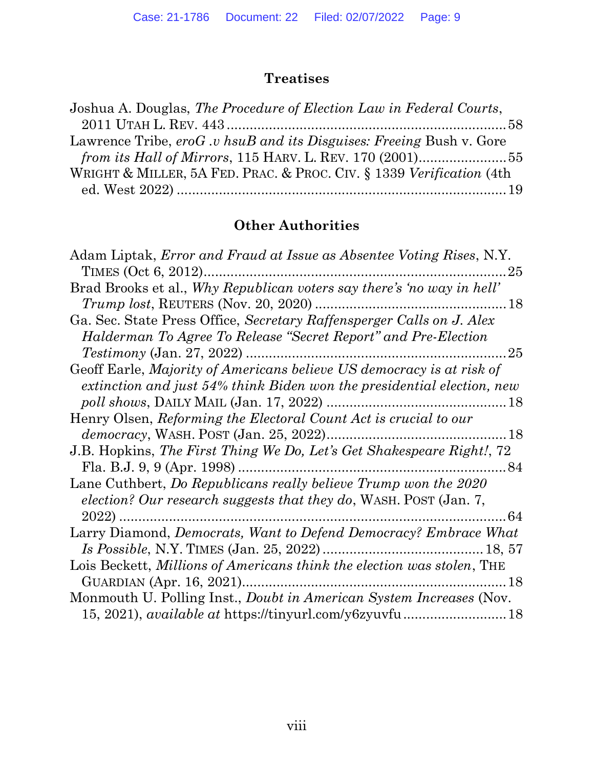### Treatises

Joshua A. Douglas, *The Procedure of Election Law in Federal Courts*, 2011 UTAH L. REV. 443 ........................................................................ 58

Lawrence Tribe, *eroG .v hsuB and its Disguises: Freeing* Bush v. Gore *from its Hall of Mirrors*, 115 HARV. L. REV. 170 (2001)........................ 55

WRIGHT & MILLER, 5A FED. PRAC. & PROC. CIV. § 1339 *Verification* (4th ed. West 2022) ...................................................................................... 19

### Other Authorities

Adam Liptak, *Error and Fraud at Issue as Absentee Voting Rises*, N.Y. TIMES (Oct 6, 2012)............................................................................... 25

Brad Brooks et al., *Why Republican voters say there's 'no way in hell' Trump lost*, REUTERS (Nov. 20, 2020) .................................................. 18

Ga. Sec. State Press Office, *Secretary Raffensperger Calls on J. Alex Halderman To Agree To Release "Secret Report" and Pre-Election Testimony* (Jan. 27, 2022) .................................................................... 25

Geoff Earle, *Majority of Americans believe US democracy is at risk of extinction and just 54% think Biden won the presidential election, new poll shows*, DAILY MAIL (Jan. 17, 2022) ............................................... 18

Henry Olsen, *Reforming the Electoral Count Act is crucial to our democracy*, WASH. POST (Jan. 25, 2022)............................................... 18

J.B. Hopkins, *The First Thing We Do, Let's Get Shakespeare Right!*, 72 Fla. B.J. 9, 9 (Apr. 1998) ..................................................................... 84

Lane Cuthbert, *Do Republicans really believe Trump won the 2020 election? Our research suggests that they do*, WASH. POST (Jan. 7, 2022) ...................................................................................................... 64

Larry Diamond, *Democrats, Want to Defend Democracy? Embrace What Is Possible*, N.Y. TIMES (Jan. 25, 2022) .......................................... 18, 57

Lois Beckett, *Millions of Americans think the election was stolen*, THE GUARDIAN (Apr. 16, 2021).................................................................... 18

Monmouth U. Polling Inst., *Doubt in American System Increases* (Nov. 15, 2021), *available at* https://tinyurl.com/y6zyuvfu........................... 18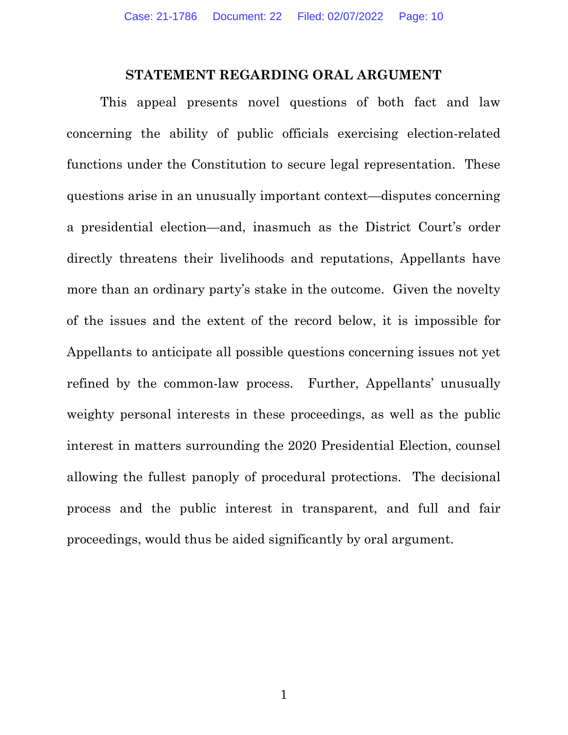## STATEMENT REGARDING ORAL ARGUMENT

This appeal presents novel questions of both fact and law concerning the ability of public officials exercising election-related functions under the Constitution to secure legal representation. These questions arise in an unusually important context—disputes concerning a presidential election—and, inasmuch as the District Court's order directly threatens their livelihoods and reputations, Appellants have more than an ordinary party's stake in the outcome. Given the novelty of the issues and the extent of the record below, it is impossible for Appellants to anticipate all possible questions concerning issues not yet refined by the common-law process. Further, Appellants' unusually weighty personal interests in these proceedings, as well as the public interest in matters surrounding the 2020 Presidential Election, counsel allowing the fullest panoply of procedural protections. The decisional process and the public interest in transparent, and full and fair proceedings, would thus be aided significantly by oral argument.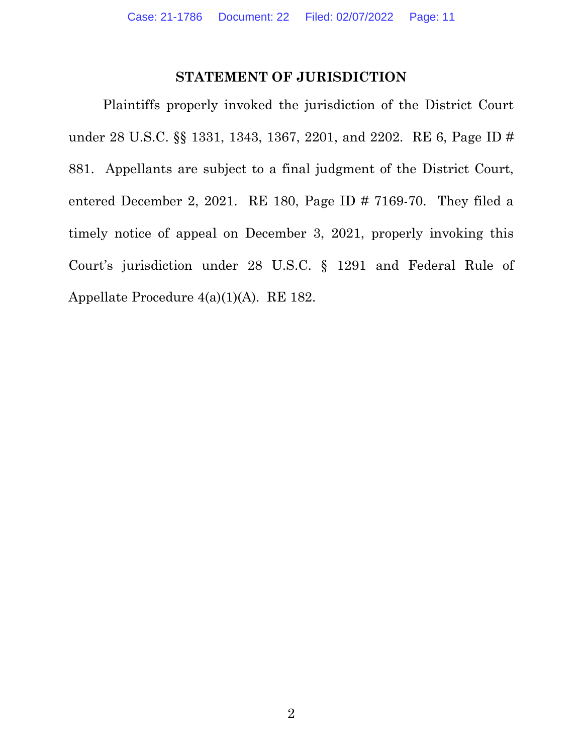## STATEMENT OF JURISDICTION

Plaintiffs properly invoked the jurisdiction of the District Court under 28 U.S.C. §§ 1331, 1343, 1367, 2201, and 2202. RE 6, Page ID # 881. Appellants are subject to a final judgment of the District Court, entered December 2, 2021. RE 180, Page ID # 7169-70. They filed a timely notice of appeal on December 3, 2021, properly invoking this Court's jurisdiction under 28 U.S.C. § 1291 and Federal Rule of Appellate Procedure 4(a)(1)(A). RE 182.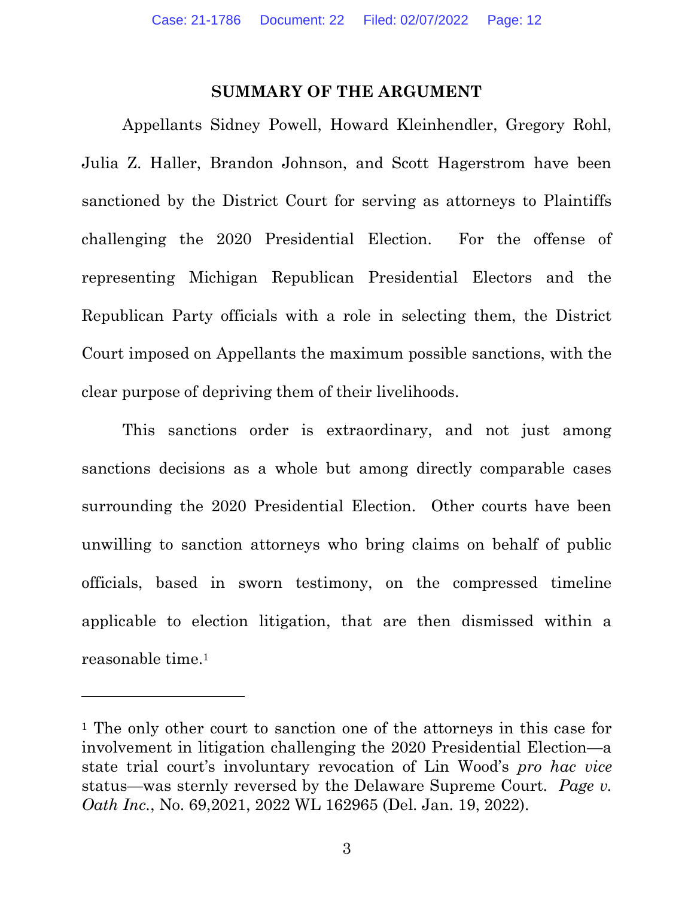## SUMMARY OF THE ARGUMENT

Appellants Sidney Powell, Howard Kleinhendler, Gregory Rohl, Julia Z. Haller, Brandon Johnson, and Scott Hagerstrom have been sanctioned by the District Court for serving as attorneys to Plaintiffs challenging the 2020 Presidential Election. For the offense of representing Michigan Republican Presidential Electors and the Republican Party officials with a role in selecting them, the District Court imposed on Appellants the maximum possible sanctions, with the clear purpose of depriving them of their livelihoods.

This sanctions order is extraordinary, and not just among sanctions decisions as a whole but among directly comparable cases surrounding the 2020 Presidential Election. Other courts have been unwilling to sanction attorneys who bring claims on behalf of public officials, based in sworn testimony, on the compressed timeline applicable to election litigation, that are then dismissed within a reasonable time.[1]

---

[1] The only other court to sanction one of the attorneys in this case for involvement in litigation challenging the 2020 Presidential Election—a state trial court's involuntary revocation of Lin Wood's *pro hac vice* status—was sternly reversed by the Delaware Supreme Court. *Page v. Oath Inc.*, No. 69,2021, 2022 WL 162965 (Del. Jan. 19, 2022).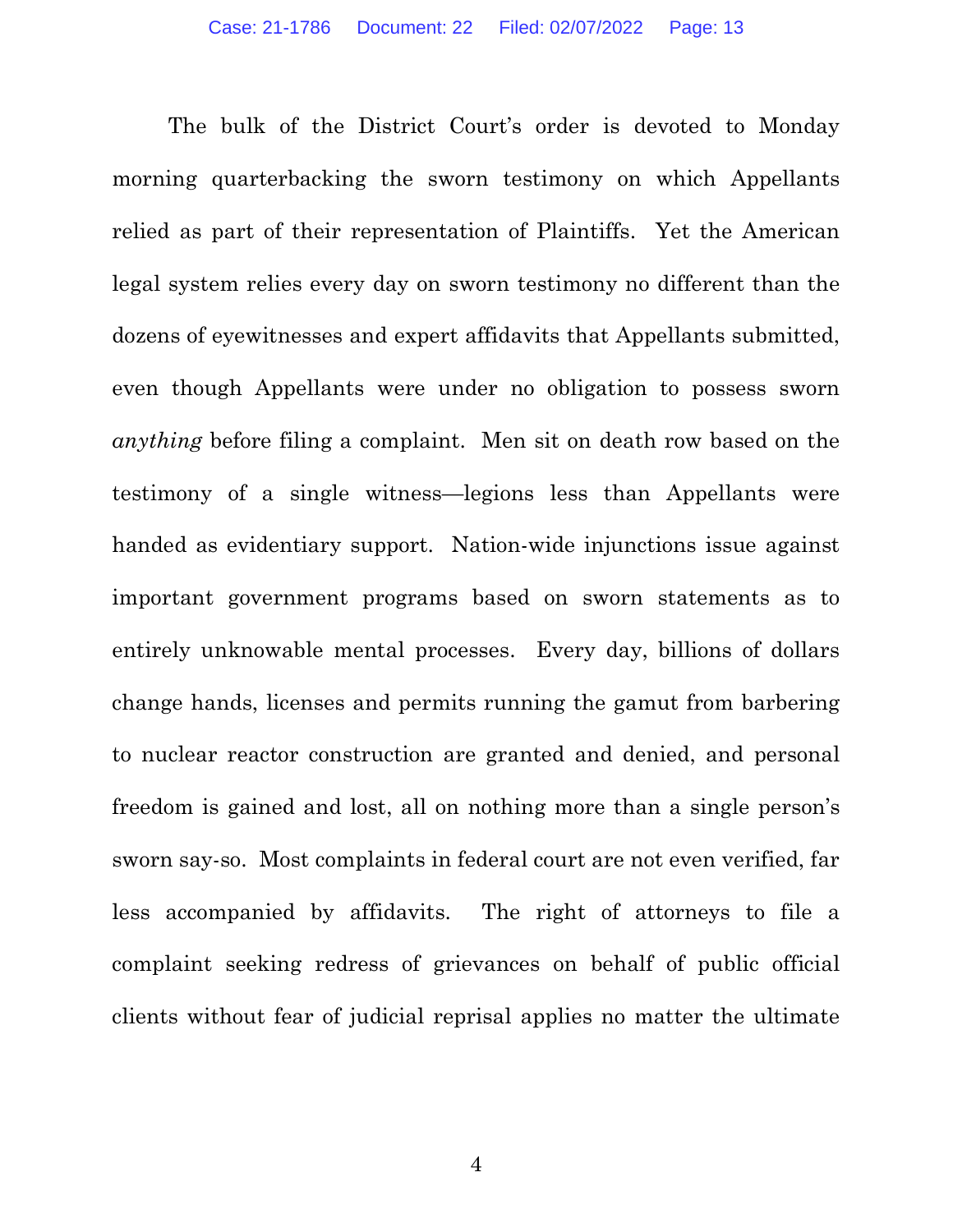The bulk of the District Court's order is devoted to Monday morning quarterbacking the sworn testimony on which Appellants relied as part of their representation of Plaintiffs. Yet the American legal system relies every day on sworn testimony no different than the dozens of eyewitnesses and expert affidavits that Appellants submitted, even though Appellants were under no obligation to possess sworn *anything* before filing a complaint. Men sit on death row based on the testimony of a single witness—legions less than Appellants were handed as evidentiary support. Nation-wide injunctions issue against important government programs based on sworn statements as to entirely unknowable mental processes. Every day, billions of dollars change hands, licenses and permits running the gamut from barbering to nuclear reactor construction are granted and denied, and personal freedom is gained and lost, all on nothing more than a single person's sworn say-so. Most complaints in federal court are not even verified, far less accompanied by affidavits. The right of attorneys to file a complaint seeking redress of grievances on behalf of public official clients without fear of judicial reprisal applies no matter the ultimate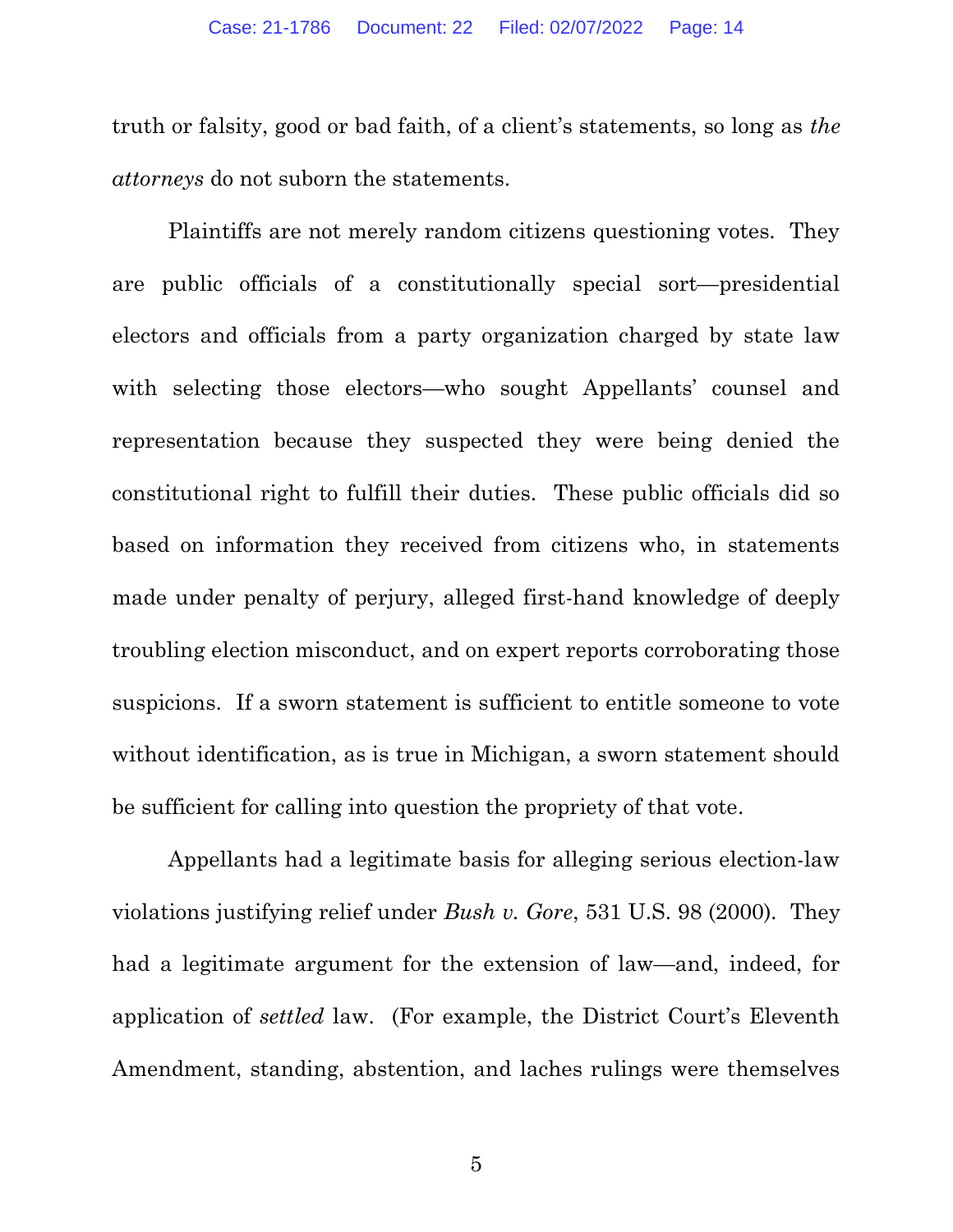truth or falsity, good or bad faith, of a client's statements, so long as *the attorneys* do not suborn the statements.

Plaintiffs are not merely random citizens questioning votes. They are public officials of a constitutionally special sort—presidential electors and officials from a party organization charged by state law with selecting those electors—who sought Appellants' counsel and representation because they suspected they were being denied the constitutional right to fulfill their duties. These public officials did so based on information they received from citizens who, in statements made under penalty of perjury, alleged first-hand knowledge of deeply troubling election misconduct, and on expert reports corroborating those suspicions. If a sworn statement is sufficient to entitle someone to vote without identification, as is true in Michigan, a sworn statement should be sufficient for calling into question the propriety of that vote.

Appellants had a legitimate basis for alleging serious election-law violations justifying relief under *Bush v. Gore*, 531 U.S. 98 (2000). They had a legitimate argument for the extension of law—and, indeed, for application of *settled* law. (For example, the District Court's Eleventh Amendment, standing, abstention, and laches rulings were themselves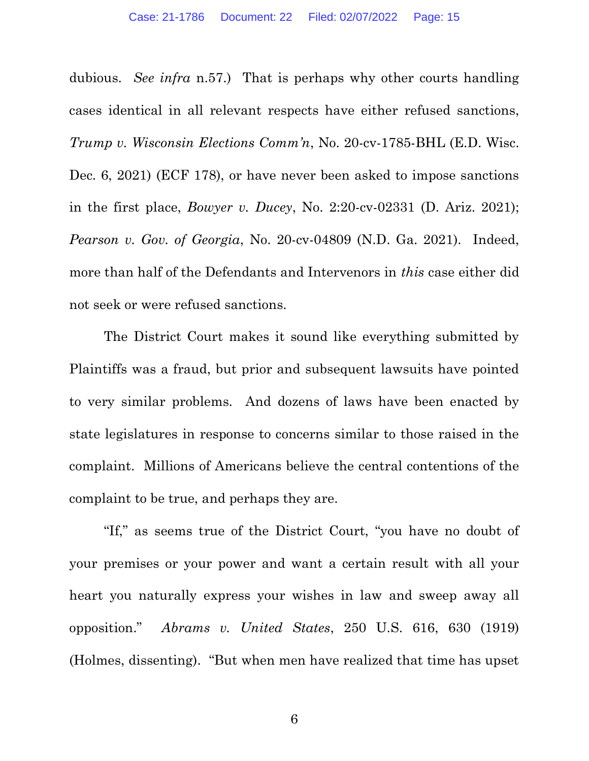dubious. *See infra* n.57.) That is perhaps why other courts handling cases identical in all relevant respects have either refused sanctions, *Trump v. Wisconsin Elections Comm'n*, No. 20-cv-1785-BHL (E.D. Wisc. Dec. 6, 2021) (ECF 178), or have never been asked to impose sanctions in the first place, *Bowyer v. Ducey*, No. 2:20-cv-02331 (D. Ariz. 2021); *Pearson v. Gov. of Georgia*, No. 20-cv-04809 (N.D. Ga. 2021). Indeed, more than half of the Defendants and Intervenors in *this* case either did not seek or were refused sanctions.

The District Court makes it sound like everything submitted by Plaintiffs was a fraud, but prior and subsequent lawsuits have pointed to very similar problems. And dozens of laws have been enacted by state legislatures in response to concerns similar to those raised in the complaint. Millions of Americans believe the central contentions of the complaint to be true, and perhaps they are.

"If," as seems true of the District Court, "you have no doubt of your premises or your power and want a certain result with all your heart you naturally express your wishes in law and sweep away all opposition." *Abrams v. United States*, 250 U.S. 616, 630 (1919) (Holmes, dissenting). "But when men have realized that time has upset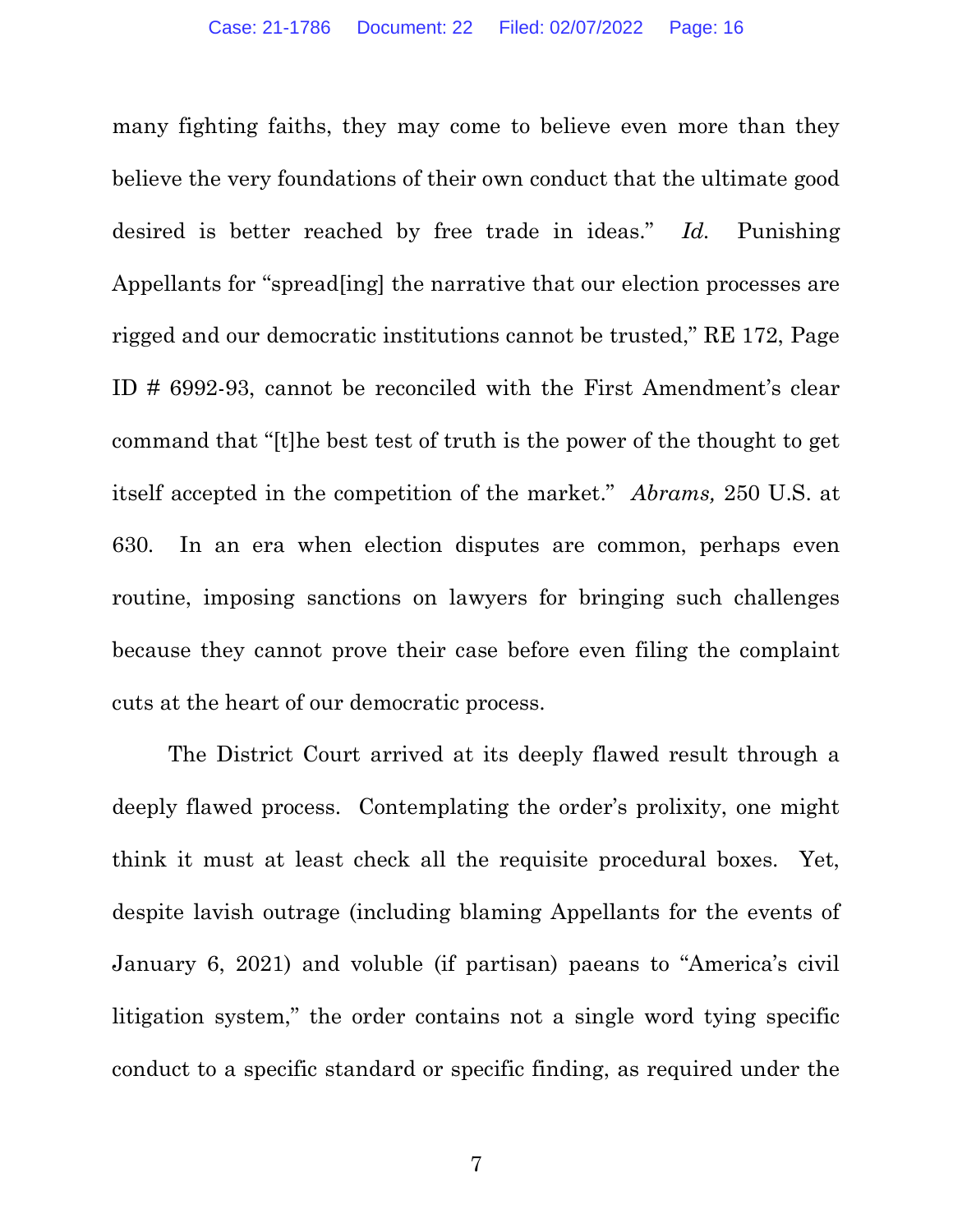many fighting faiths, they may come to believe even more than they believe the very foundations of their own conduct that the ultimate good desired is better reached by free trade in ideas." *Id.* Punishing Appellants for "spread[ing] the narrative that our election processes are rigged and our democratic institutions cannot be trusted," RE 172, Page ID # 6992-93, cannot be reconciled with the First Amendment's clear command that "[t]he best test of truth is the power of the thought to get itself accepted in the competition of the market." *Abrams,* 250 U.S. at 630. In an era when election disputes are common, perhaps even routine, imposing sanctions on lawyers for bringing such challenges because they cannot prove their case before even filing the complaint cuts at the heart of our democratic process.

The District Court arrived at its deeply flawed result through a deeply flawed process. Contemplating the order's prolixity, one might think it must at least check all the requisite procedural boxes. Yet, despite lavish outrage (including blaming Appellants for the events of January 6, 2021) and voluble (if partisan) paeans to "America's civil litigation system," the order contains not a single word tying specific conduct to a specific standard or specific finding, as required under the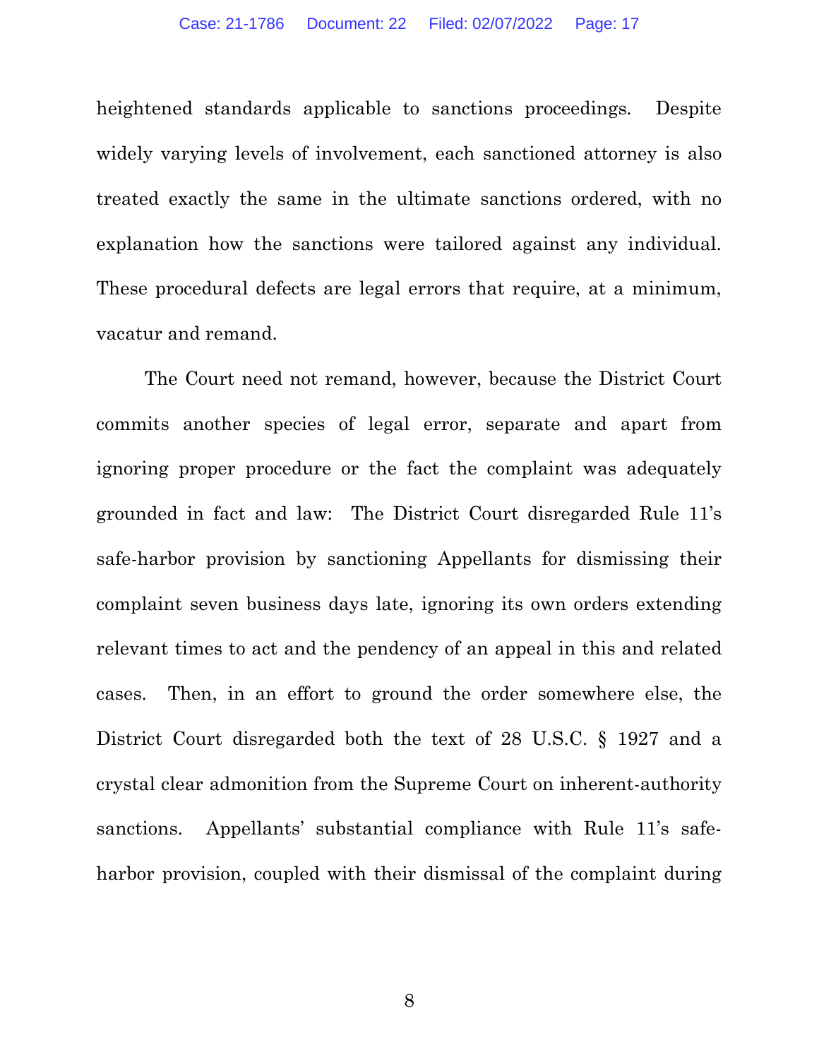heightened standards applicable to sanctions proceedings. Despite widely varying levels of involvement, each sanctioned attorney is also treated exactly the same in the ultimate sanctions ordered, with no explanation how the sanctions were tailored against any individual. These procedural defects are legal errors that require, at a minimum, vacatur and remand.

The Court need not remand, however, because the District Court commits another species of legal error, separate and apart from ignoring proper procedure or the fact the complaint was adequately grounded in fact and law: The District Court disregarded Rule 11's safe-harbor provision by sanctioning Appellants for dismissing their complaint seven business days late, ignoring its own orders extending relevant times to act and the pendency of an appeal in this and related cases. Then, in an effort to ground the order somewhere else, the District Court disregarded both the text of 28 U.S.C. § 1927 and a crystal clear admonition from the Supreme Court on inherent-authority sanctions. Appellants' substantial compliance with Rule 11's safe-harbor provision, coupled with their dismissal of the complaint during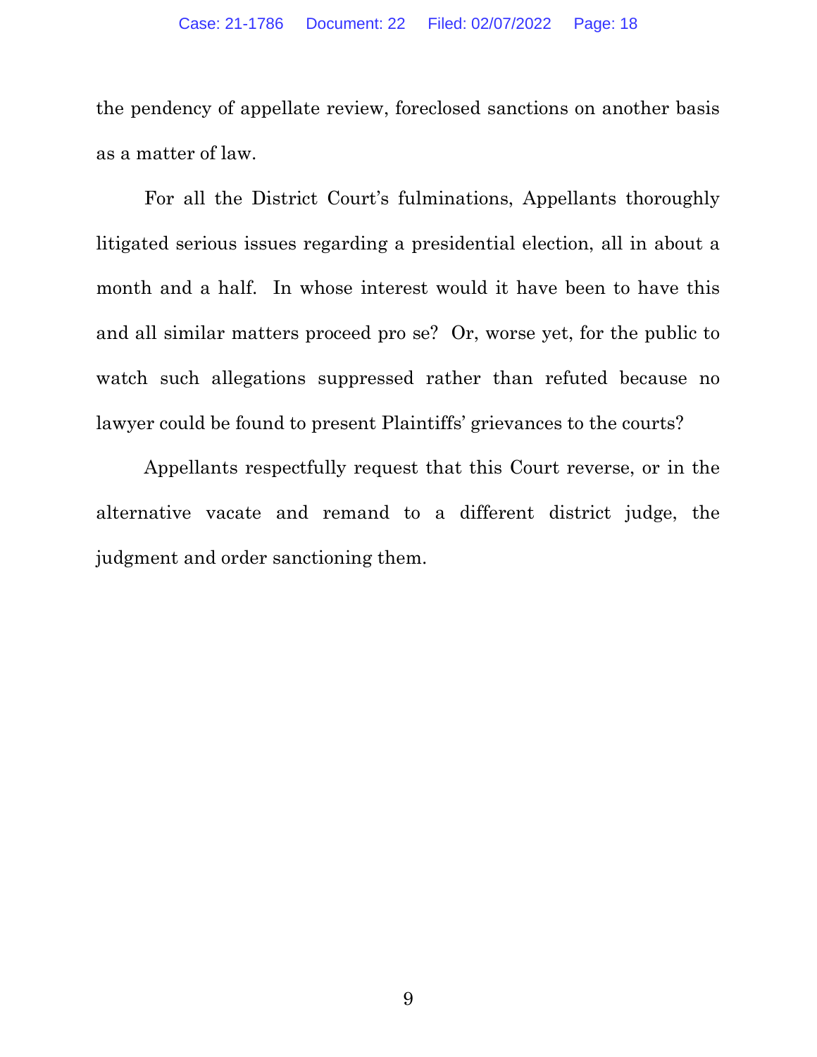the pendency of appellate review, foreclosed sanctions on another basis as a matter of law.

For all the District Court's fulminations, Appellants thoroughly litigated serious issues regarding a presidential election, all in about a month and a half. In whose interest would it have been to have this and all similar matters proceed pro se? Or, worse yet, for the public to watch such allegations suppressed rather than refuted because no lawyer could be found to present Plaintiffs' grievances to the courts?

Appellants respectfully request that this Court reverse, or in the alternative vacate and remand to a different district judge, the judgment and order sanctioning them.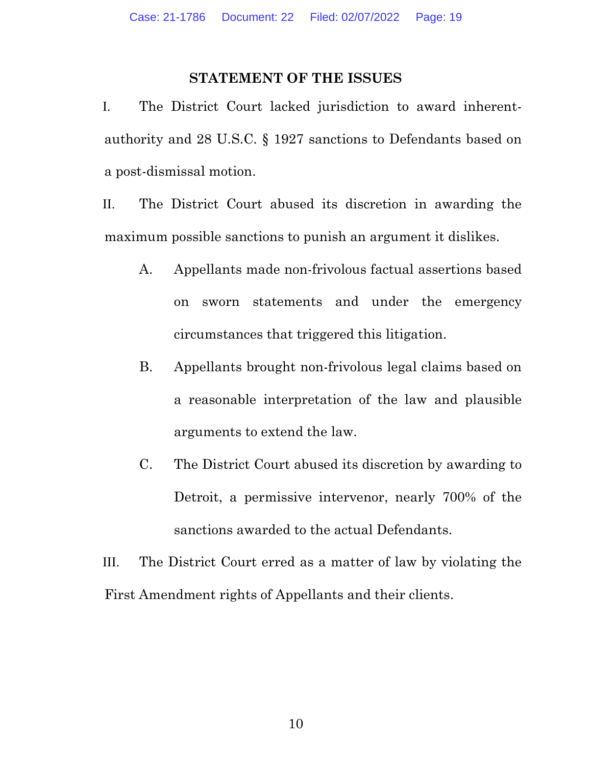## STATEMENT OF THE ISSUES

I. The District Court lacked jurisdiction to award inherent-authority and 28 U.S.C. § 1927 sanctions to Defendants based on a post-dismissal motion.

II. The District Court abused its discretion in awarding the maximum possible sanctions to punish an argument it dislikes.

  A. Appellants made non-frivolous factual assertions based on sworn statements and under the emergency circumstances that triggered this litigation.

  B. Appellants brought non-frivolous legal claims based on a reasonable interpretation of the law and plausible arguments to extend the law.

  C. The District Court abused its discretion by awarding to Detroit, a permissive intervenor, nearly 700% of the sanctions awarded to the actual Defendants.

III. The District Court erred as a matter of law by violating the First Amendment rights of Appellants and their clients.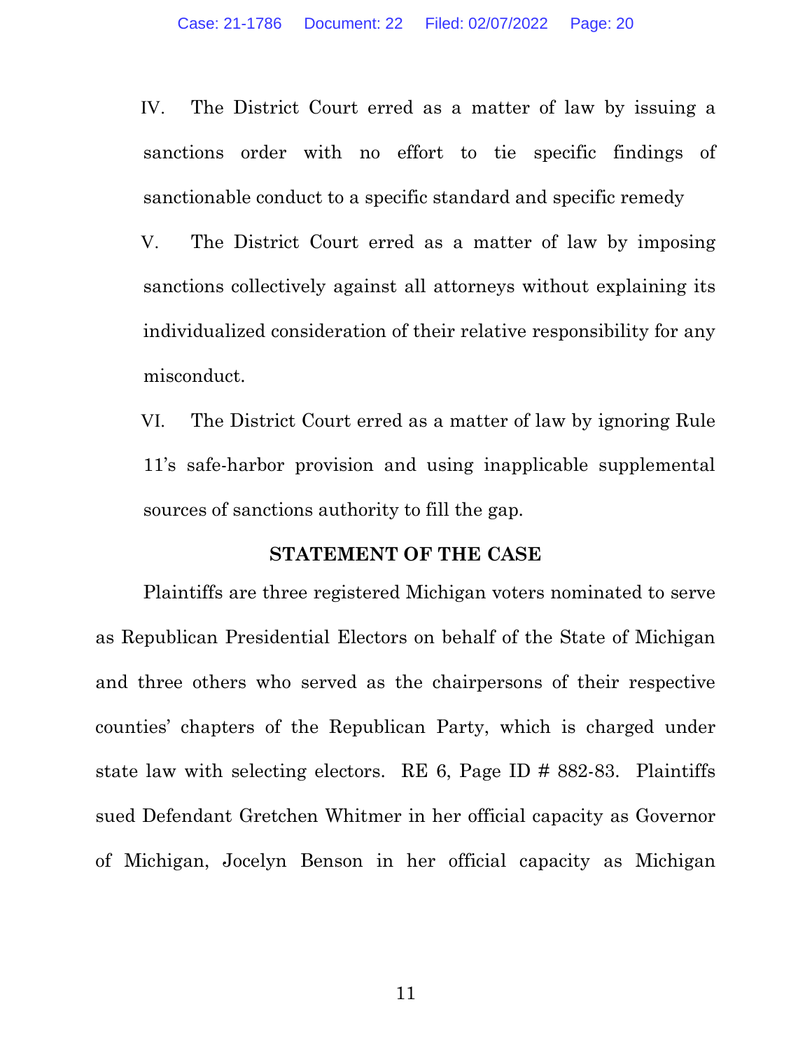IV. The District Court erred as a matter of law by issuing a sanctions order with no effort to tie specific findings of sanctionable conduct to a specific standard and specific remedy

V. The District Court erred as a matter of law by imposing sanctions collectively against all attorneys without explaining its individualized consideration of their relative responsibility for any misconduct.

VI. The District Court erred as a matter of law by ignoring Rule 11's safe-harbor provision and using inapplicable supplemental sources of sanctions authority to fill the gap.

## STATEMENT OF THE CASE

Plaintiffs are three registered Michigan voters nominated to serve as Republican Presidential Electors on behalf of the State of Michigan and three others who served as the chairpersons of their respective counties' chapters of the Republican Party, which is charged under state law with selecting electors. RE 6, Page ID # 882-83. Plaintiffs sued Defendant Gretchen Whitmer in her official capacity as Governor of Michigan, Jocelyn Benson in her official capacity as Michigan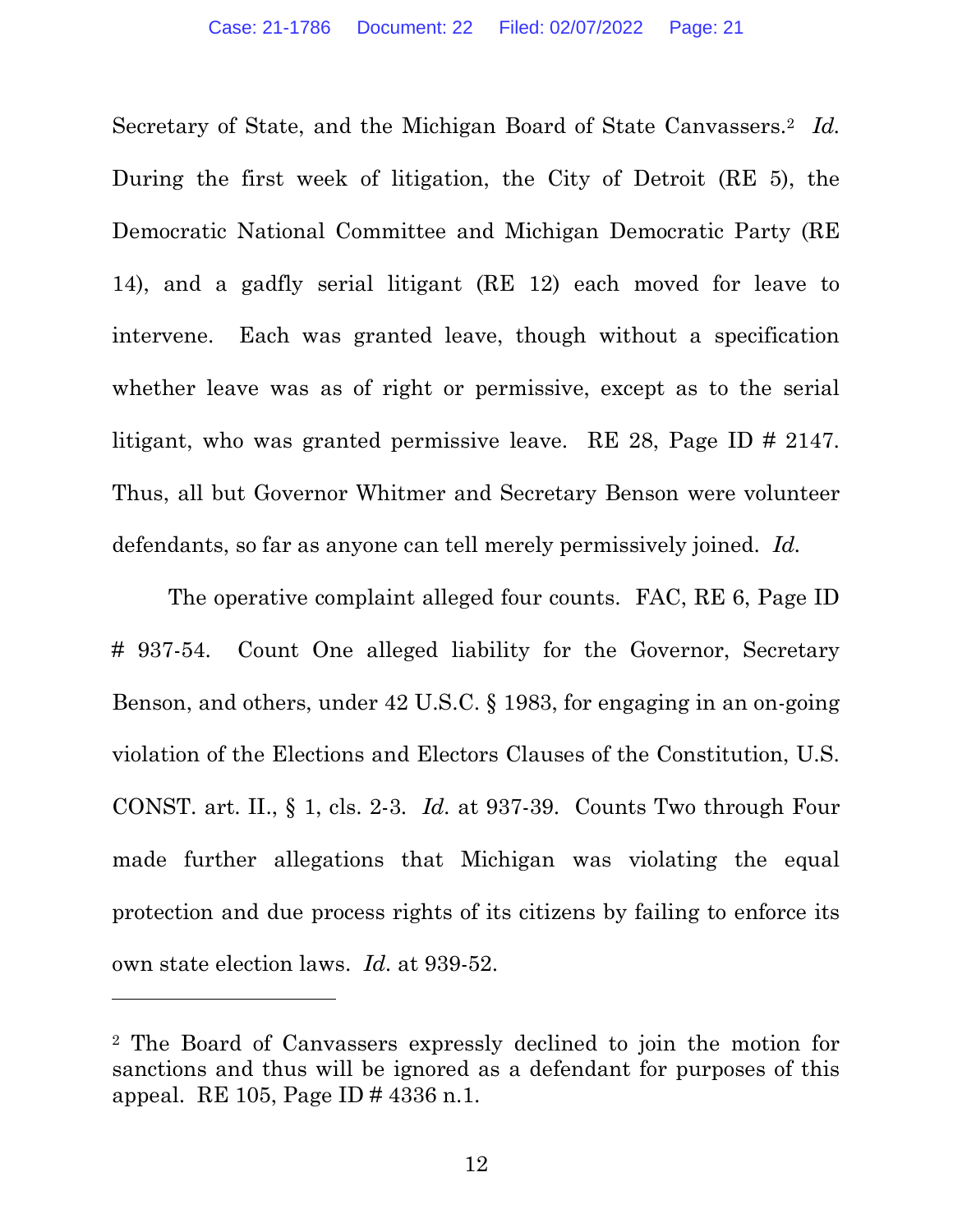Secretary of State, and the Michigan Board of State Canvassers.[2] *Id.* During the first week of litigation, the City of Detroit (RE 5), the Democratic National Committee and Michigan Democratic Party (RE 14), and a gadfly serial litigant (RE 12) each moved for leave to intervene. Each was granted leave, though without a specification whether leave was as of right or permissive, except as to the serial litigant, who was granted permissive leave. RE 28, Page ID # 2147. Thus, all but Governor Whitmer and Secretary Benson were volunteer defendants, so far as anyone can tell merely permissively joined. *Id.*

The operative complaint alleged four counts. FAC, RE 6, Page ID # 937-54. Count One alleged liability for the Governor, Secretary Benson, and others, under 42 U.S.C. § 1983, for engaging in an on-going violation of the Elections and Electors Clauses of the Constitution, U.S. CONST. art. II., § 1, cls. 2-3. *Id.* at 937-39. Counts Two through Four made further allegations that Michigan was violating the equal protection and due process rights of its citizens by failing to enforce its own state election laws. *Id.* at 939-52.

---

[2] The Board of Canvassers expressly declined to join the motion for sanctions and thus will be ignored as a defendant for purposes of this appeal. RE 105, Page ID # 4336 n.1.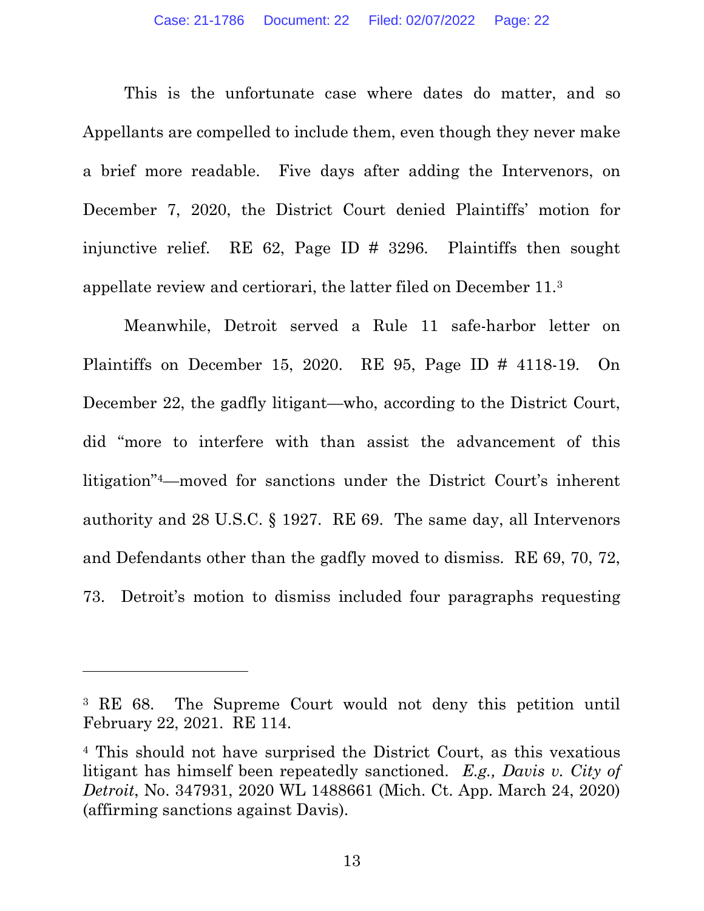This is the unfortunate case where dates do matter, and so Appellants are compelled to include them, even though they never make a brief more readable. Five days after adding the Intervenors, on December 7, 2020, the District Court denied Plaintiffs' motion for injunctive relief. RE 62, Page ID # 3296. Plaintiffs then sought appellate review and certiorari, the latter filed on December 11.[3]

Meanwhile, Detroit served a Rule 11 safe-harbor letter on Plaintiffs on December 15, 2020. RE 95, Page ID # 4118-19. On December 22, the gadfly litigant—who, according to the District Court, did "more to interfere with than assist the advancement of this litigation"[4]—moved for sanctions under the District Court's inherent authority and 28 U.S.C. § 1927. RE 69. The same day, all Intervenors and Defendants other than the gadfly moved to dismiss. RE 69, 70, 72, 73. Detroit's motion to dismiss included four paragraphs requesting

---

[3] RE 68. The Supreme Court would not deny this petition until February 22, 2021. RE 114.

[4] This should not have surprised the District Court, as this vexatious litigant has himself been repeatedly sanctioned. *E.g., Davis v. City of Detroit*, No. 347931, 2020 WL 1488661 (Mich. Ct. App. March 24, 2020) (affirming sanctions against Davis).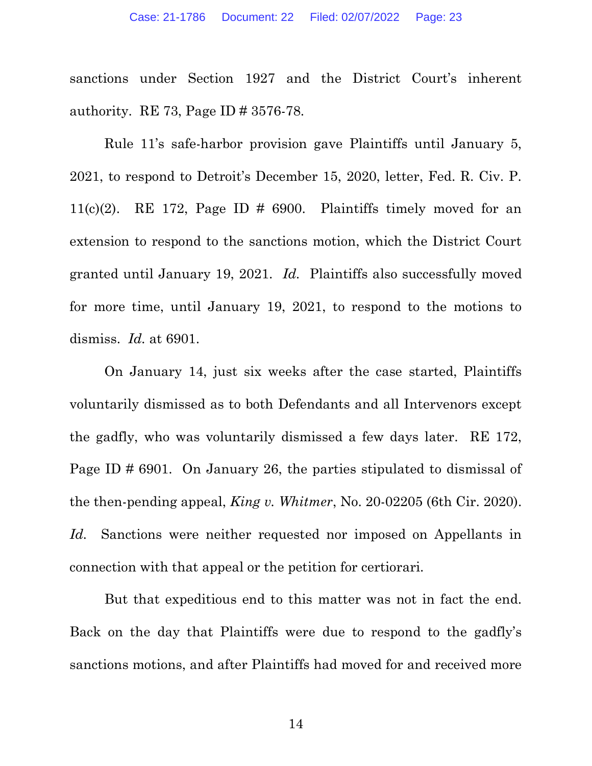sanctions under Section 1927 and the District Court's inherent authority. RE 73, Page ID # 3576-78.

Rule 11's safe-harbor provision gave Plaintiffs until January 5, 2021, to respond to Detroit's December 15, 2020, letter, Fed. R. Civ. P. 11(c)(2). RE 172, Page ID # 6900. Plaintiffs timely moved for an extension to respond to the sanctions motion, which the District Court granted until January 19, 2021. *Id.* Plaintiffs also successfully moved for more time, until January 19, 2021, to respond to the motions to dismiss. *Id.* at 6901.

On January 14, just six weeks after the case started, Plaintiffs voluntarily dismissed as to both Defendants and all Intervenors except the gadfly, who was voluntarily dismissed a few days later. RE 172, Page ID # 6901. On January 26, the parties stipulated to dismissal of the then-pending appeal, *King v. Whitmer*, No. 20-02205 (6th Cir. 2020). *Id.* Sanctions were neither requested nor imposed on Appellants in connection with that appeal or the petition for certiorari.

But that expeditious end to this matter was not in fact the end. Back on the day that Plaintiffs were due to respond to the gadfly's sanctions motions, and after Plaintiffs had moved for and received more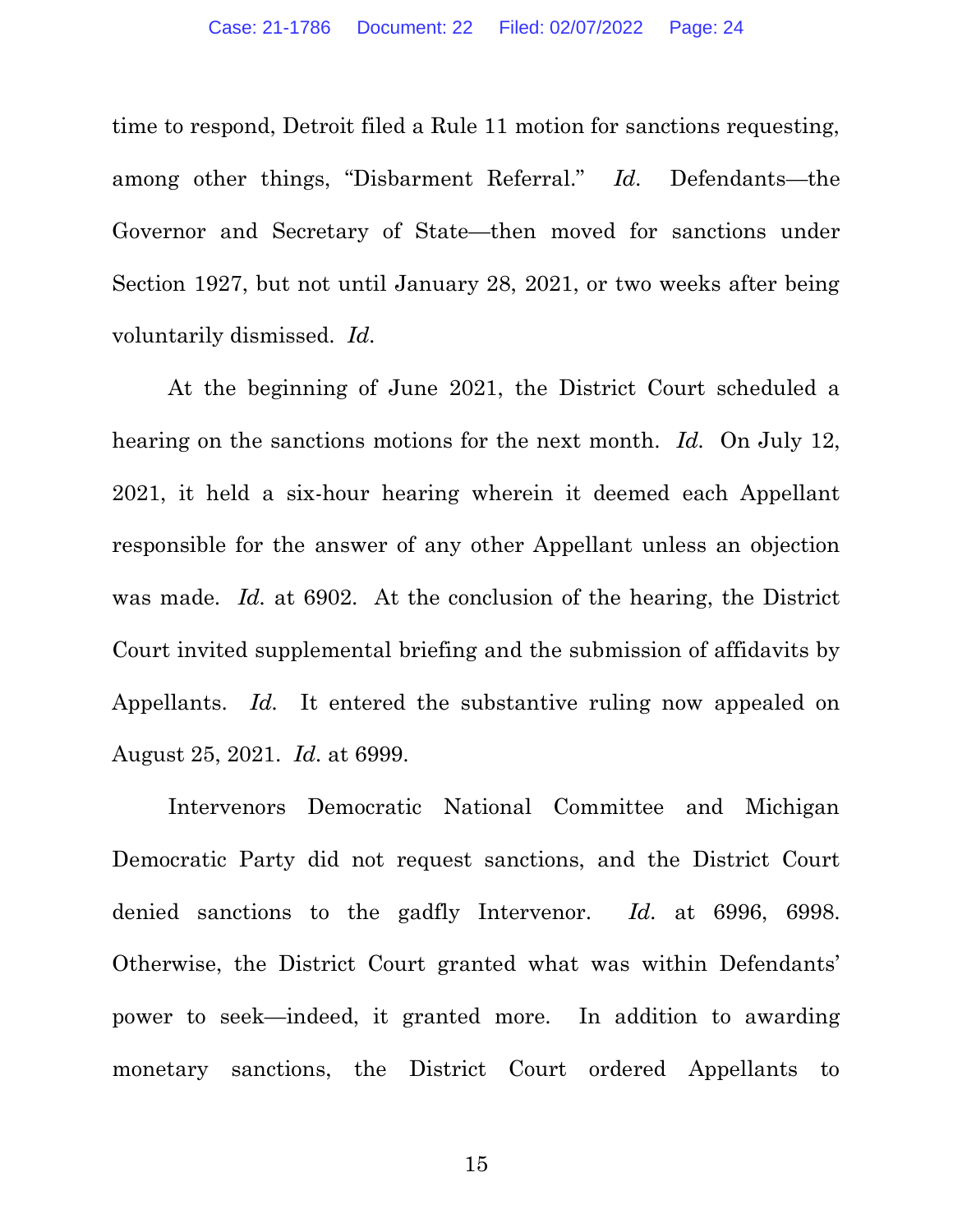time to respond, Detroit filed a Rule 11 motion for sanctions requesting, among other things, "Disbarment Referral." *Id.* Defendants—the Governor and Secretary of State—then moved for sanctions under Section 1927, but not until January 28, 2021, or two weeks after being voluntarily dismissed. *Id.*

At the beginning of June 2021, the District Court scheduled a hearing on the sanctions motions for the next month. *Id.* On July 12, 2021, it held a six-hour hearing wherein it deemed each Appellant responsible for the answer of any other Appellant unless an objection was made. *Id.* at 6902. At the conclusion of the hearing, the District Court invited supplemental briefing and the submission of affidavits by Appellants. *Id.* It entered the substantive ruling now appealed on August 25, 2021. *Id.* at 6999.

Intervenors Democratic National Committee and Michigan Democratic Party did not request sanctions, and the District Court denied sanctions to the gadfly Intervenor. *Id.* at 6996, 6998. Otherwise, the District Court granted what was within Defendants' power to seek—indeed, it granted more. In addition to awarding monetary sanctions, the District Court ordered Appellants to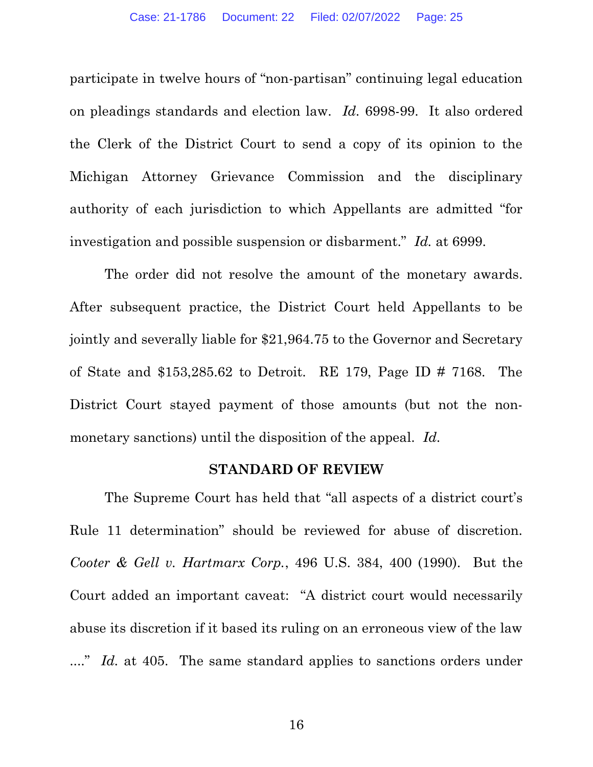participate in twelve hours of "non-partisan" continuing legal education on pleadings standards and election law. *Id.* 6998-99. It also ordered the Clerk of the District Court to send a copy of its opinion to the Michigan Attorney Grievance Commission and the disciplinary authority of each jurisdiction to which Appellants are admitted "for investigation and possible suspension or disbarment." *Id.* at 6999.

The order did not resolve the amount of the monetary awards. After subsequent practice, the District Court held Appellants to be jointly and severally liable for $21,964.75 to the Governor and Secretary of State and $153,285.62 to Detroit. RE 179, Page ID # 7168. The District Court stayed payment of those amounts (but not the non-monetary sanctions) until the disposition of the appeal. *Id.*

## STANDARD OF REVIEW

The Supreme Court has held that "all aspects of a district court's Rule 11 determination" should be reviewed for abuse of discretion. *Cooter & Gell v. Hartmarx Corp.*, 496 U.S. 384, 400 (1990). But the Court added an important caveat: "A district court would necessarily abuse its discretion if it based its ruling on an erroneous view of the law ...." *Id.* at 405. The same standard applies to sanctions orders under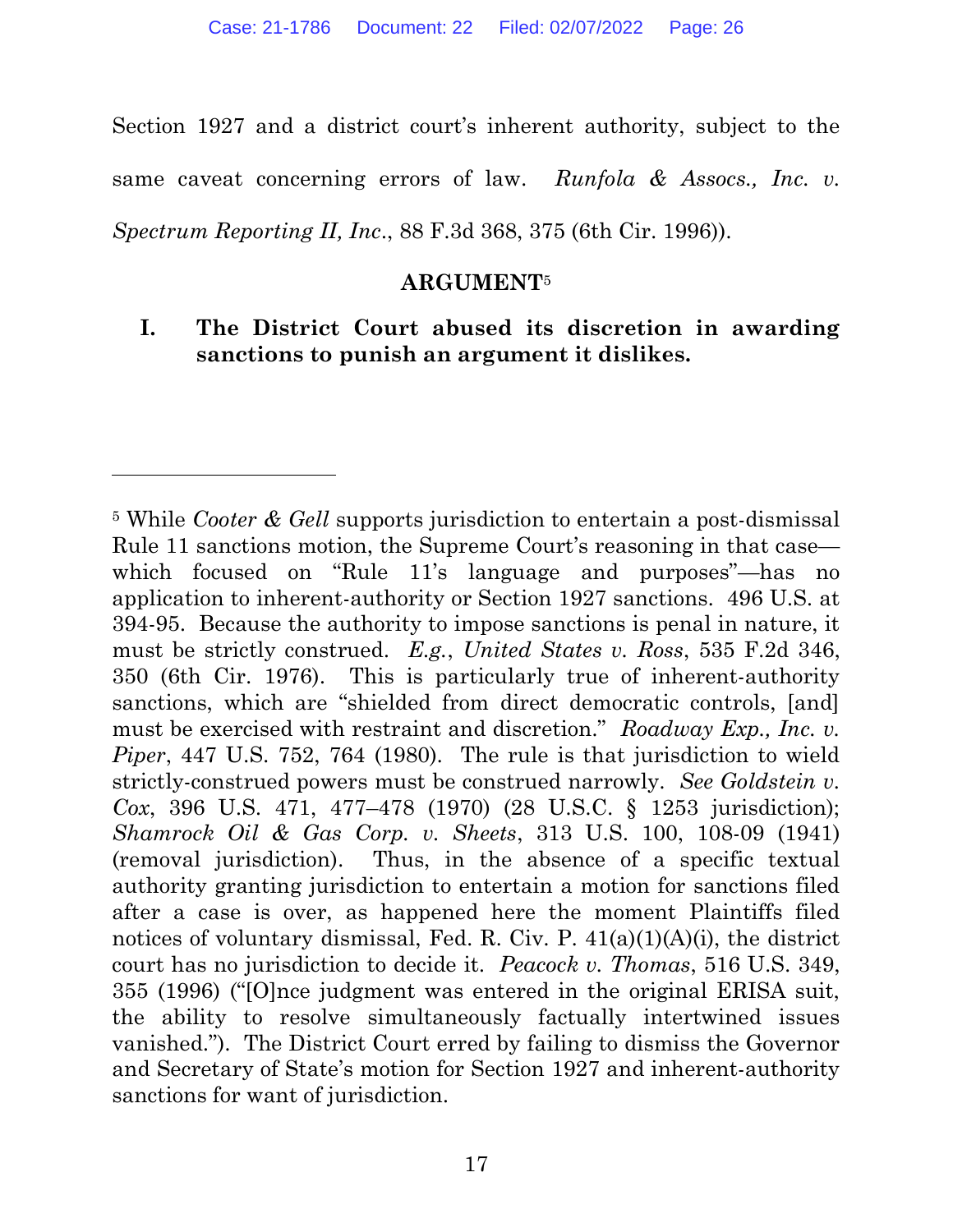Section 1927 and a district court's inherent authority, subject to the same caveat concerning errors of law. *Runfola & Assocs., Inc. v. Spectrum Reporting II, Inc.*, 88 F.3d 368, 375 (6th Cir. 1996)).

## ARGUMENT[5]

### I. The District Court abused its discretion in awarding sanctions to punish an argument it dislikes.

---

[5] While *Cooter & Gell* supports jurisdiction to entertain a post-dismissal Rule 11 sanctions motion, the Supreme Court's reasoning in that case—which focused on "Rule 11's language and purposes"—has no application to inherent-authority or Section 1927 sanctions. 496 U.S. at 394-95. Because the authority to impose sanctions is penal in nature, it must be strictly construed. *E.g.*, *United States v. Ross*, 535 F.2d 346, 350 (6th Cir. 1976). This is particularly true of inherent-authority sanctions, which are "shielded from direct democratic controls, [and] must be exercised with restraint and discretion." *Roadway Exp., Inc. v. Piper*, 447 U.S. 752, 764 (1980). The rule is that jurisdiction to wield strictly-construed powers must be construed narrowly. *See Goldstein v. Cox*, 396 U.S. 471, 477–478 (1970) (28 U.S.C. § 1253 jurisdiction); *Shamrock Oil & Gas Corp. v. Sheets*, 313 U.S. 100, 108-09 (1941) (removal jurisdiction). Thus, in the absence of a specific textual authority granting jurisdiction to entertain a motion for sanctions filed after a case is over, as happened here the moment Plaintiffs filed notices of voluntary dismissal, Fed. R. Civ. P. 41(a)(1)(A)(i), the district court has no jurisdiction to decide it. *Peacock v. Thomas*, 516 U.S. 349, 355 (1996) ("[O]nce judgment was entered in the original ERISA suit, the ability to resolve simultaneously factually intertwined issues vanished."). The District Court erred by failing to dismiss the Governor and Secretary of State's motion for Section 1927 and inherent-authority sanctions for want of jurisdiction.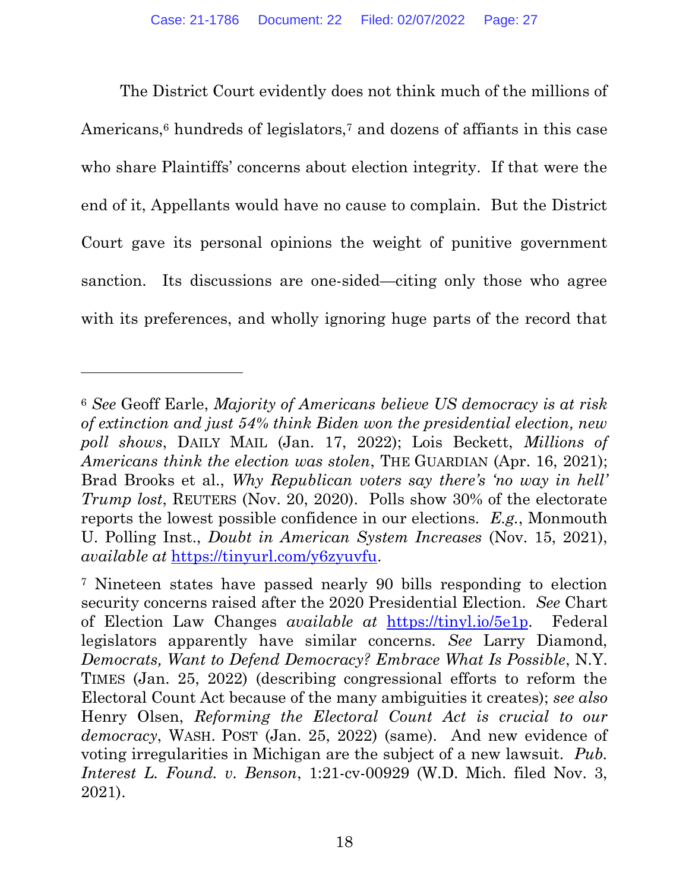The District Court evidently does not think much of the millions of Americans,[6] hundreds of legislators,[7] and dozens of affiants in this case who share Plaintiffs' concerns about election integrity. If that were the end of it, Appellants would have no cause to complain. But the District Court gave its personal opinions the weight of punitive government sanction. Its discussions are one-sided—citing only those who agree with its preferences, and wholly ignoring huge parts of the record that

---

[6] *See* Geoff Earle, *Majority of Americans believe US democracy is at risk of extinction and just 54% think Biden won the presidential election, new poll shows*, DAILY MAIL (Jan. 17, 2022); Lois Beckett, *Millions of Americans think the election was stolen*, THE GUARDIAN (Apr. 16, 2021); Brad Brooks et al., *Why Republican voters say there's 'no way in hell' Trump lost*, REUTERS (Nov. 20, 2020). Polls show 30% of the electorate reports the lowest possible confidence in our elections. *E.g.*, Monmouth U. Polling Inst., *Doubt in American System Increases* (Nov. 15, 2021), *available at* https://tinyurl.com/y6zyuvfu.

[7] Nineteen states have passed nearly 90 bills responding to election security concerns raised after the 2020 Presidential Election. *See* Chart of Election Law Changes *available at* https://tinyl.io/5e1p. Federal legislators apparently have similar concerns. *See* Larry Diamond, *Democrats, Want to Defend Democracy? Embrace What Is Possible*, N.Y. TIMES (Jan. 25, 2022) (describing congressional efforts to reform the Electoral Count Act because of the many ambiguities it creates); *see also* Henry Olsen, *Reforming the Electoral Count Act is crucial to our democracy*, WASH. POST (Jan. 25, 2022) (same). And new evidence of voting irregularities in Michigan are the subject of a new lawsuit. *Pub. Interest L. Found. v. Benson*, 1:21-cv-00929 (W.D. Mich. filed Nov. 3, 2021).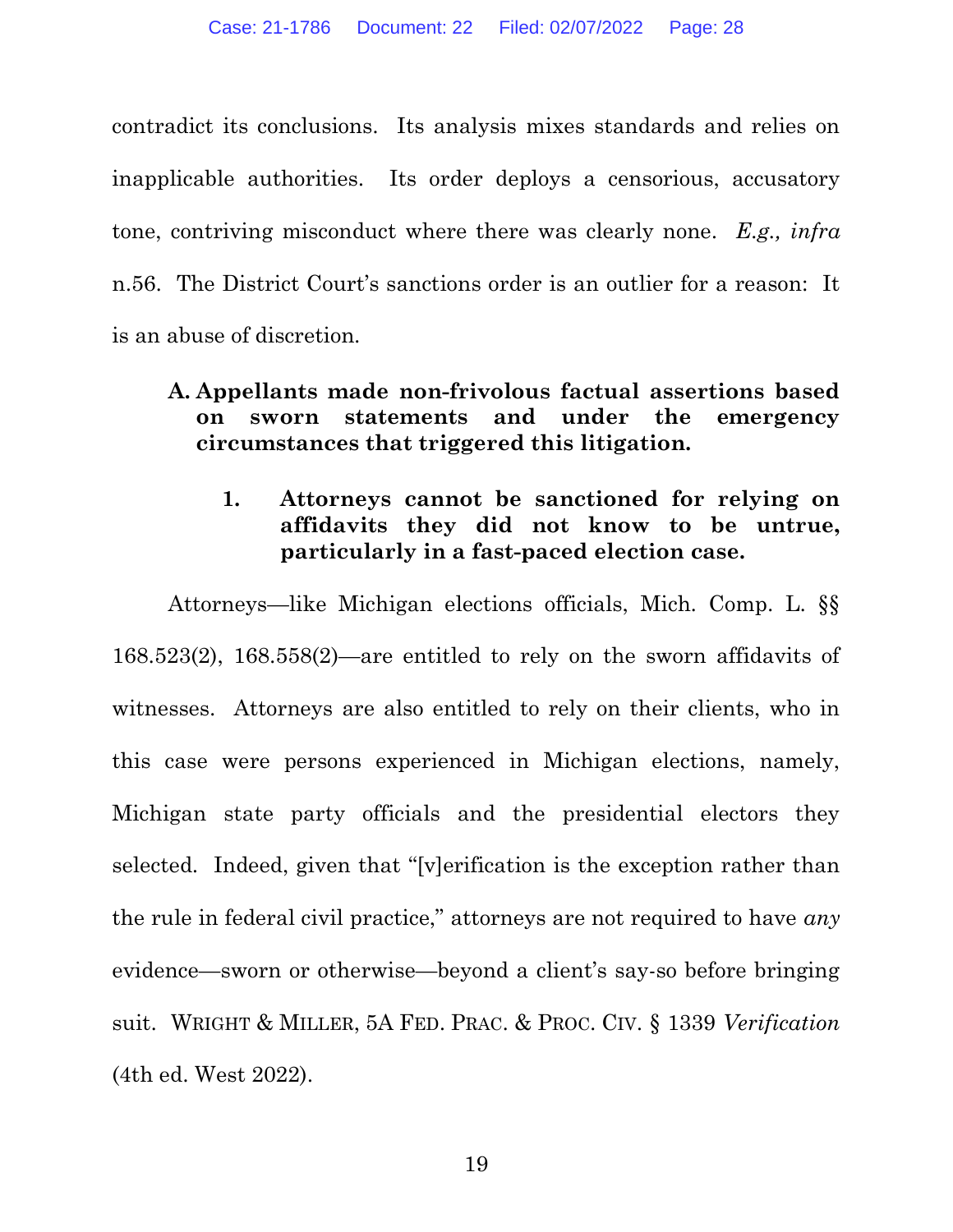contradict its conclusions. Its analysis mixes standards and relies on inapplicable authorities. Its order deploys a censorious, accusatory tone, contriving misconduct where there was clearly none. *E.g., infra* n.56. The District Court's sanctions order is an outlier for a reason: It is an abuse of discretion.

### A. Appellants made non-frivolous factual assertions based on sworn statements and under the emergency circumstances that triggered this litigation.

#### 1. Attorneys cannot be sanctioned for relying on affidavits they did not know to be untrue, particularly in a fast-paced election case.

Attorneys—like Michigan elections officials, Mich. Comp. L. §§ 168.523(2), 168.558(2)—are entitled to rely on the sworn affidavits of witnesses. Attorneys are also entitled to rely on their clients, who in this case were persons experienced in Michigan elections, namely, Michigan state party officials and the presidential electors they selected. Indeed, given that "[v]erification is the exception rather than the rule in federal civil practice," attorneys are not required to have *any* evidence—sworn or otherwise—beyond a client's say-so before bringing suit. WRIGHT & MILLER, 5A FED. PRAC. & PROC. CIV. § 1339 *Verification* (4th ed. West 2022).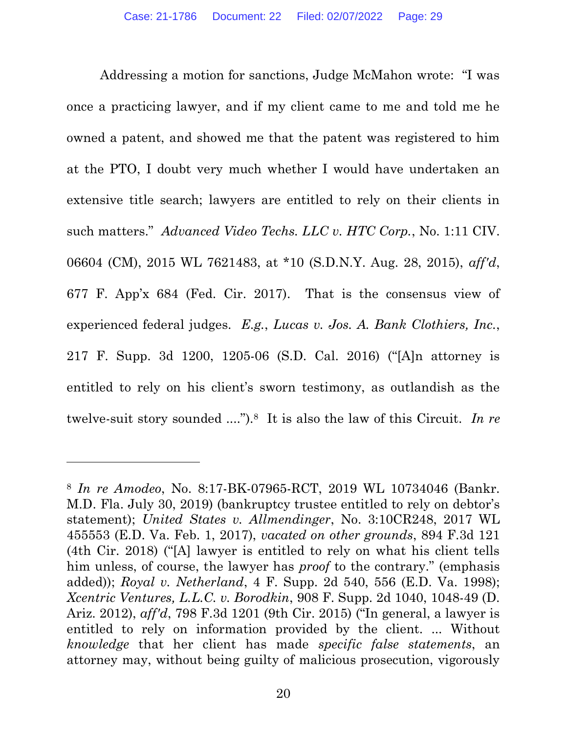Addressing a motion for sanctions, Judge McMahon wrote: "I was once a practicing lawyer, and if my client came to me and told me he owned a patent, and showed me that the patent was registered to him at the PTO, I doubt very much whether I would have undertaken an extensive title search; lawyers are entitled to rely on their clients in such matters." *Advanced Video Techs. LLC v. HTC Corp.*, No. 1:11 CIV. 06604 (CM), 2015 WL 7621483, at *10 (S.D.N.Y. Aug. 28, 2015), *aff'd*, 677 F. App'x 684 (Fed. Cir. 2017). That is the consensus view of experienced federal judges. *E.g.*, *Lucas v. Jos. A. Bank Clothiers, Inc.*, 217 F. Supp. 3d 1200, 1205-06 (S.D. Cal. 2016) ("[A]n attorney is entitled to rely on his client's sworn testimony, as outlandish as the twelve-suit story sounded ....").[8] It is also the law of this Circuit. *In re*

---

[8] *In re Amodeo*, No. 8:17-BK-07965-RCT, 2019 WL 10734046 (Bankr. M.D. Fla. July 30, 2019) (bankruptcy trustee entitled to rely on debtor's statement); *United States v. Allmendinger*, No. 3:10CR248, 2017 WL 455553 (E.D. Va. Feb. 1, 2017), *vacated on other grounds*, 894 F.3d 121 (4th Cir. 2018) ("[A] lawyer is entitled to rely on what his client tells him unless, of course, the lawyer has *proof* to the contrary." (emphasis added)); *Royal v. Netherland*, 4 F. Supp. 2d 540, 556 (E.D. Va. 1998); *Xcentric Ventures, L.L.C. v. Borodkin*, 908 F. Supp. 2d 1040, 1048-49 (D. Ariz. 2012), *aff'd*, 798 F.3d 1201 (9th Cir. 2015) ("In general, a lawyer is entitled to rely on information provided by the client. ... Without *knowledge* that her client has made *specific false statements*, an attorney may, without being guilty of malicious prosecution, vigorously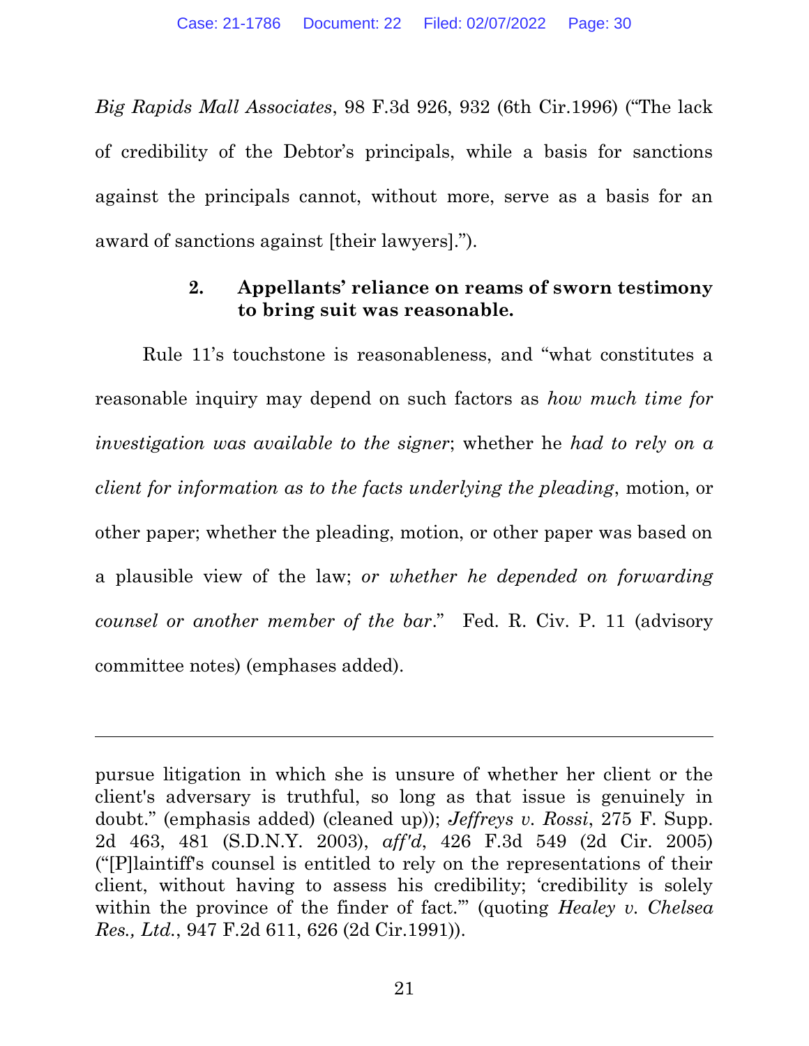*Big Rapids Mall Associates*, 98 F.3d 926, 932 (6th Cir.1996) ("The lack of credibility of the Debtor's principals, while a basis for sanctions against the principals cannot, without more, serve as a basis for an award of sanctions against [their lawyers].").

### 2. Appellants' reliance on reams of sworn testimony to bring suit was reasonable.

Rule 11's touchstone is reasonableness, and "what constitutes a reasonable inquiry may depend on such factors as *how much time for investigation was available to the signer*; whether he *had to rely on a client for information as to the facts underlying the pleading*, motion, or other paper; whether the pleading, motion, or other paper was based on a plausible view of the law; *or whether he depended on forwarding counsel or another member of the bar*." Fed. R. Civ. P. 11 (advisory committee notes) (emphases added).

---

pursue litigation in which she is unsure of whether her client or the client's adversary is truthful, so long as that issue is genuinely in doubt." (emphasis added) (cleaned up)); *Jeffreys v. Rossi*, 275 F. Supp. 2d 463, 481 (S.D.N.Y. 2003), *aff'd*, 426 F.3d 549 (2d Cir. 2005) ("[P]laintiff's counsel is entitled to rely on the representations of their client, without having to assess his credibility; 'credibility is solely within the province of the finder of fact.'" (quoting *Healey v. Chelsea Res., Ltd.*, 947 F.2d 611, 626 (2d Cir.1991)).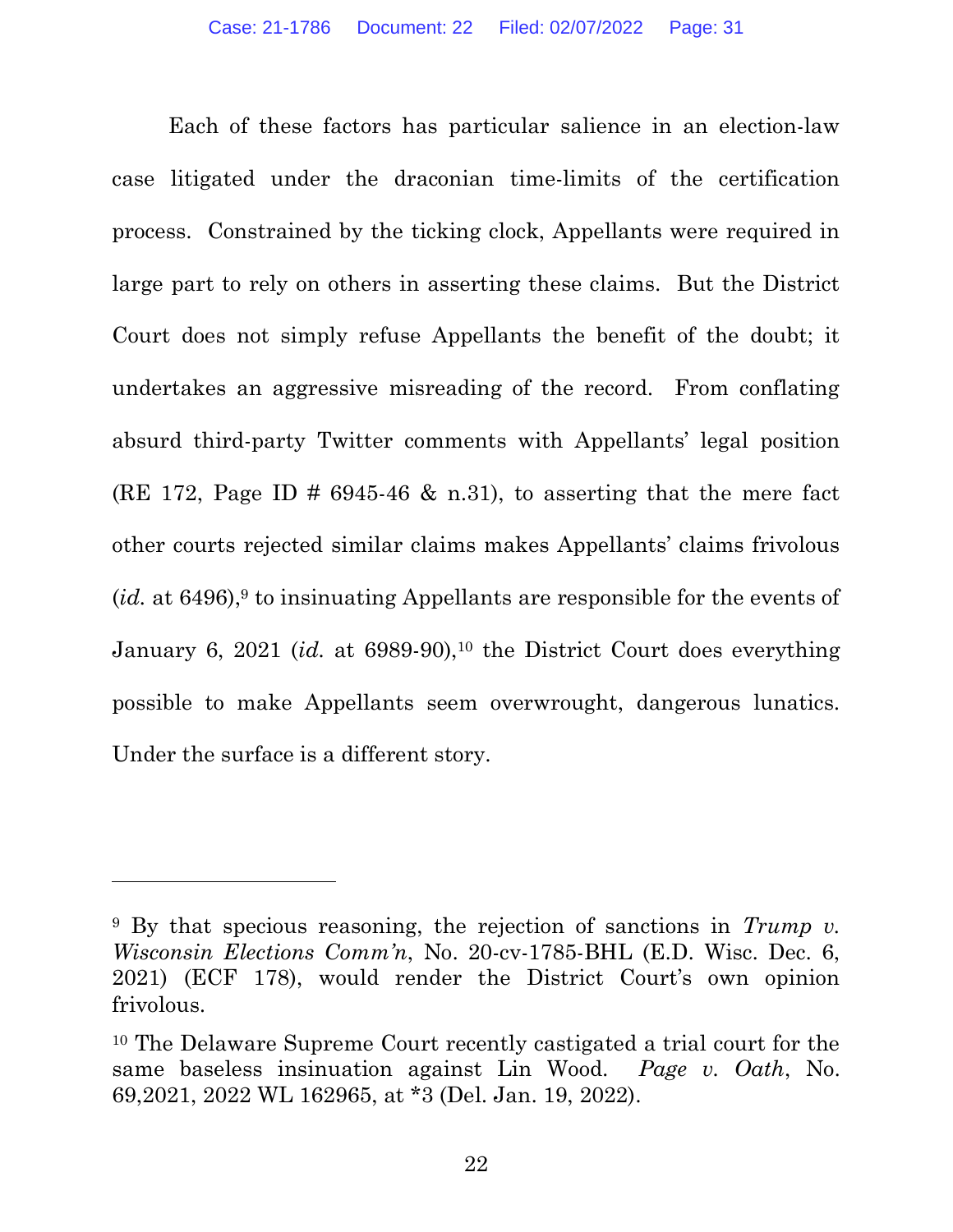Each of these factors has particular salience in an election-law case litigated under the draconian time-limits of the certification process. Constrained by the ticking clock, Appellants were required in large part to rely on others in asserting these claims. But the District Court does not simply refuse Appellants the benefit of the doubt; it undertakes an aggressive misreading of the record. From conflating absurd third-party Twitter comments with Appellants' legal position (RE 172, Page ID # 6945-46 & n.31), to asserting that the mere fact other courts rejected similar claims makes Appellants' claims frivolous (*id.* at 6496),[9] to insinuating Appellants are responsible for the events of January 6, 2021 (*id.* at 6989-90),[10] the District Court does everything possible to make Appellants seem overwrought, dangerous lunatics. Under the surface is a different story.

---

[9] By that specious reasoning, the rejection of sanctions in *Trump v. Wisconsin Elections Comm'n*, No. 20-cv-1785-BHL (E.D. Wisc. Dec. 6, 2021) (ECF 178), would render the District Court's own opinion frivolous.

[10] The Delaware Supreme Court recently castigated a trial court for the same baseless insinuation against Lin Wood. *Page v. Oath*, No. 69,2021, 2022 WL 162965, at *3 (Del. Jan. 19, 2022).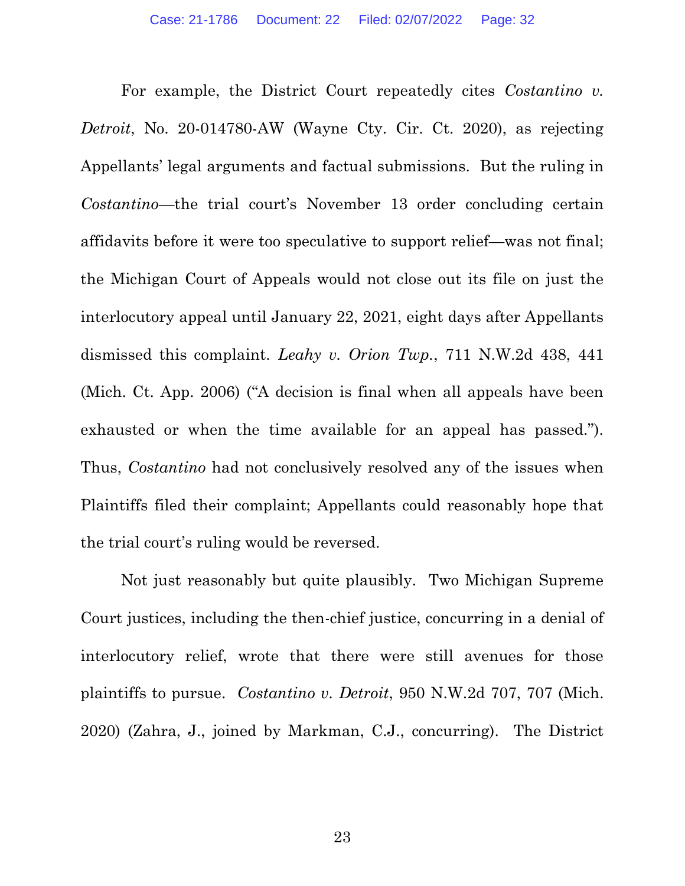For example, the District Court repeatedly cites *Costantino v. Detroit*, No. 20-014780-AW (Wayne Cty. Cir. Ct. 2020), as rejecting Appellants' legal arguments and factual submissions. But the ruling in *Costantino*—the trial court's November 13 order concluding certain affidavits before it were too speculative to support relief—was not final; the Michigan Court of Appeals would not close out its file on just the interlocutory appeal until January 22, 2021, eight days after Appellants dismissed this complaint. *Leahy v. Orion Twp.*, 711 N.W.2d 438, 441 (Mich. Ct. App. 2006) ("A decision is final when all appeals have been exhausted or when the time available for an appeal has passed."). Thus, *Costantino* had not conclusively resolved any of the issues when Plaintiffs filed their complaint; Appellants could reasonably hope that the trial court's ruling would be reversed.

Not just reasonably but quite plausibly. Two Michigan Supreme Court justices, including the then-chief justice, concurring in a denial of interlocutory relief, wrote that there were still avenues for those plaintiffs to pursue. *Costantino v. Detroit*, 950 N.W.2d 707, 707 (Mich. 2020) (Zahra, J., joined by Markman, C.J., concurring). The District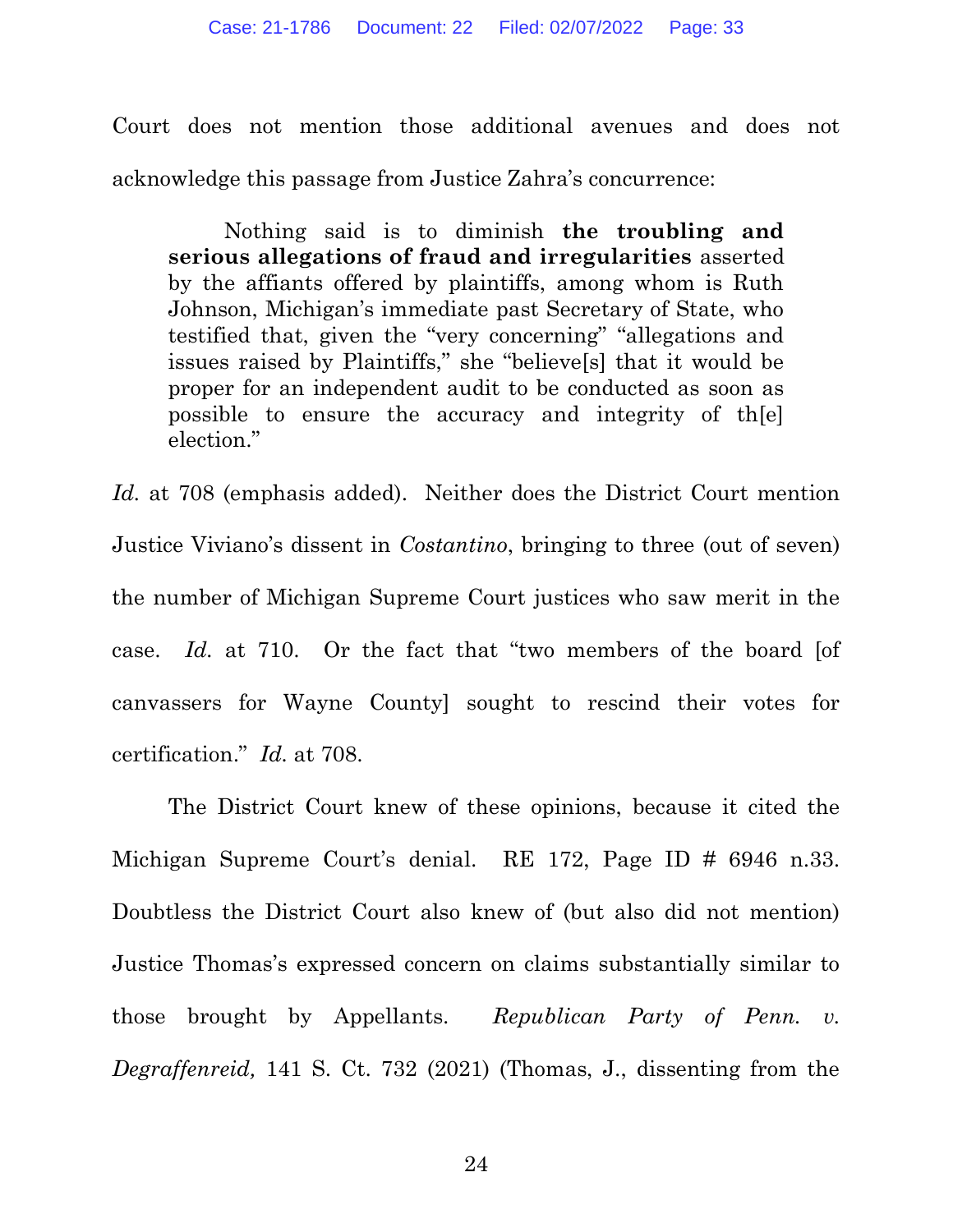Court does not mention those additional avenues and does not acknowledge this passage from Justice Zahra's concurrence:

> Nothing said is to diminish **the troubling and serious allegations of fraud and irregularities** asserted by the affiants offered by plaintiffs, among whom is Ruth Johnson, Michigan's immediate past Secretary of State, who testified that, given the "very concerning" "allegations and issues raised by Plaintiffs," she "believe[s] that it would be proper for an independent audit to be conducted as soon as possible to ensure the accuracy and integrity of th[e] election."

*Id.* at 708 (emphasis added). Neither does the District Court mention Justice Viviano's dissent in *Costantino*, bringing to three (out of seven) the number of Michigan Supreme Court justices who saw merit in the case. *Id.* at 710. Or the fact that "two members of the board [of canvassers for Wayne County] sought to rescind their votes for certification." *Id.* at 708.

The District Court knew of these opinions, because it cited the Michigan Supreme Court's denial. RE 172, Page ID # 6946 n.33. Doubtless the District Court also knew of (but also did not mention) Justice Thomas's expressed concern on claims substantially similar to those brought by Appellants. *Republican Party of Penn. v. Degraffenreid,* 141 S. Ct. 732 (2021) (Thomas, J., dissenting from the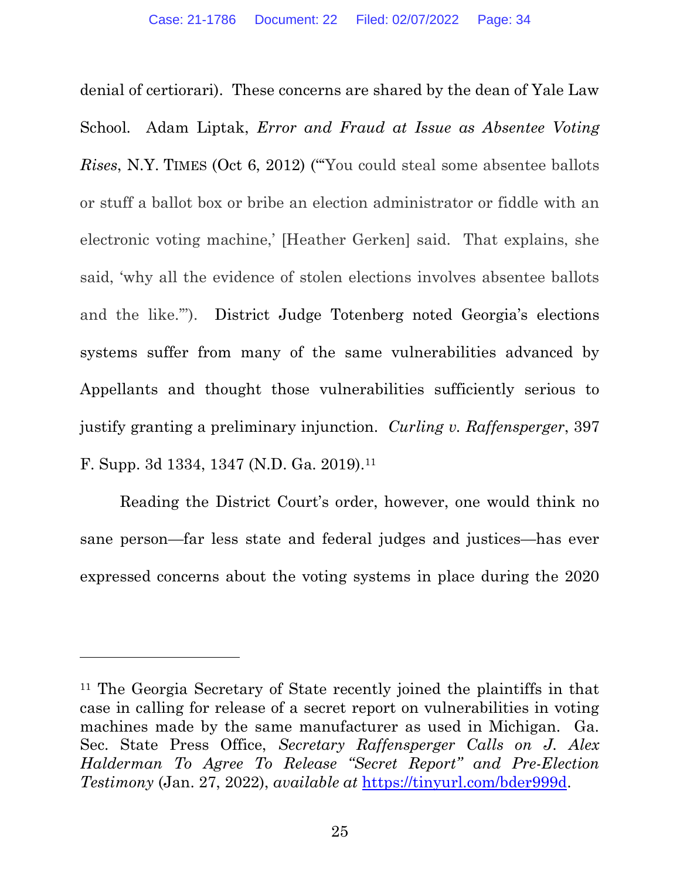denial of certiorari). These concerns are shared by the dean of Yale Law School. Adam Liptak, *Error and Fraud at Issue as Absentee Voting Rises*, N.Y. TIMES (Oct 6, 2012) ("'You could steal some absentee ballots or stuff a ballot box or bribe an election administrator or fiddle with an electronic voting machine,' [Heather Gerken] said. That explains, she said, 'why all the evidence of stolen elections involves absentee ballots and the like.'"). District Judge Totenberg noted Georgia's elections systems suffer from many of the same vulnerabilities advanced by Appellants and thought those vulnerabilities sufficiently serious to justify granting a preliminary injunction. *Curling v. Raffensperger*, 397 F. Supp. 3d 1334, 1347 (N.D. Ga. 2019).[11]

Reading the District Court's order, however, one would think no sane person—far less state and federal judges and justices—has ever expressed concerns about the voting systems in place during the 2020

---

[11] The Georgia Secretary of State recently joined the plaintiffs in that case in calling for release of a secret report on vulnerabilities in voting machines made by the same manufacturer as used in Michigan. Ga. Sec. State Press Office, *Secretary Raffensperger Calls on J. Alex Halderman To Agree To Release "Secret Report" and Pre-Election Testimony* (Jan. 27, 2022), *available at* https://tinyurl.com/bder999d.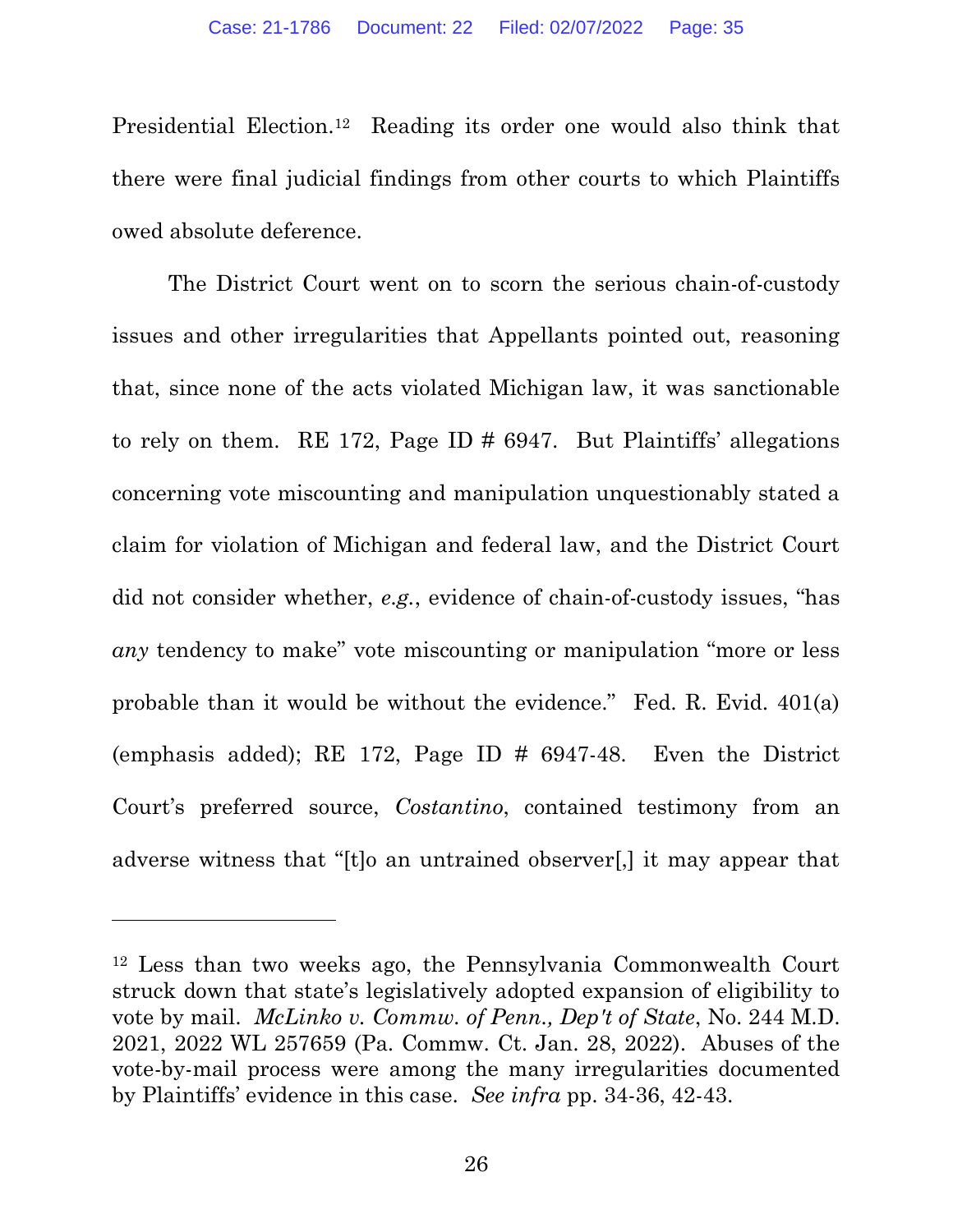Presidential Election.[12] Reading its order one would also think that there were final judicial findings from other courts to which Plaintiffs owed absolute deference.

The District Court went on to scorn the serious chain-of-custody issues and other irregularities that Appellants pointed out, reasoning that, since none of the acts violated Michigan law, it was sanctionable to rely on them. RE 172, Page ID # 6947. But Plaintiffs' allegations concerning vote miscounting and manipulation unquestionably stated a claim for violation of Michigan and federal law, and the District Court did not consider whether, *e.g.*, evidence of chain-of-custody issues, "has *any* tendency to make" vote miscounting or manipulation "more or less probable than it would be without the evidence." Fed. R. Evid. 401(a) (emphasis added); RE 172, Page ID # 6947-48. Even the District Court's preferred source, *Costantino*, contained testimony from an adverse witness that "[t]o an untrained observer[,] it may appear that

---

[12] Less than two weeks ago, the Pennsylvania Commonwealth Court struck down that state's legislatively adopted expansion of eligibility to vote by mail. *McLinko v. Commw. of Penn., Dep't of State*, No. 244 M.D. 2021, 2022 WL 257659 (Pa. Commw. Ct. Jan. 28, 2022). Abuses of the vote-by-mail process were among the many irregularities documented by Plaintiffs' evidence in this case. *See infra* pp. 34-36, 42-43.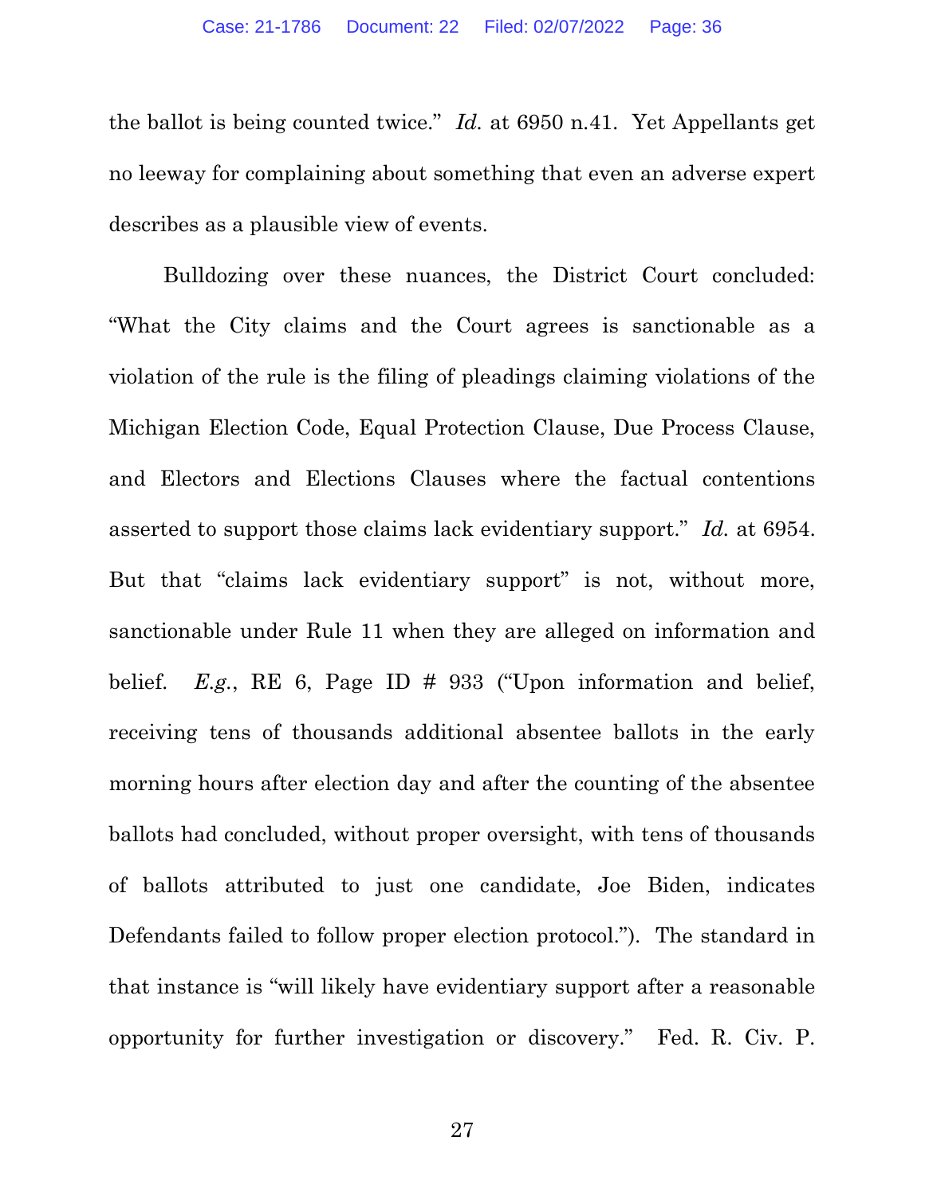the ballot is being counted twice." *Id.* at 6950 n.41. Yet Appellants get no leeway for complaining about something that even an adverse expert describes as a plausible view of events.

Bulldozing over these nuances, the District Court concluded: "What the City claims and the Court agrees is sanctionable as a violation of the rule is the filing of pleadings claiming violations of the Michigan Election Code, Equal Protection Clause, Due Process Clause, and Electors and Elections Clauses where the factual contentions asserted to support those claims lack evidentiary support." *Id.* at 6954. But that "claims lack evidentiary support" is not, without more, sanctionable under Rule 11 when they are alleged on information and belief. *E.g.*, RE 6, Page ID # 933 ("Upon information and belief, receiving tens of thousands additional absentee ballots in the early morning hours after election day and after the counting of the absentee ballots had concluded, without proper oversight, with tens of thousands of ballots attributed to just one candidate, Joe Biden, indicates Defendants failed to follow proper election protocol."). The standard in that instance is "will likely have evidentiary support after a reasonable opportunity for further investigation or discovery." Fed. R. Civ. P.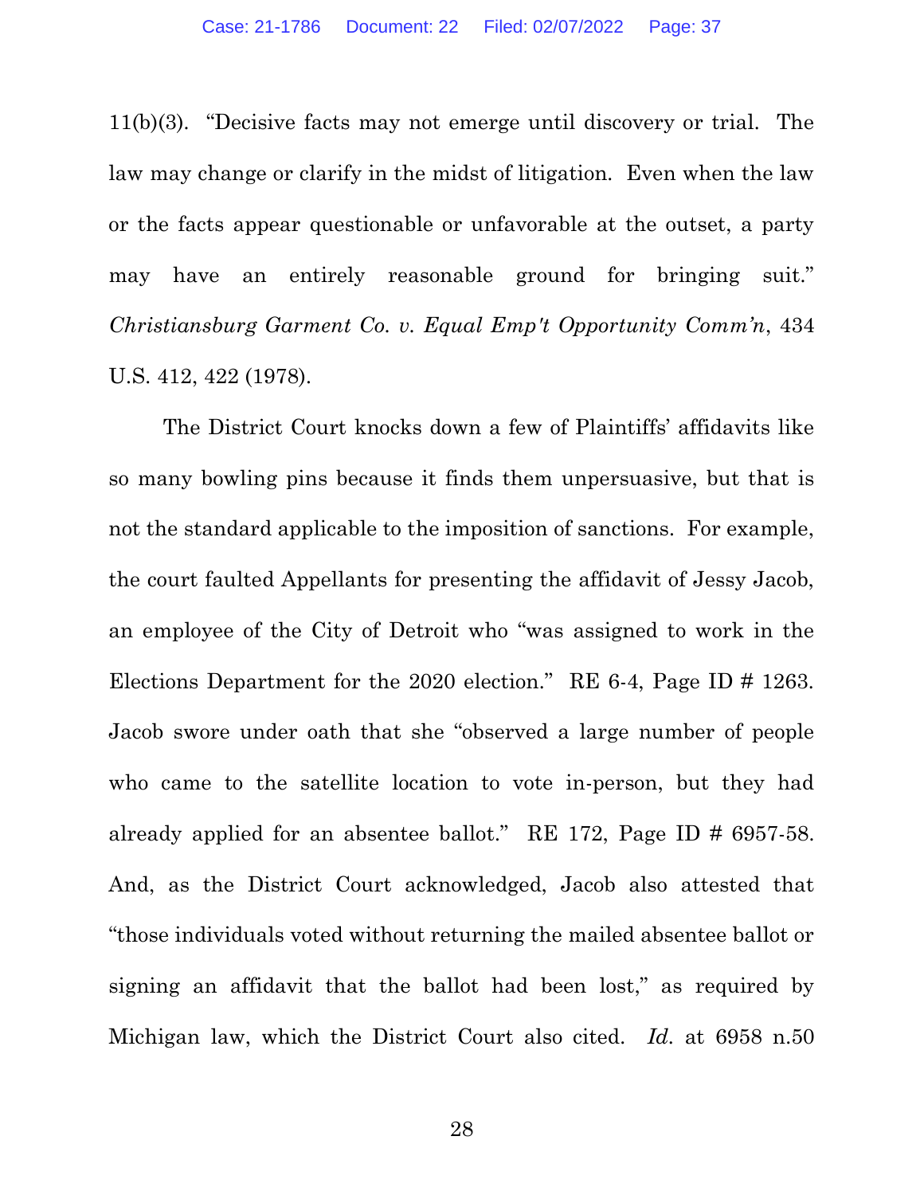11(b)(3). "Decisive facts may not emerge until discovery or trial. The law may change or clarify in the midst of litigation. Even when the law or the facts appear questionable or unfavorable at the outset, a party may have an entirely reasonable ground for bringing suit." *Christiansburg Garment Co. v. Equal Emp't Opportunity Comm'n*, 434 U.S. 412, 422 (1978).

The District Court knocks down a few of Plaintiffs' affidavits like so many bowling pins because it finds them unpersuasive, but that is not the standard applicable to the imposition of sanctions. For example, the court faulted Appellants for presenting the affidavit of Jessy Jacob, an employee of the City of Detroit who "was assigned to work in the Elections Department for the 2020 election." RE 6-4, Page ID # 1263. Jacob swore under oath that she "observed a large number of people who came to the satellite location to vote in-person, but they had already applied for an absentee ballot." RE 172, Page ID # 6957-58. And, as the District Court acknowledged, Jacob also attested that "those individuals voted without returning the mailed absentee ballot or signing an affidavit that the ballot had been lost," as required by Michigan law, which the District Court also cited. *Id.* at 6958 n.50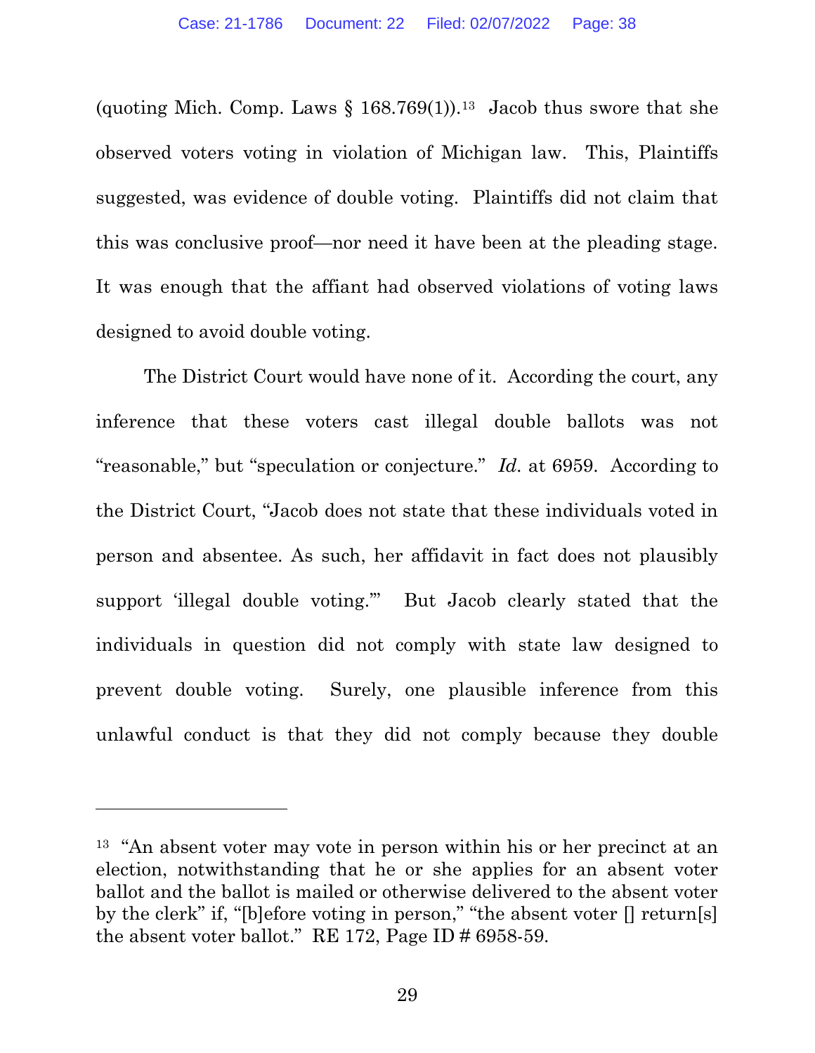(quoting Mich. Comp. Laws § 168.769(1)).[13] Jacob thus swore that she observed voters voting in violation of Michigan law. This, Plaintiffs suggested, was evidence of double voting. Plaintiffs did not claim that this was conclusive proof—nor need it have been at the pleading stage. It was enough that the affiant had observed violations of voting laws designed to avoid double voting.

The District Court would have none of it. According the court, any inference that these voters cast illegal double ballots was not "reasonable," but "speculation or conjecture." *Id.* at 6959. According to the District Court, "Jacob does not state that these individuals voted in person and absentee. As such, her affidavit in fact does not plausibly support 'illegal double voting.'" But Jacob clearly stated that the individuals in question did not comply with state law designed to prevent double voting. Surely, one plausible inference from this unlawful conduct is that they did not comply because they double

---

[13] "An absent voter may vote in person within his or her precinct at an election, notwithstanding that he or she applies for an absent voter ballot and the ballot is mailed or otherwise delivered to the absent voter by the clerk" if, "[b]efore voting in person," "the absent voter [] return[s] the absent voter ballot." RE 172, Page ID # 6958-59.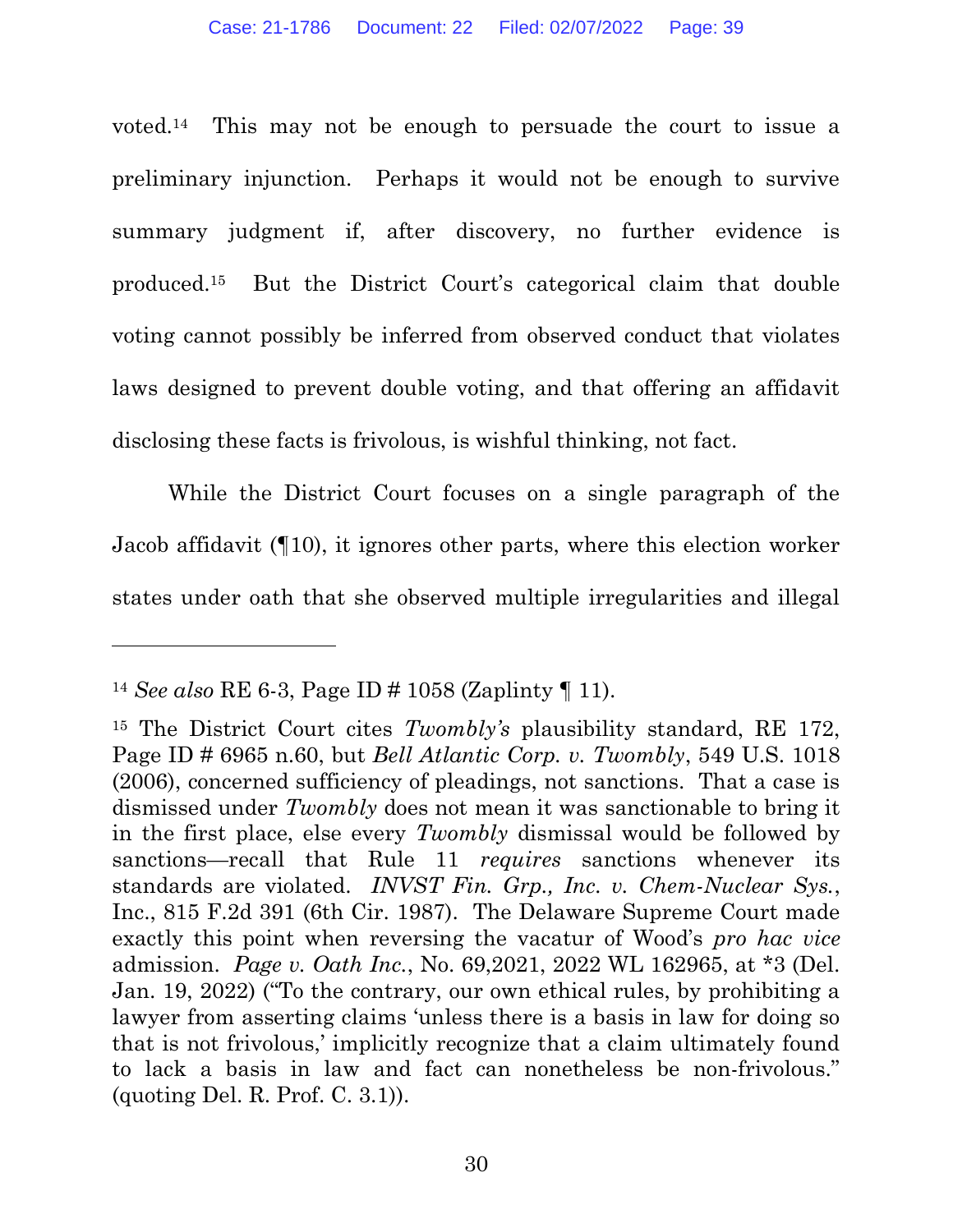voted.[14] This may not be enough to persuade the court to issue a preliminary injunction. Perhaps it would not be enough to survive summary judgment if, after discovery, no further evidence is produced.[15] But the District Court's categorical claim that double voting cannot possibly be inferred from observed conduct that violates laws designed to prevent double voting, and that offering an affidavit disclosing these facts is frivolous, is wishful thinking, not fact.

While the District Court focuses on a single paragraph of the Jacob affidavit (¶10), it ignores other parts, where this election worker states under oath that she observed multiple irregularities and illegal

---

[14] *See also* RE 6-3, Page ID # 1058 (Zaplinty ¶ 11).

[15] The District Court cites *Twombly's* plausibility standard, RE 172, Page ID # 6965 n.60, but *Bell Atlantic Corp. v. Twombly*, 549 U.S. 1018 (2006), concerned sufficiency of pleadings, not sanctions. That a case is dismissed under *Twombly* does not mean it was sanctionable to bring it in the first place, else every *Twombly* dismissal would be followed by sanctions—recall that Rule 11 *requires* sanctions whenever its standards are violated. *INVST Fin. Grp., Inc. v. Chem-Nuclear Sys.*, Inc., 815 F.2d 391 (6th Cir. 1987). The Delaware Supreme Court made exactly this point when reversing the vacatur of Wood's *pro hac vice* admission. *Page v. Oath Inc.*, No. 69,2021, 2022 WL 162965, at *3 (Del. Jan. 19, 2022) ("To the contrary, our own ethical rules, by prohibiting a lawyer from asserting claims 'unless there is a basis in law for doing so that is not frivolous,' implicitly recognize that a claim ultimately found to lack a basis in law and fact can nonetheless be non-frivolous." (quoting Del. R. Prof. C. 3.1)).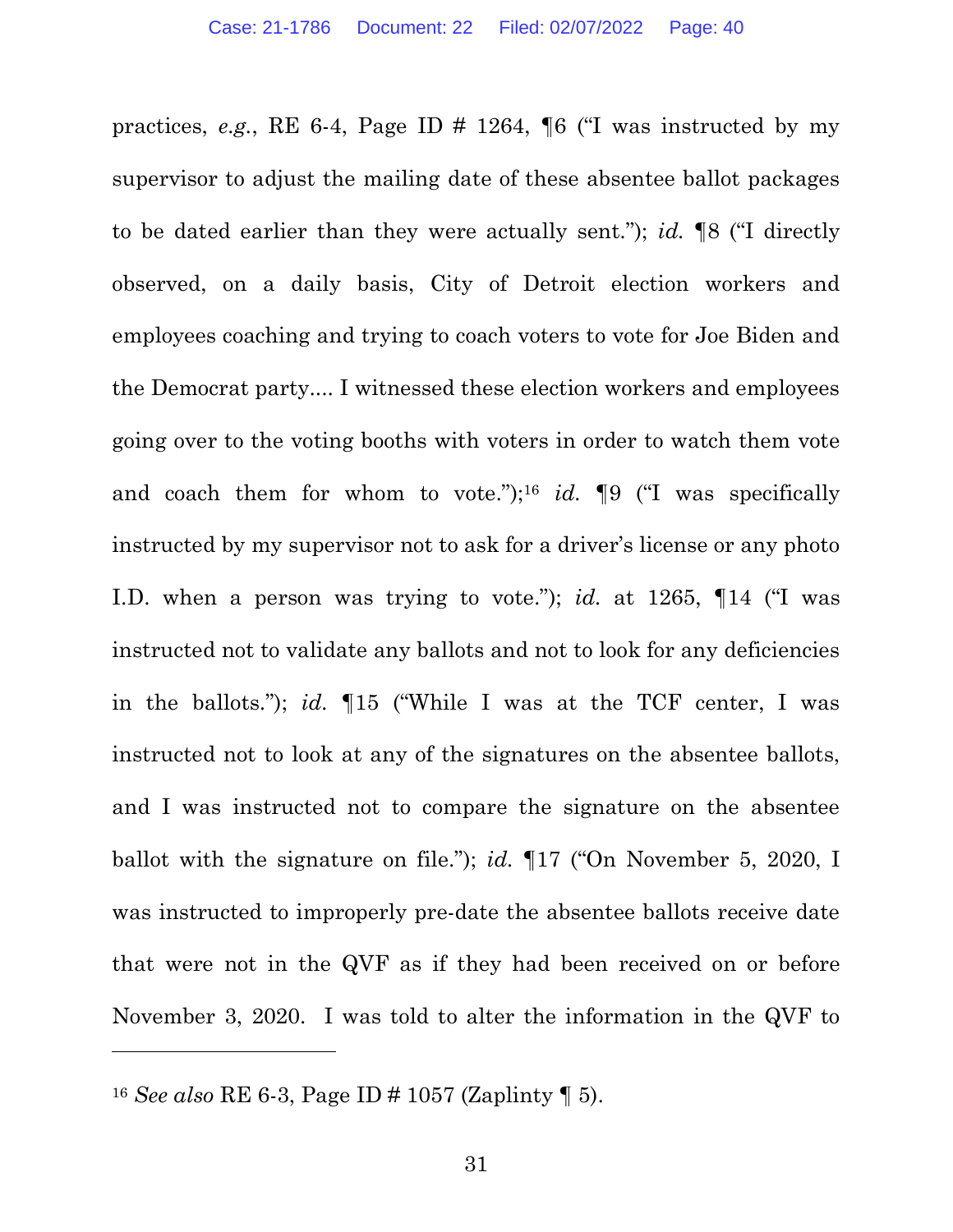practices, *e.g.*, RE 6-4, Page ID # 1264, ¶6 ("I was instructed by my supervisor to adjust the mailing date of these absentee ballot packages to be dated earlier than they were actually sent."); *id.* ¶8 ("I directly observed, on a daily basis, City of Detroit election workers and employees coaching and trying to coach voters to vote for Joe Biden and the Democrat party.... I witnessed these election workers and employees going over to the voting booths with voters in order to watch them vote and coach them for whom to vote.");[16] *id.* ¶9 ("I was specifically instructed by my supervisor not to ask for a driver's license or any photo I.D. when a person was trying to vote."); *id.* at 1265, ¶14 ("I was instructed not to validate any ballots and not to look for any deficiencies in the ballots."); *id.* ¶15 ("While I was at the TCF center, I was instructed not to look at any of the signatures on the absentee ballots, and I was instructed not to compare the signature on the absentee ballot with the signature on file."); *id.* ¶17 ("On November 5, 2020, I was instructed to improperly pre-date the absentee ballots receive date that were not in the QVF as if they had been received on or before November 3, 2020. I was told to alter the information in the QVF to

---

[16] *See also* RE 6-3, Page ID # 1057 (Zaplinty ¶ 5).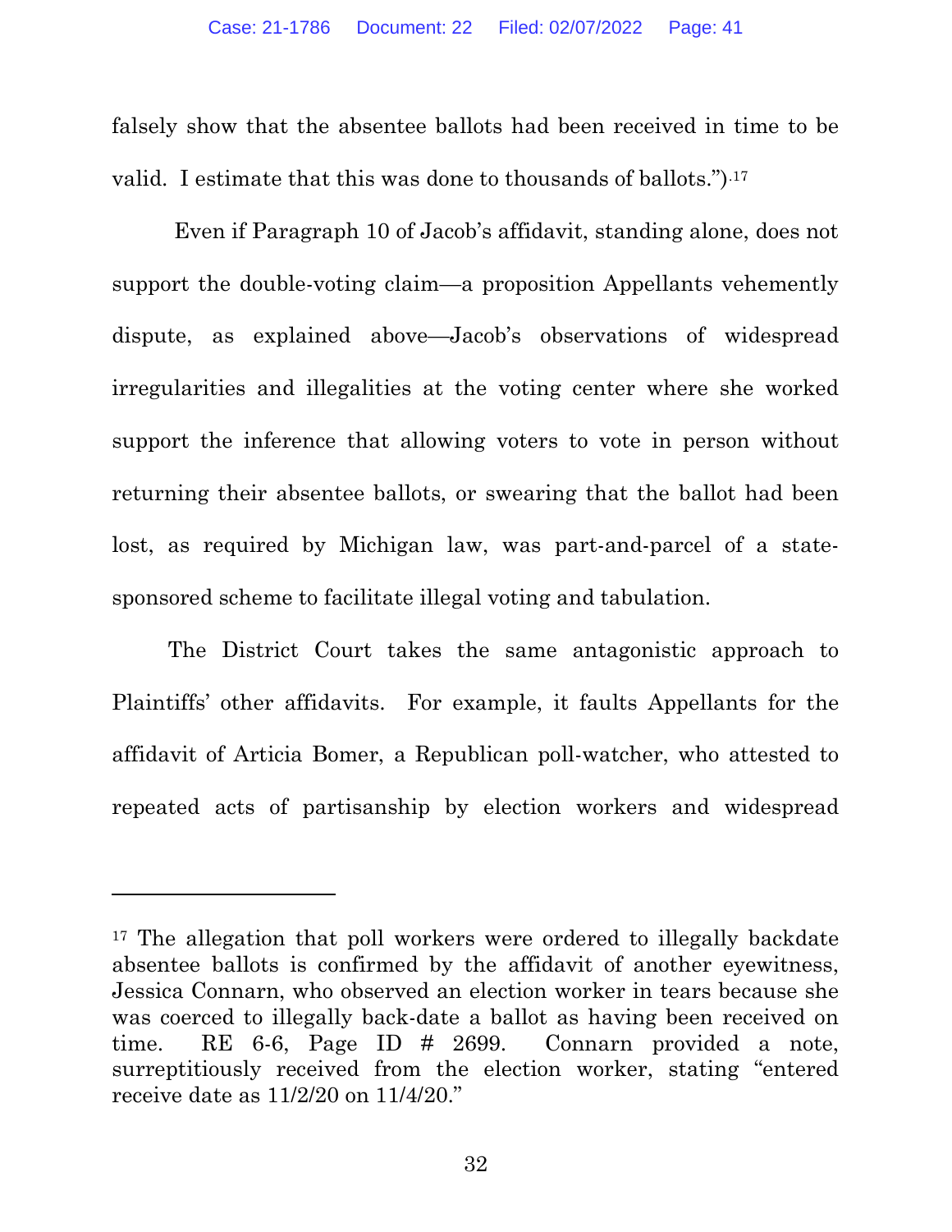falsely show that the absentee ballots had been received in time to be valid. I estimate that this was done to thousands of ballots.").[17]

Even if Paragraph 10 of Jacob's affidavit, standing alone, does not support the double-voting claim—a proposition Appellants vehemently dispute, as explained above—Jacob's observations of widespread irregularities and illegalities at the voting center where she worked support the inference that allowing voters to vote in person without returning their absentee ballots, or swearing that the ballot had been lost, as required by Michigan law, was part-and-parcel of a state-sponsored scheme to facilitate illegal voting and tabulation.

The District Court takes the same antagonistic approach to Plaintiffs' other affidavits. For example, it faults Appellants for the affidavit of Articia Bomer, a Republican poll-watcher, who attested to repeated acts of partisanship by election workers and widespread

---

[17] The allegation that poll workers were ordered to illegally backdate absentee ballots is confirmed by the affidavit of another eyewitness, Jessica Connarn, who observed an election worker in tears because she was coerced to illegally back-date a ballot as having been received on time. RE 6-6, Page ID # 2699. Connarn provided a note, surreptitiously received from the election worker, stating "entered receive date as 11/2/20 on 11/4/20."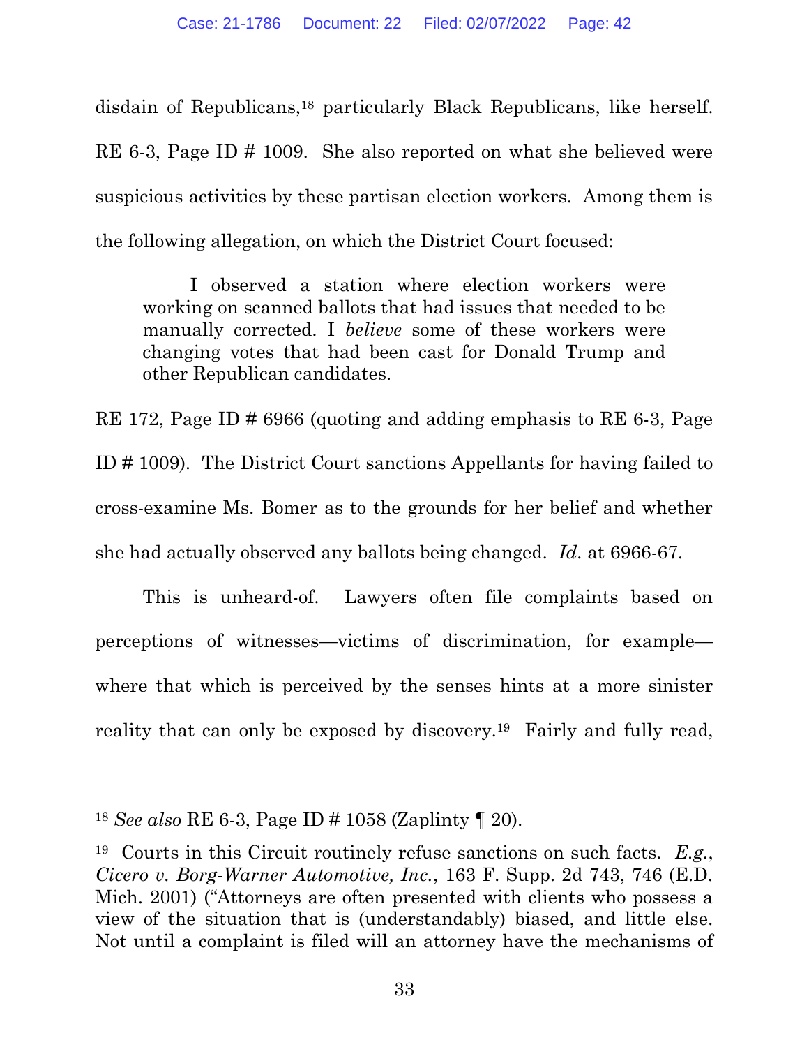disdain of Republicans,[18] particularly Black Republicans, like herself. RE 6-3, Page ID # 1009. She also reported on what she believed were suspicious activities by these partisan election workers. Among them is the following allegation, on which the District Court focused:

> I observed a station where election workers were working on scanned ballots that had issues that needed to be manually corrected. I *believe* some of these workers were changing votes that had been cast for Donald Trump and other Republican candidates.

RE 172, Page ID # 6966 (quoting and adding emphasis to RE 6-3, Page ID # 1009). The District Court sanctions Appellants for having failed to cross-examine Ms. Bomer as to the grounds for her belief and whether she had actually observed any ballots being changed. *Id.* at 6966-67.

This is unheard-of. Lawyers often file complaints based on perceptions of witnesses—victims of discrimination, for example—where that which is perceived by the senses hints at a more sinister reality that can only be exposed by discovery.[19] Fairly and fully read,

---

[18] *See also* RE 6-3, Page ID # 1058 (Zaplinty ¶ 20).

[19] Courts in this Circuit routinely refuse sanctions on such facts. *E.g.*, *Cicero v. Borg-Warner Automotive, Inc.*, 163 F. Supp. 2d 743, 746 (E.D. Mich. 2001) ("Attorneys are often presented with clients who possess a view of the situation that is (understandably) biased, and little else. Not until a complaint is filed will an attorney have the mechanisms of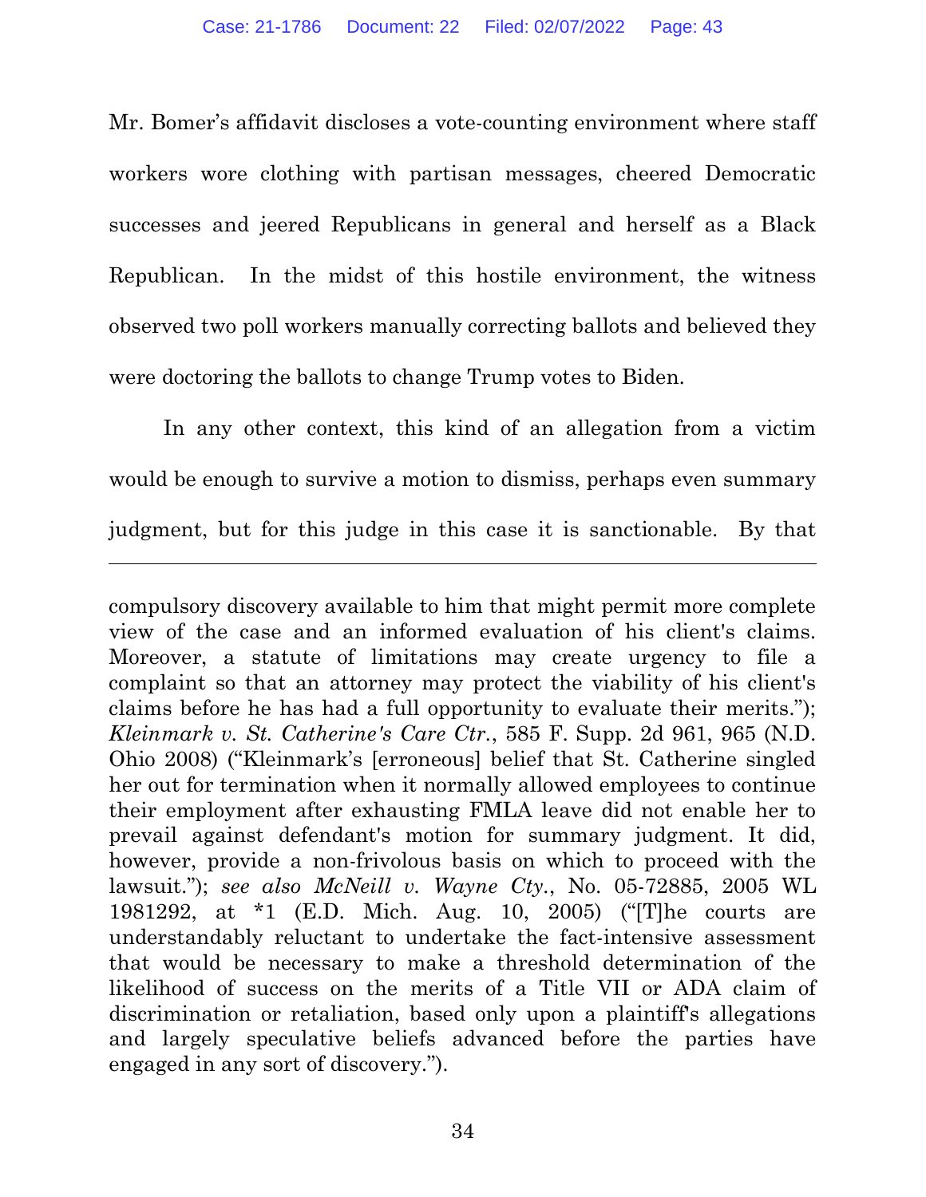Mr. Bomer's affidavit discloses a vote-counting environment where staff workers wore clothing with partisan messages, cheered Democratic successes and jeered Republicans in general and herself as a Black Republican. In the midst of this hostile environment, the witness observed two poll workers manually correcting ballots and believed they were doctoring the ballots to change Trump votes to Biden.

In any other context, this kind of an allegation from a victim would be enough to survive a motion to dismiss, perhaps even summary judgment, but for this judge in this case it is sanctionable. By that

---

compulsory discovery available to him that might permit more complete view of the case and an informed evaluation of his client's claims. Moreover, a statute of limitations may create urgency to file a complaint so that an attorney may protect the viability of his client's claims before he has had a full opportunity to evaluate their merits."); *Kleinmark v. St. Catherine's Care Ctr.*, 585 F. Supp. 2d 961, 965 (N.D. Ohio 2008) ("Kleinmark's [erroneous] belief that St. Catherine singled her out for termination when it normally allowed employees to continue their employment after exhausting FMLA leave did not enable her to prevail against defendant's motion for summary judgment. It did, however, provide a non-frivolous basis on which to proceed with the lawsuit."); *see also McNeill v. Wayne Cty.*, No. 05-72885, 2005 WL 1981292, at *1 (E.D. Mich. Aug. 10, 2005) ("[T]he courts are understandably reluctant to undertake the fact-intensive assessment that would be necessary to make a threshold determination of the likelihood of success on the merits of a Title VII or ADA claim of discrimination or retaliation, based only upon a plaintiff's allegations and largely speculative beliefs advanced before the parties have engaged in any sort of discovery.").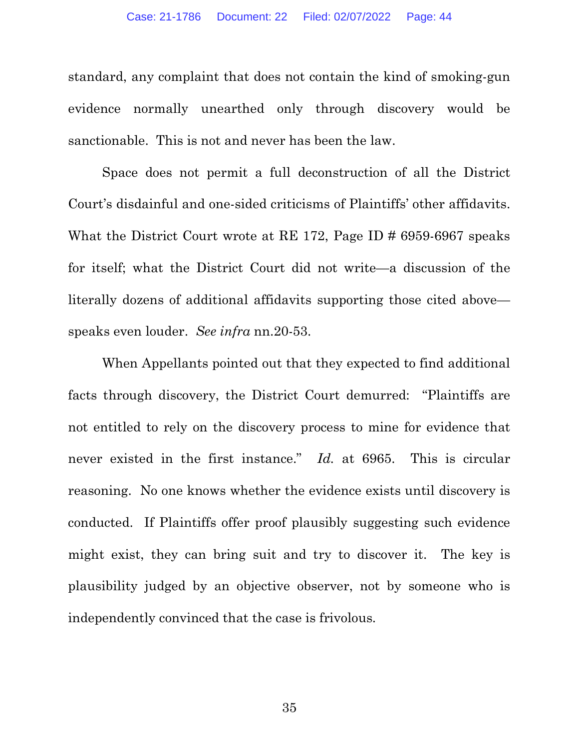standard, any complaint that does not contain the kind of smoking-gun evidence normally unearthed only through discovery would be sanctionable. This is not and never has been the law.

Space does not permit a full deconstruction of all the District Court's disdainful and one-sided criticisms of Plaintiffs' other affidavits. What the District Court wrote at RE 172, Page ID # 6959-6967 speaks for itself; what the District Court did not write—a discussion of the literally dozens of additional affidavits supporting those cited above—speaks even louder. *See infra* nn.20-53.

When Appellants pointed out that they expected to find additional facts through discovery, the District Court demurred: "Plaintiffs are not entitled to rely on the discovery process to mine for evidence that never existed in the first instance." *Id.* at 6965. This is circular reasoning. No one knows whether the evidence exists until discovery is conducted. If Plaintiffs offer proof plausibly suggesting such evidence might exist, they can bring suit and try to discover it. The key is plausibility judged by an objective observer, not by someone who is independently convinced that the case is frivolous.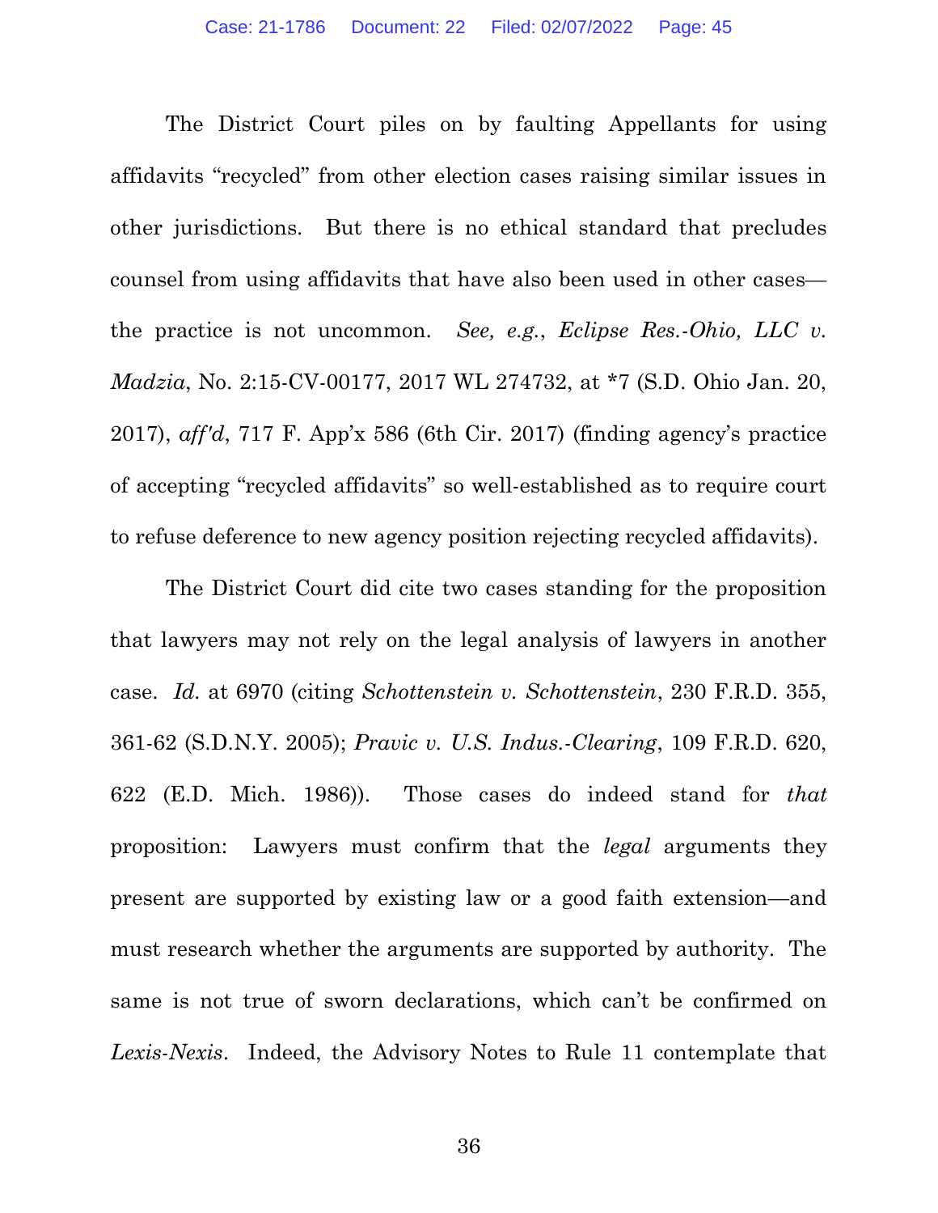The District Court piles on by faulting Appellants for using affidavits "recycled" from other election cases raising similar issues in other jurisdictions. But there is no ethical standard that precludes counsel from using affidavits that have also been used in other cases—the practice is not uncommon. *See, e.g.*, *Eclipse Res.-Ohio, LLC v. Madzia*, No. 2:15-CV-00177, 2017 WL 274732, at *7 (S.D. Ohio Jan. 20, 2017), *aff'd*, 717 F. App'x 586 (6th Cir. 2017) (finding agency's practice of accepting "recycled affidavits" so well-established as to require court to refuse deference to new agency position rejecting recycled affidavits).

The District Court did cite two cases standing for the proposition that lawyers may not rely on the legal analysis of lawyers in another case. *Id.* at 6970 (citing *Schottenstein v. Schottenstein*, 230 F.R.D. 355, 361-62 (S.D.N.Y. 2005); *Pravic v. U.S. Indus.-Clearing*, 109 F.R.D. 620, 622 (E.D. Mich. 1986)). Those cases do indeed stand for *that* proposition: Lawyers must confirm that the *legal* arguments they present are supported by existing law or a good faith extension—and must research whether the arguments are supported by authority. The same is not true of sworn declarations, which can't be confirmed on *Lexis-Nexis*. Indeed, the Advisory Notes to Rule 11 contemplate that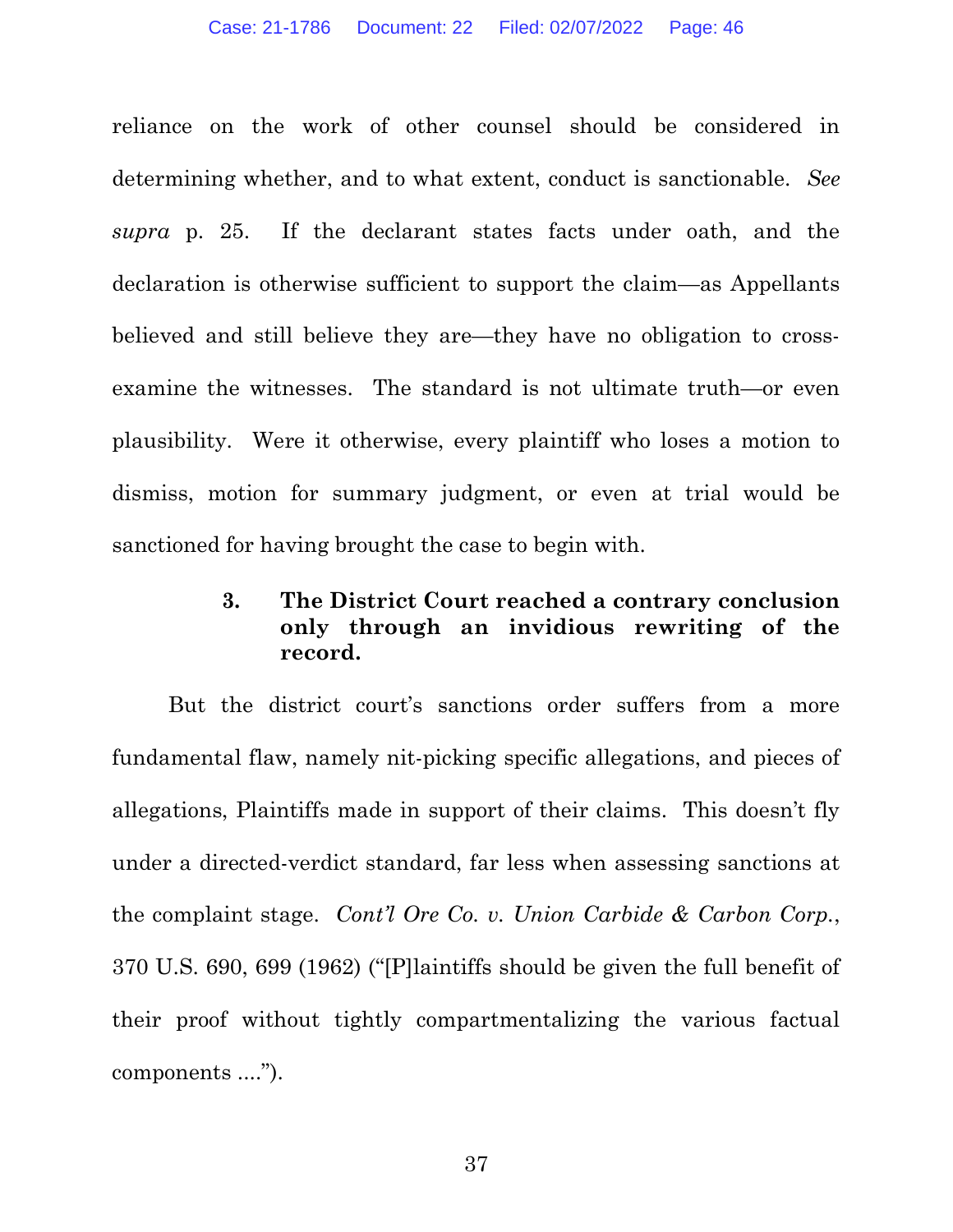reliance on the work of other counsel should be considered in determining whether, and to what extent, conduct is sanctionable. *See supra* p. 25. If the declarant states facts under oath, and the declaration is otherwise sufficient to support the claim—as Appellants believed and still believe they are—they have no obligation to cross-examine the witnesses. The standard is not ultimate truth—or even plausibility. Were it otherwise, every plaintiff who loses a motion to dismiss, motion for summary judgment, or even at trial would be sanctioned for having brought the case to begin with.

#### 3. The District Court reached a contrary conclusion only through an invidious rewriting of the record.

But the district court's sanctions order suffers from a more fundamental flaw, namely nit-picking specific allegations, and pieces of allegations, Plaintiffs made in support of their claims. This doesn't fly under a directed-verdict standard, far less when assessing sanctions at the complaint stage. *Cont'l Ore Co. v. Union Carbide & Carbon Corp.*, 370 U.S. 690, 699 (1962) ("[P]laintiffs should be given the full benefit of their proof without tightly compartmentalizing the various factual components ....").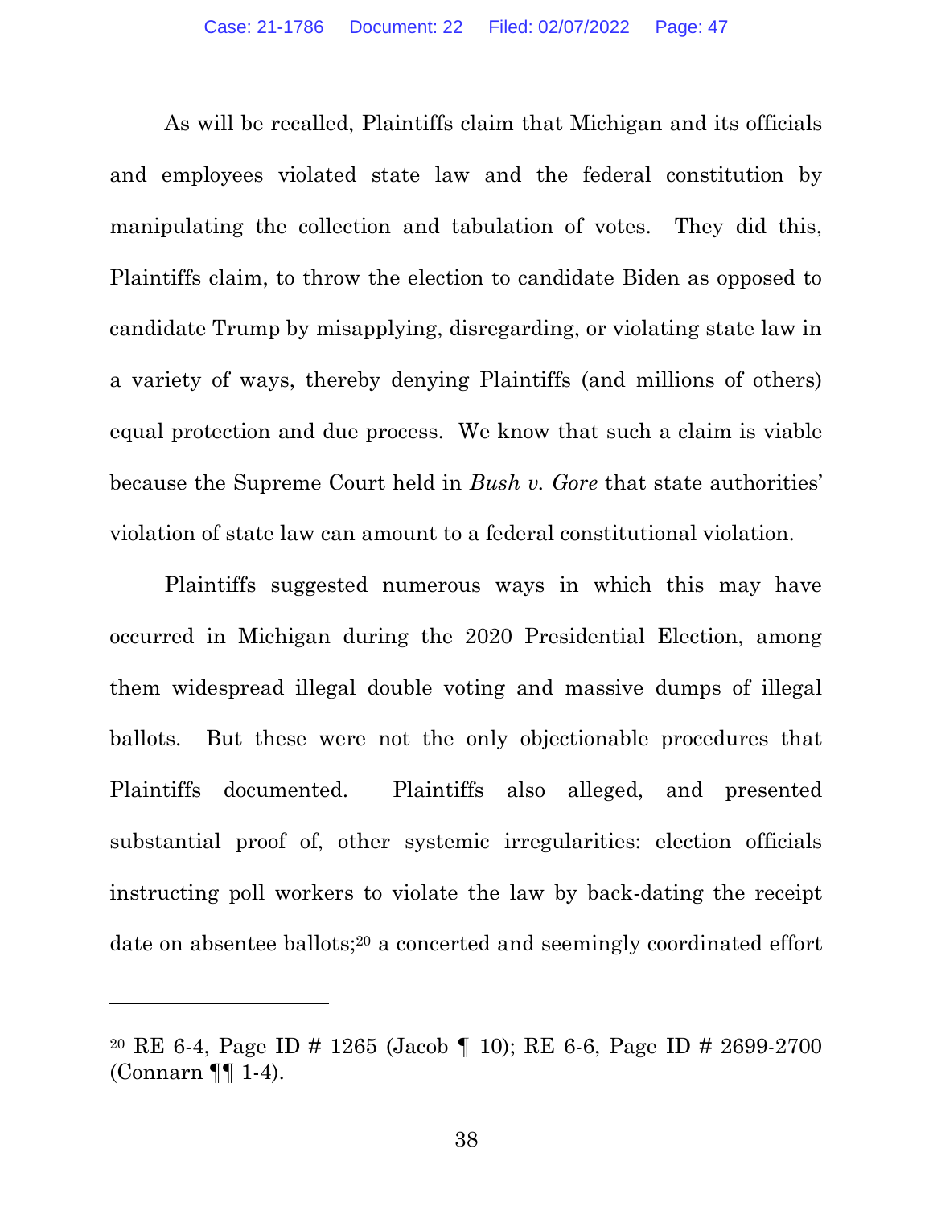As will be recalled, Plaintiffs claim that Michigan and its officials and employees violated state law and the federal constitution by manipulating the collection and tabulation of votes. They did this, Plaintiffs claim, to throw the election to candidate Biden as opposed to candidate Trump by misapplying, disregarding, or violating state law in a variety of ways, thereby denying Plaintiffs (and millions of others) equal protection and due process. We know that such a claim is viable because the Supreme Court held in *Bush v. Gore* that state authorities' violation of state law can amount to a federal constitutional violation.

Plaintiffs suggested numerous ways in which this may have occurred in Michigan during the 2020 Presidential Election, among them widespread illegal double voting and massive dumps of illegal ballots. But these were not the only objectionable procedures that Plaintiffs documented. Plaintiffs also alleged, and presented substantial proof of, other systemic irregularities: election officials instructing poll workers to violate the law by back-dating the receipt date on absentee ballots;[20] a concerted and seemingly coordinated effort

---

[20] RE 6-4, Page ID # 1265 (Jacob ¶ 10); RE 6-6, Page ID # 2699-2700 (Connarn ¶¶ 1-4).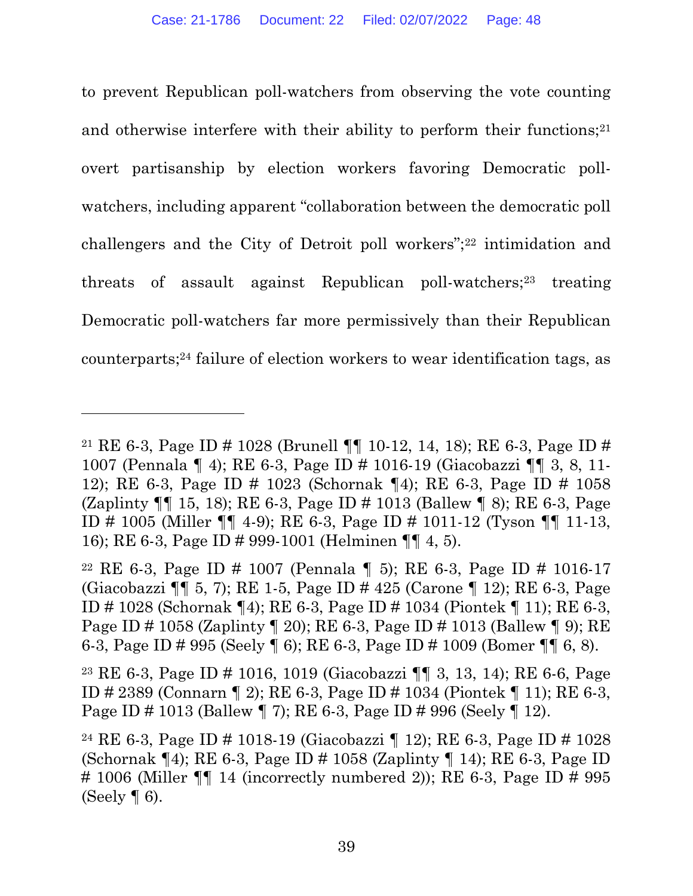to prevent Republican poll-watchers from observing the vote counting and otherwise interfere with their ability to perform their functions;[21] overt partisanship by election workers favoring Democratic poll-watchers, including apparent "collaboration between the democratic poll challengers and the City of Detroit poll workers";[22] intimidation and threats of assault against Republican poll-watchers;[23] treating Democratic poll-watchers far more permissively than their Republican counterparts;[24] failure of election workers to wear identification tags, as

---

[21] RE 6-3, Page ID # 1028 (Brunell ¶¶ 10-12, 14, 18); RE 6-3, Page ID # 1007 (Pennala ¶ 4); RE 6-3, Page ID # 1016-19 (Giacobazzi ¶¶ 3, 8, 11-12); RE 6-3, Page ID # 1023 (Schornak ¶4); RE 6-3, Page ID # 1058 (Zaplinty ¶¶ 15, 18); RE 6-3, Page ID # 1013 (Ballew ¶ 8); RE 6-3, Page ID # 1005 (Miller ¶¶ 4-9); RE 6-3, Page ID # 1011-12 (Tyson ¶¶ 11-13, 16); RE 6-3, Page ID # 999-1001 (Helminen ¶¶ 4, 5).

[22] RE 6-3, Page ID # 1007 (Pennala ¶ 5); RE 6-3, Page ID # 1016-17 (Giacobazzi ¶¶ 5, 7); RE 1-5, Page ID # 425 (Carone ¶ 12); RE 6-3, Page ID # 1028 (Schornak ¶4); RE 6-3, Page ID # 1034 (Piontek ¶ 11); RE 6-3, Page ID # 1058 (Zaplinty ¶ 20); RE 6-3, Page ID # 1013 (Ballew ¶ 9); RE 6-3, Page ID # 995 (Seely ¶ 6); RE 6-3, Page ID # 1009 (Bomer ¶¶ 6, 8).

[23] RE 6-3, Page ID # 1016, 1019 (Giacobazzi ¶¶ 3, 13, 14); RE 6-6, Page ID # 2389 (Connarn ¶ 2); RE 6-3, Page ID # 1034 (Piontek ¶ 11); RE 6-3, Page ID # 1013 (Ballew ¶ 7); RE 6-3, Page ID # 996 (Seely ¶ 12).

[24] RE 6-3, Page ID # 1018-19 (Giacobazzi ¶ 12); RE 6-3, Page ID # 1028 (Schornak ¶4); RE 6-3, Page ID # 1058 (Zaplinty ¶ 14); RE 6-3, Page ID # 1006 (Miller ¶¶ 14 (incorrectly numbered 2)); RE 6-3, Page ID # 995 (Seely ¶ 6).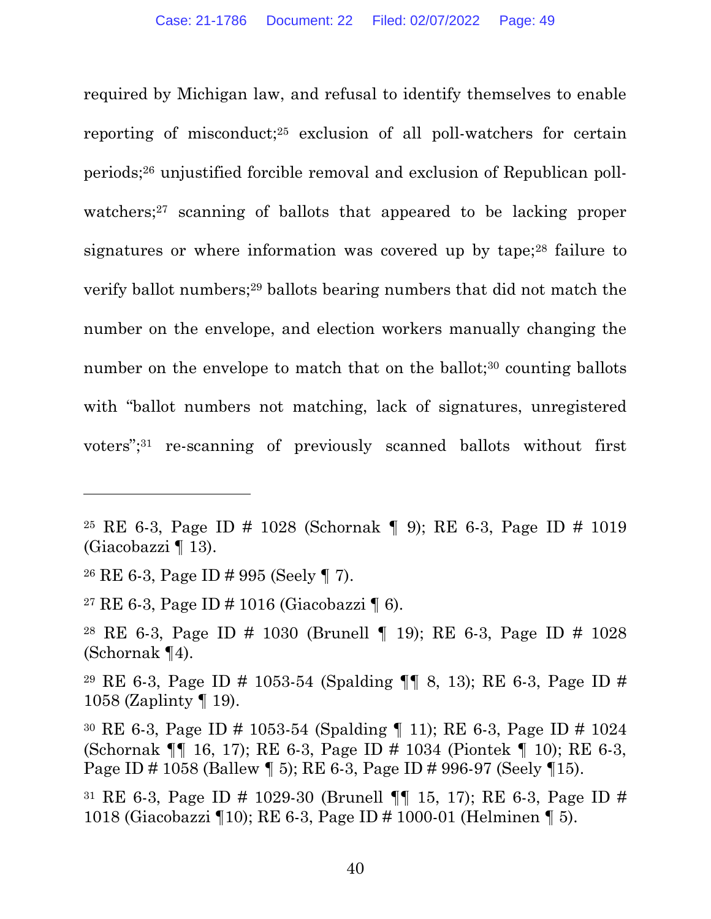required by Michigan law, and refusal to identify themselves to enable reporting of misconduct;[25] exclusion of all poll-watchers for certain periods;[26] unjustified forcible removal and exclusion of Republican poll-watchers;[27] scanning of ballots that appeared to be lacking proper signatures or where information was covered up by tape;[28] failure to verify ballot numbers;[29] ballots bearing numbers that did not match the number on the envelope, and election workers manually changing the number on the envelope to match that on the ballot;[30] counting ballots with "ballot numbers not matching, lack of signatures, unregistered voters";[31] re-scanning of previously scanned ballots without first

---

[25] RE 6-3, Page ID # 1028 (Schornak ¶ 9); RE 6-3, Page ID # 1019 (Giacobazzi ¶ 13).

[26] RE 6-3, Page ID # 995 (Seely ¶ 7).

[27] RE 6-3, Page ID # 1016 (Giacobazzi ¶ 6).

[28] RE 6-3, Page ID # 1030 (Brunell ¶ 19); RE 6-3, Page ID # 1028 (Schornak ¶4).

[29] RE 6-3, Page ID # 1053-54 (Spalding ¶¶ 8, 13); RE 6-3, Page ID # 1058 (Zaplinty ¶ 19).

[30] RE 6-3, Page ID # 1053-54 (Spalding ¶ 11); RE 6-3, Page ID # 1024 (Schornak ¶¶ 16, 17); RE 6-3, Page ID # 1034 (Piontek ¶ 10); RE 6-3, Page ID # 1058 (Ballew ¶ 5); RE 6-3, Page ID # 996-97 (Seely ¶15).

[31] RE 6-3, Page ID # 1029-30 (Brunell ¶¶ 15, 17); RE 6-3, Page ID # 1018 (Giacobazzi ¶10); RE 6-3, Page ID # 1000-01 (Helminen ¶ 5).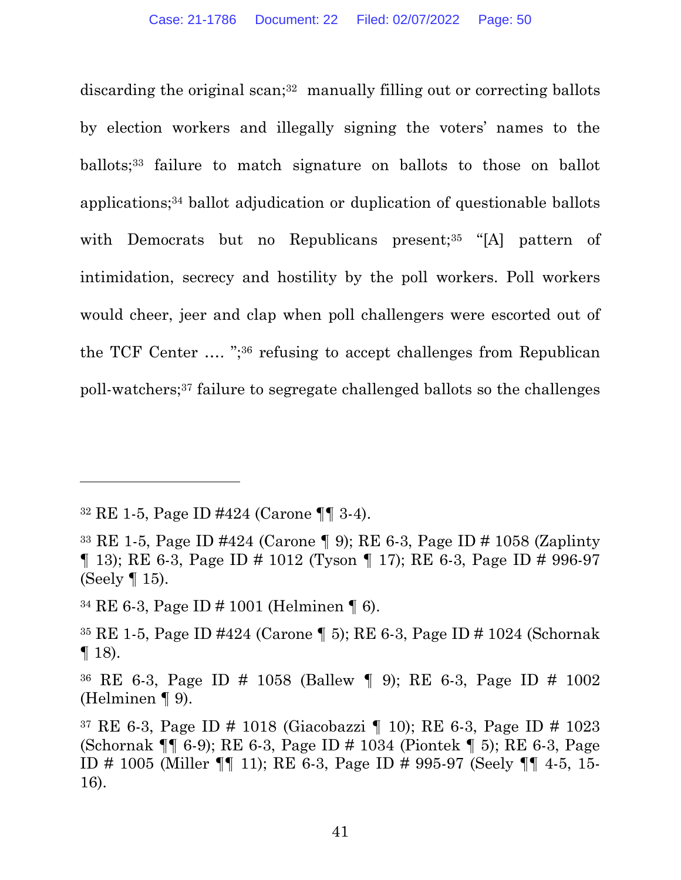discarding the original scan;[32] manually filling out or correcting ballots by election workers and illegally signing the voters' names to the ballots;[33] failure to match signature on ballots to those on ballot applications;[34] ballot adjudication or duplication of questionable ballots with Democrats but no Republicans present;[35] "[A] pattern of intimidation, secrecy and hostility by the poll workers. Poll workers would cheer, jeer and clap when poll challengers were escorted out of the TCF Center .... ";[36] refusing to accept challenges from Republican poll-watchers;[37] failure to segregate challenged ballots so the challenges

---

[32] RE 1-5, Page ID #424 (Carone ¶¶ 3-4).

[33] RE 1-5, Page ID #424 (Carone ¶ 9); RE 6-3, Page ID # 1058 (Zaplinty ¶ 13); RE 6-3, Page ID # 1012 (Tyson ¶ 17); RE 6-3, Page ID # 996-97 (Seely ¶ 15).

[34] RE 6-3, Page ID # 1001 (Helminen ¶ 6).

[35] RE 1-5, Page ID #424 (Carone ¶ 5); RE 6-3, Page ID # 1024 (Schornak ¶ 18).

[36] RE 6-3, Page ID # 1058 (Ballew ¶ 9); RE 6-3, Page ID # 1002 (Helminen ¶ 9).

[37] RE 6-3, Page ID # 1018 (Giacobazzi ¶ 10); RE 6-3, Page ID # 1023 (Schornak ¶¶ 6-9); RE 6-3, Page ID # 1034 (Piontek ¶ 5); RE 6-3, Page ID # 1005 (Miller ¶¶ 11); RE 6-3, Page ID # 995-97 (Seely ¶¶ 4-5, 15-16).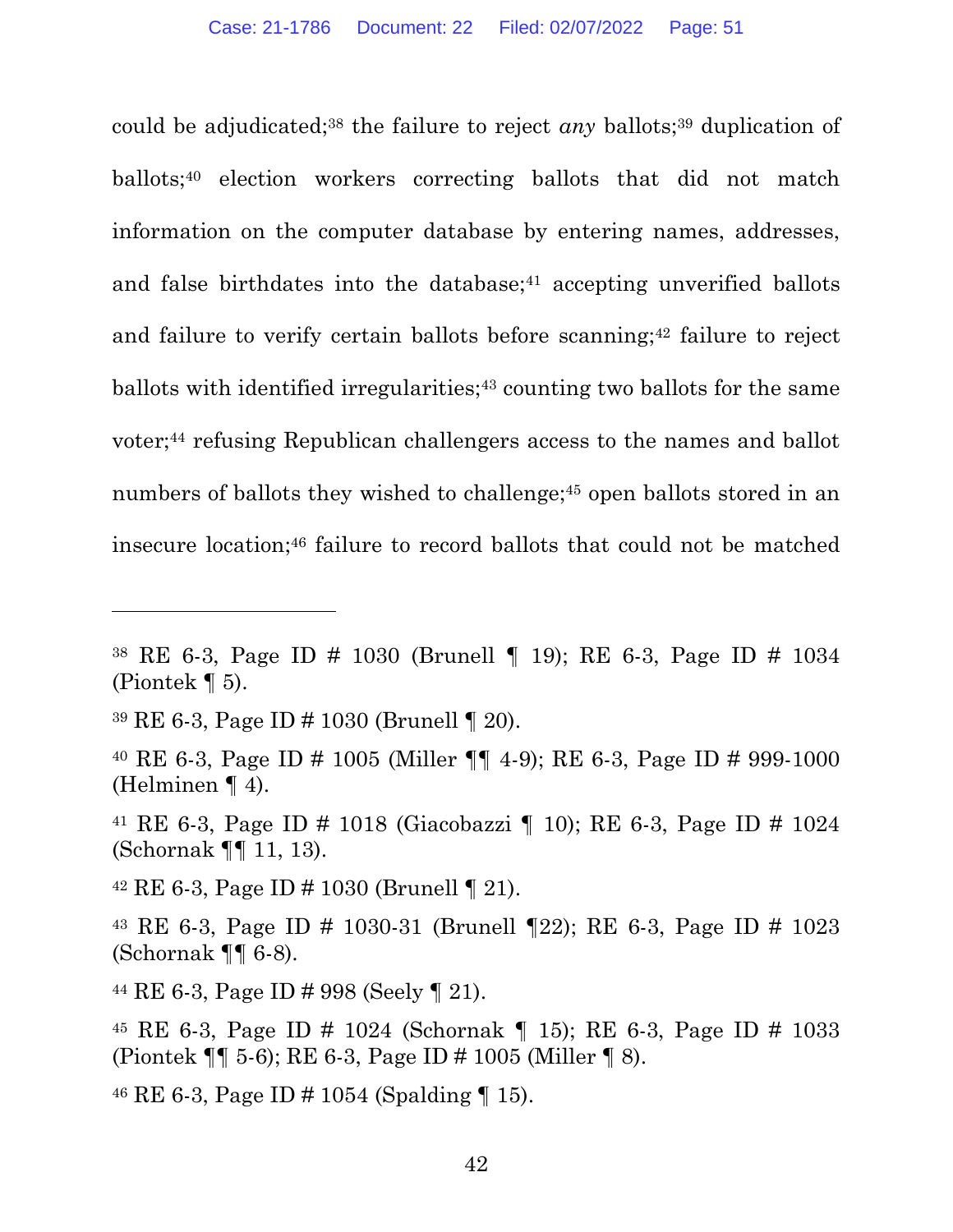could be adjudicated;[38] the failure to reject *any* ballots;[39] duplication of ballots;[40] election workers correcting ballots that did not match information on the computer database by entering names, addresses, and false birthdates into the database;[41] accepting unverified ballots and failure to verify certain ballots before scanning;[42] failure to reject ballots with identified irregularities;[43] counting two ballots for the same voter;[44] refusing Republican challengers access to the names and ballot numbers of ballots they wished to challenge;[45] open ballots stored in an insecure location;[46] failure to record ballots that could not be matched

---

[38] RE 6-3, Page ID # 1030 (Brunell ¶ 19); RE 6-3, Page ID # 1034 (Piontek ¶ 5).

[39] RE 6-3, Page ID # 1030 (Brunell ¶ 20).

[40] RE 6-3, Page ID # 1005 (Miller ¶¶ 4-9); RE 6-3, Page ID # 999-1000 (Helminen ¶ 4).

[41] RE 6-3, Page ID # 1018 (Giacobazzi ¶ 10); RE 6-3, Page ID # 1024 (Schornak ¶¶ 11, 13).

[42] RE 6-3, Page ID # 1030 (Brunell ¶ 21).

[43] RE 6-3, Page ID # 1030-31 (Brunell ¶22); RE 6-3, Page ID # 1023 (Schornak ¶¶ 6-8).

[44] RE 6-3, Page ID # 998 (Seely ¶ 21).

[45] RE 6-3, Page ID # 1024 (Schornak ¶ 15); RE 6-3, Page ID # 1033 (Piontek ¶¶ 5-6); RE 6-3, Page ID # 1005 (Miller ¶ 8).

[46] RE 6-3, Page ID # 1054 (Spalding ¶ 15).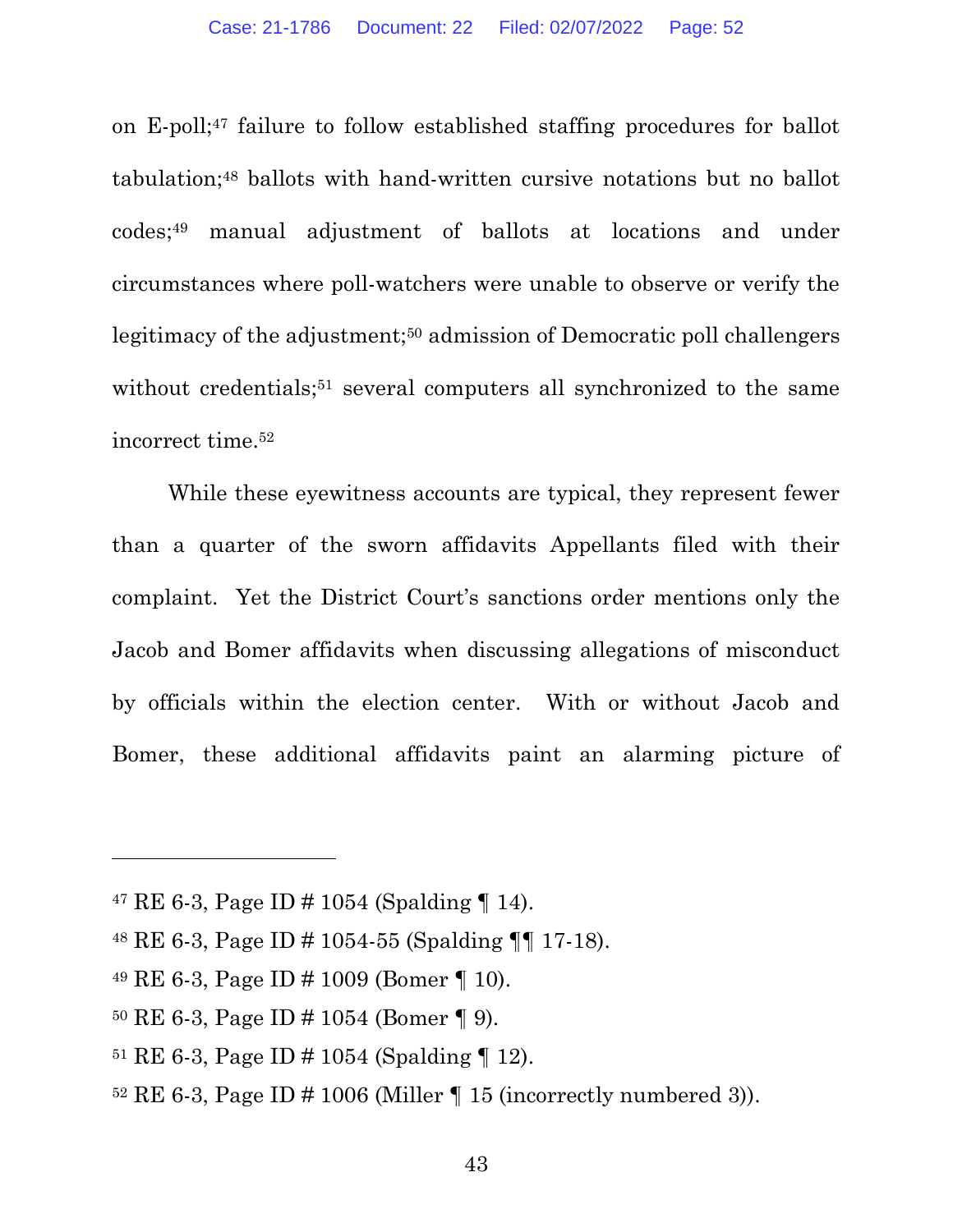on E-poll;[47] failure to follow established staffing procedures for ballot tabulation;[48] ballots with hand-written cursive notations but no ballot codes;[49] manual adjustment of ballots at locations and under circumstances where poll-watchers were unable to observe or verify the legitimacy of the adjustment;[50] admission of Democratic poll challengers without credentials;[51] several computers all synchronized to the same incorrect time.[52]

While these eyewitness accounts are typical, they represent fewer than a quarter of the sworn affidavits Appellants filed with their complaint. Yet the District Court's sanctions order mentions only the Jacob and Bomer affidavits when discussing allegations of misconduct by officials within the election center. With or without Jacob and Bomer, these additional affidavits paint an alarming picture of

---

[47] RE 6-3, Page ID # 1054 (Spalding ¶ 14).

[48] RE 6-3, Page ID # 1054-55 (Spalding ¶¶ 17-18).

[49] RE 6-3, Page ID # 1009 (Bomer ¶ 10).

[50] RE 6-3, Page ID # 1054 (Bomer ¶ 9).

[51] RE 6-3, Page ID # 1054 (Spalding ¶ 12).

[52] RE 6-3, Page ID # 1006 (Miller ¶ 15 (incorrectly numbered 3)).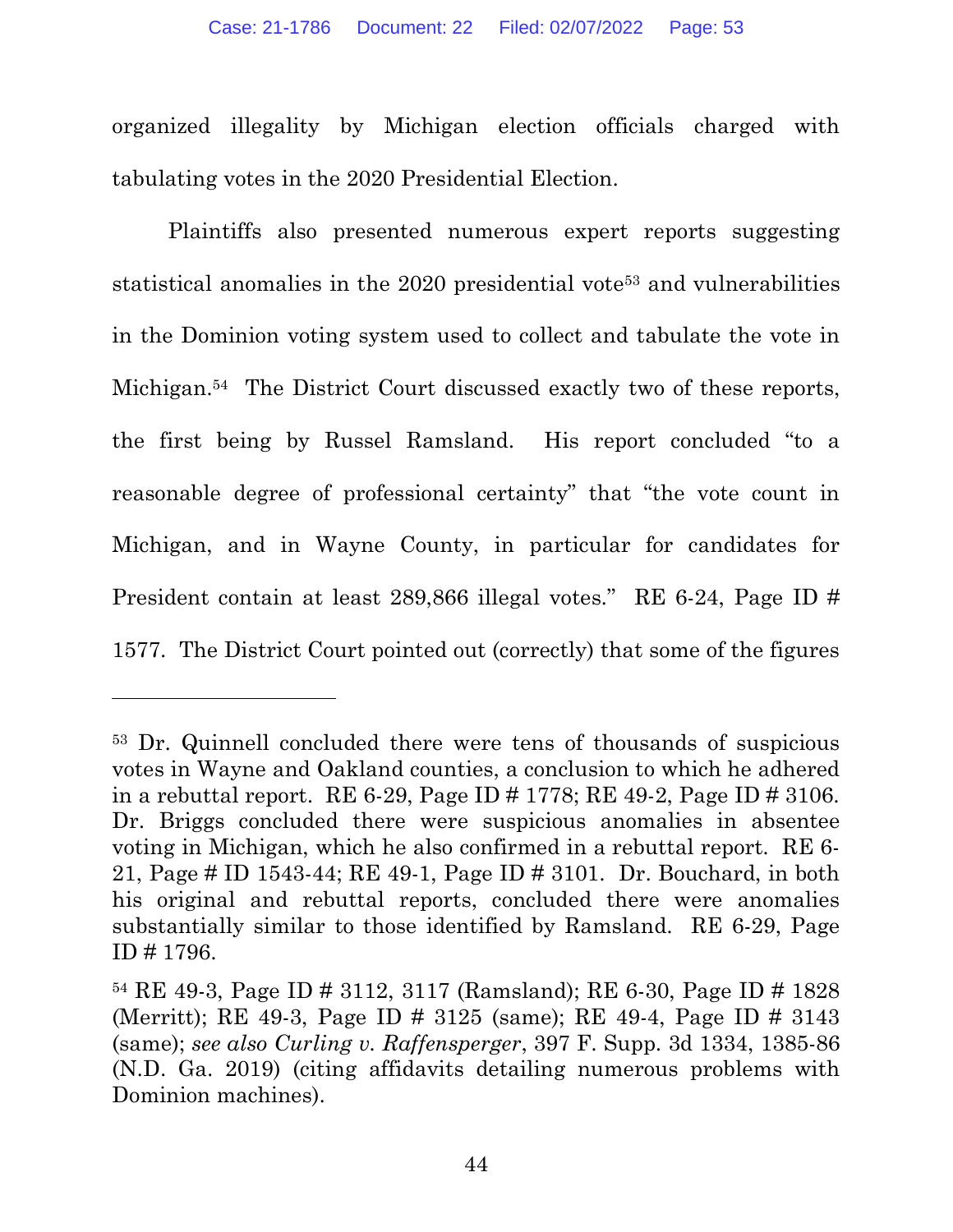organized illegality by Michigan election officials charged with tabulating votes in the 2020 Presidential Election.

Plaintiffs also presented numerous expert reports suggesting statistical anomalies in the 2020 presidential vote[53] and vulnerabilities in the Dominion voting system used to collect and tabulate the vote in Michigan.[54] The District Court discussed exactly two of these reports, the first being by Russel Ramsland. His report concluded "to a reasonable degree of professional certainty" that "the vote count in Michigan, and in Wayne County, in particular for candidates for President contain at least 289,866 illegal votes." RE 6-24, Page ID # 1577. The District Court pointed out (correctly) that some of the figures

---

[53] Dr. Quinnell concluded there were tens of thousands of suspicious votes in Wayne and Oakland counties, a conclusion to which he adhered in a rebuttal report. RE 6-29, Page ID # 1778; RE 49-2, Page ID # 3106. Dr. Briggs concluded there were suspicious anomalies in absentee voting in Michigan, which he also confirmed in a rebuttal report. RE 6-21, Page # ID 1543-44; RE 49-1, Page ID # 3101. Dr. Bouchard, in both his original and rebuttal reports, concluded there were anomalies substantially similar to those identified by Ramsland. RE 6-29, Page ID # 1796.

[54] RE 49-3, Page ID # 3112, 3117 (Ramsland); RE 6-30, Page ID # 1828 (Merritt); RE 49-3, Page ID # 3125 (same); RE 49-4, Page ID # 3143 (same); *see also Curling v. Raffensperger*, 397 F. Supp. 3d 1334, 1385-86 (N.D. Ga. 2019) (citing affidavits detailing numerous problems with Dominion machines).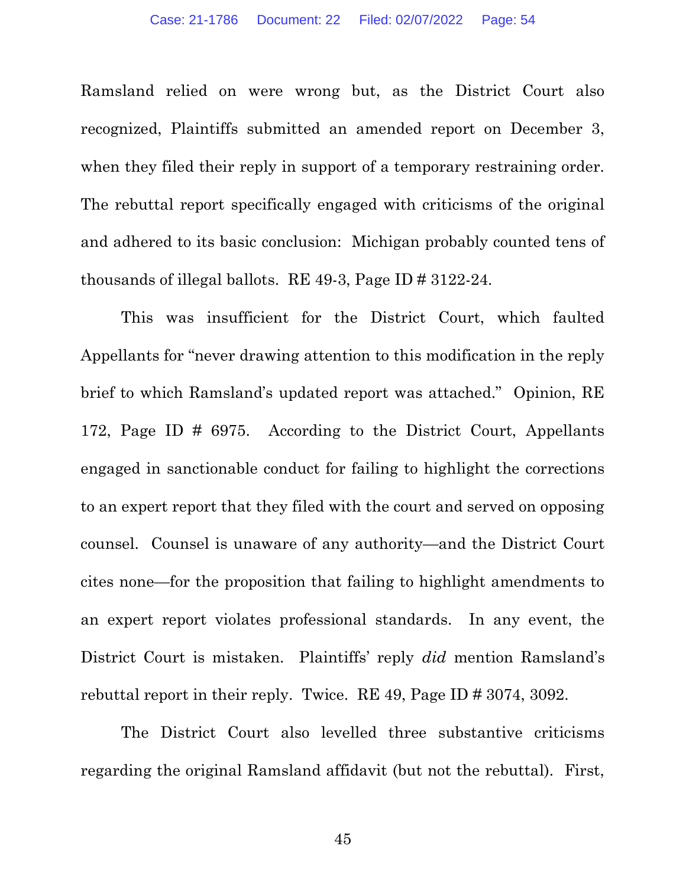Ramsland relied on were wrong but, as the District Court also recognized, Plaintiffs submitted an amended report on December 3, when they filed their reply in support of a temporary restraining order. The rebuttal report specifically engaged with criticisms of the original and adhered to its basic conclusion: Michigan probably counted tens of thousands of illegal ballots. RE 49-3, Page ID # 3122-24.

This was insufficient for the District Court, which faulted Appellants for "never drawing attention to this modification in the reply brief to which Ramsland's updated report was attached." Opinion, RE 172, Page ID # 6975. According to the District Court, Appellants engaged in sanctionable conduct for failing to highlight the corrections to an expert report that they filed with the court and served on opposing counsel. Counsel is unaware of any authority—and the District Court cites none—for the proposition that failing to highlight amendments to an expert report violates professional standards. In any event, the District Court is mistaken. Plaintiffs' reply *did* mention Ramsland's rebuttal report in their reply. Twice. RE 49, Page ID # 3074, 3092.

The District Court also levelled three substantive criticisms regarding the original Ramsland affidavit (but not the rebuttal). First,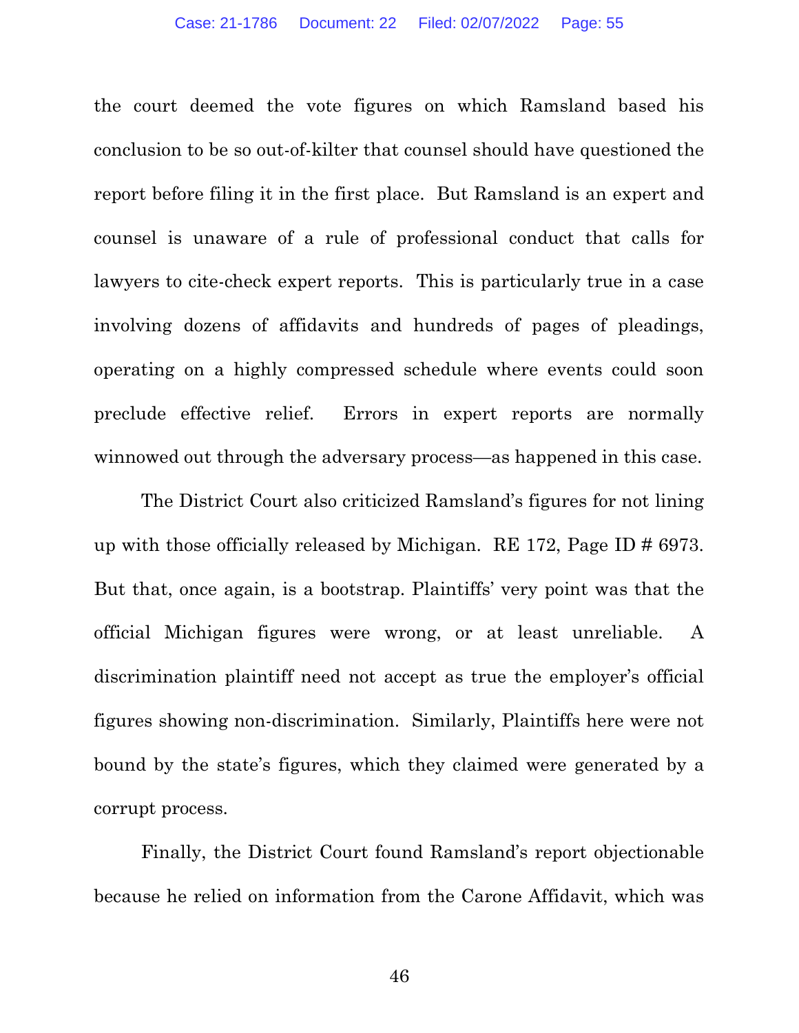the court deemed the vote figures on which Ramsland based his conclusion to be so out-of-kilter that counsel should have questioned the report before filing it in the first place. But Ramsland is an expert and counsel is unaware of a rule of professional conduct that calls for lawyers to cite-check expert reports. This is particularly true in a case involving dozens of affidavits and hundreds of pages of pleadings, operating on a highly compressed schedule where events could soon preclude effective relief. Errors in expert reports are normally winnowed out through the adversary process—as happened in this case.

The District Court also criticized Ramsland's figures for not lining up with those officially released by Michigan. RE 172, Page ID # 6973. But that, once again, is a bootstrap. Plaintiffs' very point was that the official Michigan figures were wrong, or at least unreliable. A discrimination plaintiff need not accept as true the employer's official figures showing non-discrimination. Similarly, Plaintiffs here were not bound by the state's figures, which they claimed were generated by a corrupt process.

Finally, the District Court found Ramsland's report objectionable because he relied on information from the Carone Affidavit, which was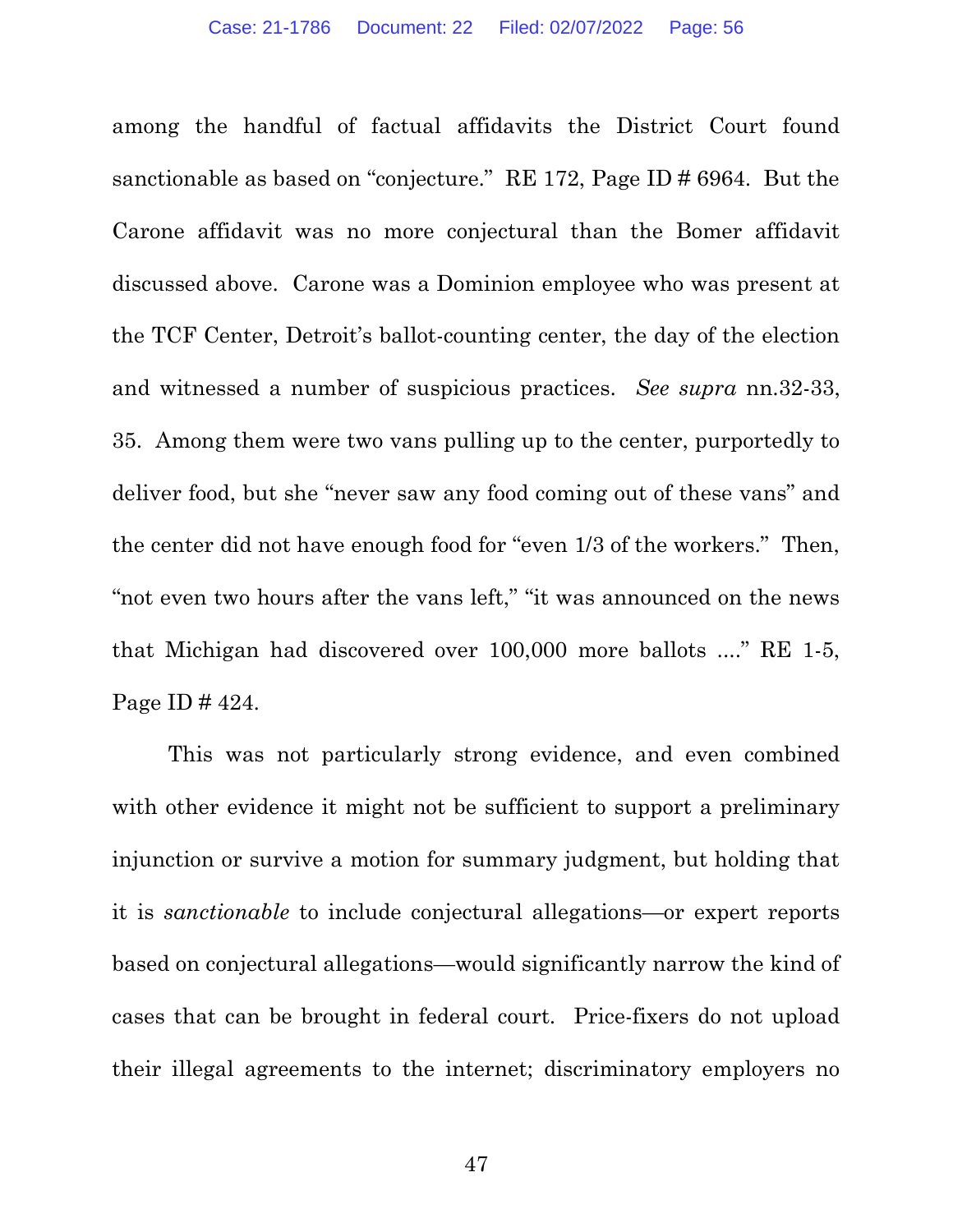among the handful of factual affidavits the District Court found sanctionable as based on "conjecture." RE 172, Page ID # 6964. But the Carone affidavit was no more conjectural than the Bomer affidavit discussed above. Carone was a Dominion employee who was present at the TCF Center, Detroit's ballot-counting center, the day of the election and witnessed a number of suspicious practices. *See supra* nn.32-33, 35. Among them were two vans pulling up to the center, purportedly to deliver food, but she "never saw any food coming out of these vans" and the center did not have enough food for "even 1/3 of the workers." Then, "not even two hours after the vans left," "it was announced on the news that Michigan had discovered over 100,000 more ballots ...." RE 1-5, Page ID # 424.

This was not particularly strong evidence, and even combined with other evidence it might not be sufficient to support a preliminary injunction or survive a motion for summary judgment, but holding that it is *sanctionable* to include conjectural allegations—or expert reports based on conjectural allegations—would significantly narrow the kind of cases that can be brought in federal court. Price-fixers do not upload their illegal agreements to the internet; discriminatory employers no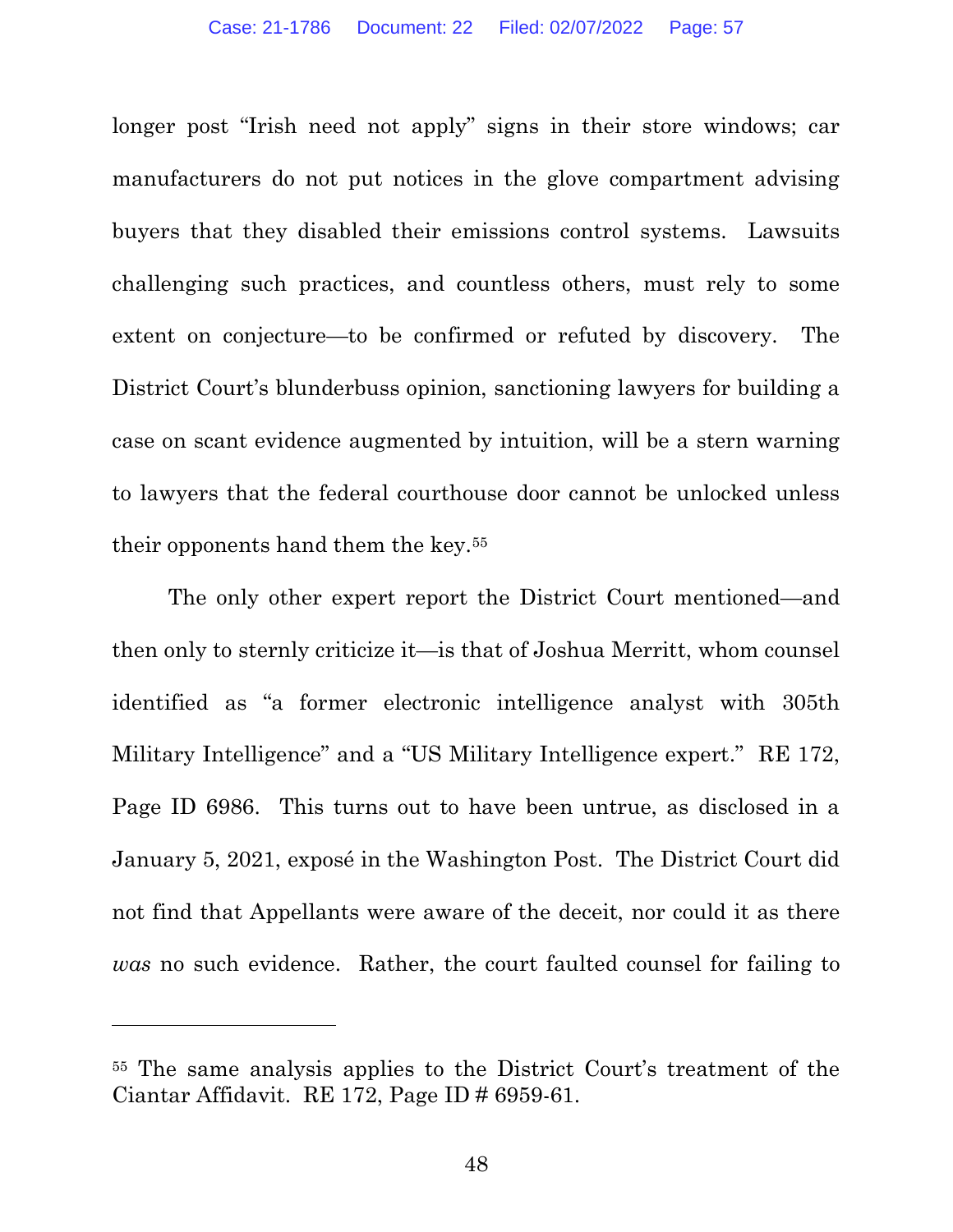longer post "Irish need not apply" signs in their store windows; car manufacturers do not put notices in the glove compartment advising buyers that they disabled their emissions control systems. Lawsuits challenging such practices, and countless others, must rely to some extent on conjecture—to be confirmed or refuted by discovery. The District Court's blunderbuss opinion, sanctioning lawyers for building a case on scant evidence augmented by intuition, will be a stern warning to lawyers that the federal courthouse door cannot be unlocked unless their opponents hand them the key.[55]

The only other expert report the District Court mentioned—and then only to sternly criticize it—is that of Joshua Merritt, whom counsel identified as "a former electronic intelligence analyst with 305th Military Intelligence" and a "US Military Intelligence expert." RE 172, Page ID 6986. This turns out to have been untrue, as disclosed in a January 5, 2021, exposé in the Washington Post. The District Court did not find that Appellants were aware of the deceit, nor could it as there *was* no such evidence. Rather, the court faulted counsel for failing to

---

[55] The same analysis applies to the District Court's treatment of the Ciantar Affidavit. RE 172, Page ID # 6959-61.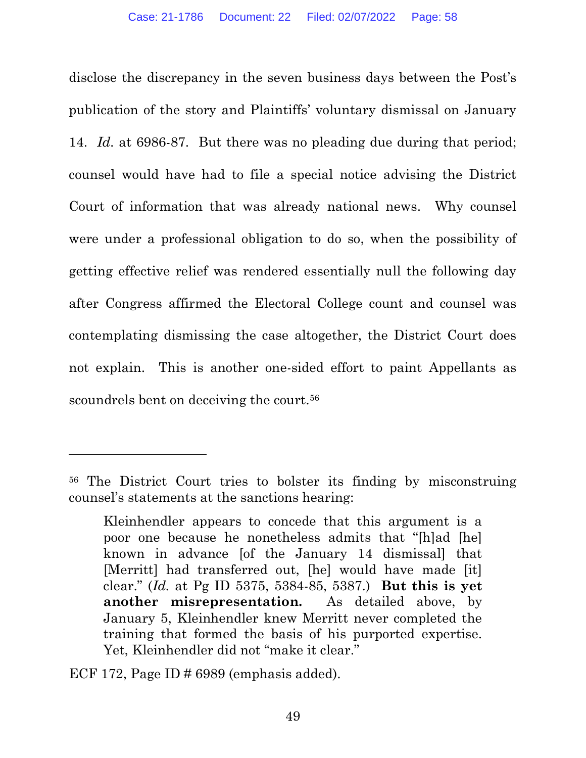disclose the discrepancy in the seven business days between the Post's publication of the story and Plaintiffs' voluntary dismissal on January 14. *Id.* at 6986-87. But there was no pleading due during that period; counsel would have had to file a special notice advising the District Court of information that was already national news. Why counsel were under a professional obligation to do so, when the possibility of getting effective relief was rendered essentially null the following day after Congress affirmed the Electoral College count and counsel was contemplating dismissing the case altogether, the District Court does not explain. This is another one-sided effort to paint Appellants as scoundrels bent on deceiving the court.[56]

---

[56] The District Court tries to bolster its finding by misconstruing counsel's statements at the sanctions hearing:

> Kleinhendler appears to concede that this argument is a poor one because he nonetheless admits that "[h]ad [he] known in advance [of the January 14 dismissal] that [Merritt] had transferred out, [he] would have made [it] clear." (*Id.* at Pg ID 5375, 5384-85, 5387.) **But this is yet another misrepresentation.** As detailed above, by January 5, Kleinhendler knew Merritt never completed the training that formed the basis of his purported expertise. Yet, Kleinhendler did not "make it clear."

ECF 172, Page ID # 6989 (emphasis added).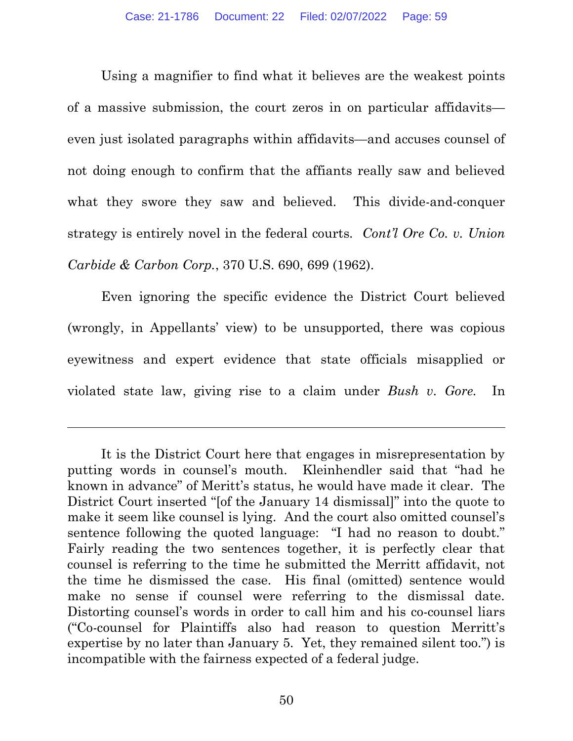Using a magnifier to find what it believes are the weakest points of a massive submission, the court zeros in on particular affidavits—even just isolated paragraphs within affidavits—and accuses counsel of not doing enough to confirm that the affiants really saw and believed what they swore they saw and believed. This divide-and-conquer strategy is entirely novel in the federal courts. *Cont'l Ore Co. v. Union Carbide & Carbon Corp.*, 370 U.S. 690, 699 (1962).

Even ignoring the specific evidence the District Court believed (wrongly, in Appellants' view) to be unsupported, there was copious eyewitness and expert evidence that state officials misapplied or violated state law, giving rise to a claim under *Bush v. Gore.* In

---

It is the District Court here that engages in misrepresentation by putting words in counsel's mouth. Kleinhendler said that "had he known in advance" of Meritt's status, he would have made it clear. The District Court inserted "[of the January 14 dismissal]" into the quote to make it seem like counsel is lying. And the court also omitted counsel's sentence following the quoted language: "I had no reason to doubt." Fairly reading the two sentences together, it is perfectly clear that counsel is referring to the time he submitted the Merritt affidavit, not the time he dismissed the case. His final (omitted) sentence would make no sense if counsel were referring to the dismissal date. Distorting counsel's words in order to call him and his co-counsel liars ("Co-counsel for Plaintiffs also had reason to question Merritt's expertise by no later than January 5. Yet, they remained silent too.") is incompatible with the fairness expected of a federal judge.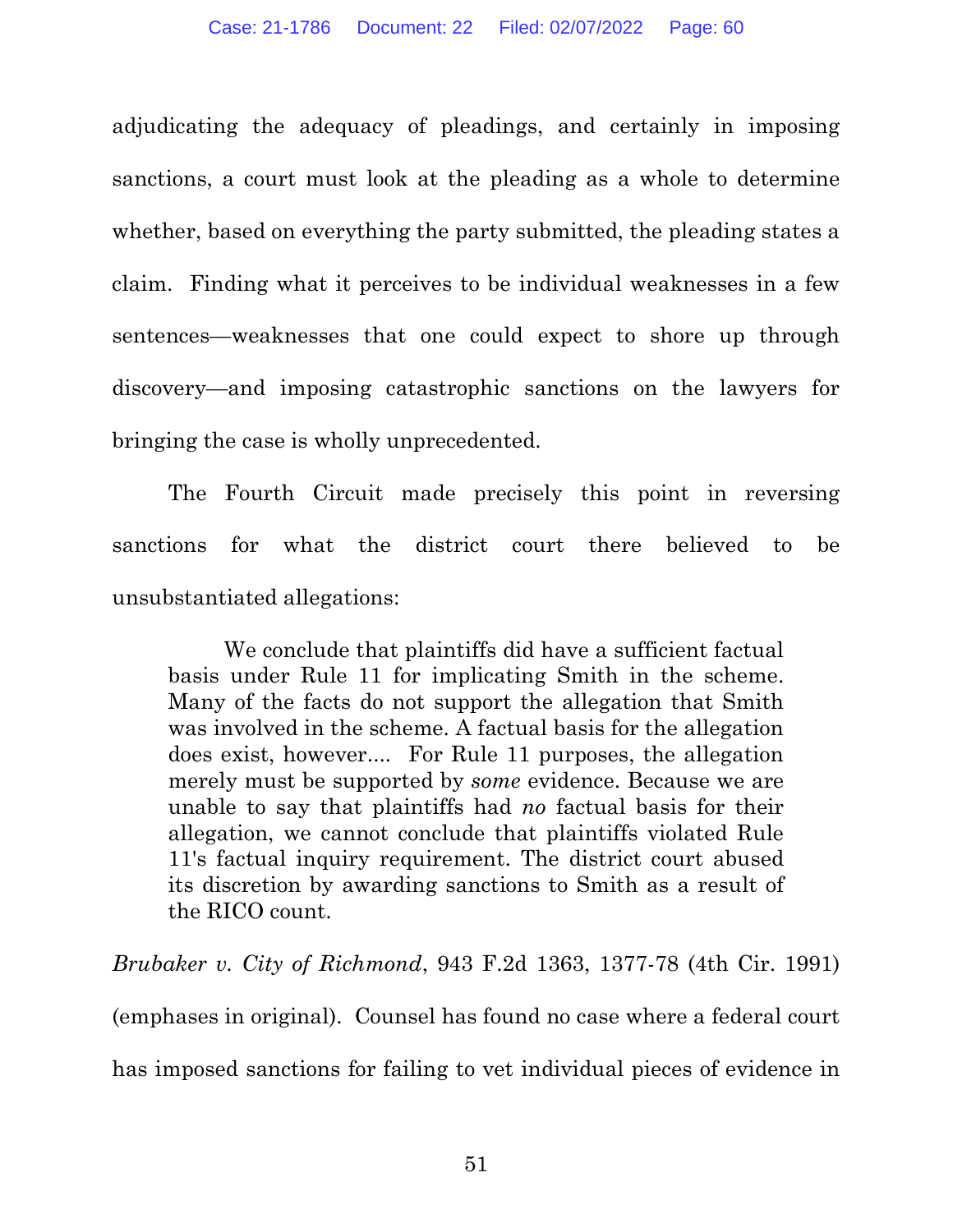adjudicating the adequacy of pleadings, and certainly in imposing sanctions, a court must look at the pleading as a whole to determine whether, based on everything the party submitted, the pleading states a claim. Finding what it perceives to be individual weaknesses in a few sentences—weaknesses that one could expect to shore up through discovery—and imposing catastrophic sanctions on the lawyers for bringing the case is wholly unprecedented.

The Fourth Circuit made precisely this point in reversing sanctions for what the district court there believed to be unsubstantiated allegations:

> We conclude that plaintiffs did have a sufficient factual basis under Rule 11 for implicating Smith in the scheme. Many of the facts do not support the allegation that Smith was involved in the scheme. A factual basis for the allegation does exist, however.... For Rule 11 purposes, the allegation merely must be supported by *some* evidence. Because we are unable to say that plaintiffs had *no* factual basis for their allegation, we cannot conclude that plaintiffs violated Rule 11's factual inquiry requirement. The district court abused its discretion by awarding sanctions to Smith as a result of the RICO count.

*Brubaker v. City of Richmond*, 943 F.2d 1363, 1377-78 (4th Cir. 1991) (emphases in original). Counsel has found no case where a federal court has imposed sanctions for failing to vet individual pieces of evidence in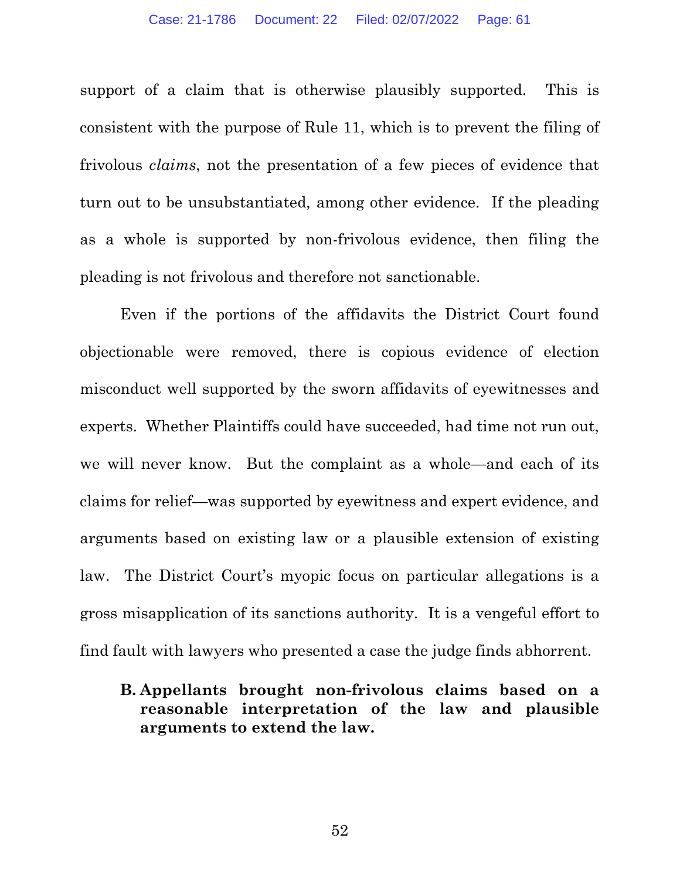support of a claim that is otherwise plausibly supported. This is consistent with the purpose of Rule 11, which is to prevent the filing of frivolous *claims*, not the presentation of a few pieces of evidence that turn out to be unsubstantiated, among other evidence. If the pleading as a whole is supported by non-frivolous evidence, then filing the pleading is not frivolous and therefore not sanctionable.

Even if the portions of the affidavits the District Court found objectionable were removed, there is copious evidence of election misconduct well supported by the sworn affidavits of eyewitnesses and experts. Whether Plaintiffs could have succeeded, had time not run out, we will never know. But the complaint as a whole—and each of its claims for relief—was supported by eyewitness and expert evidence, and arguments based on existing law or a plausible extension of existing law. The District Court's myopic focus on particular allegations is a gross misapplication of its sanctions authority. It is a vengeful effort to find fault with lawyers who presented a case the judge finds abhorrent.

### B. Appellants brought non-frivolous claims based on a reasonable interpretation of the law and plausible arguments to extend the law.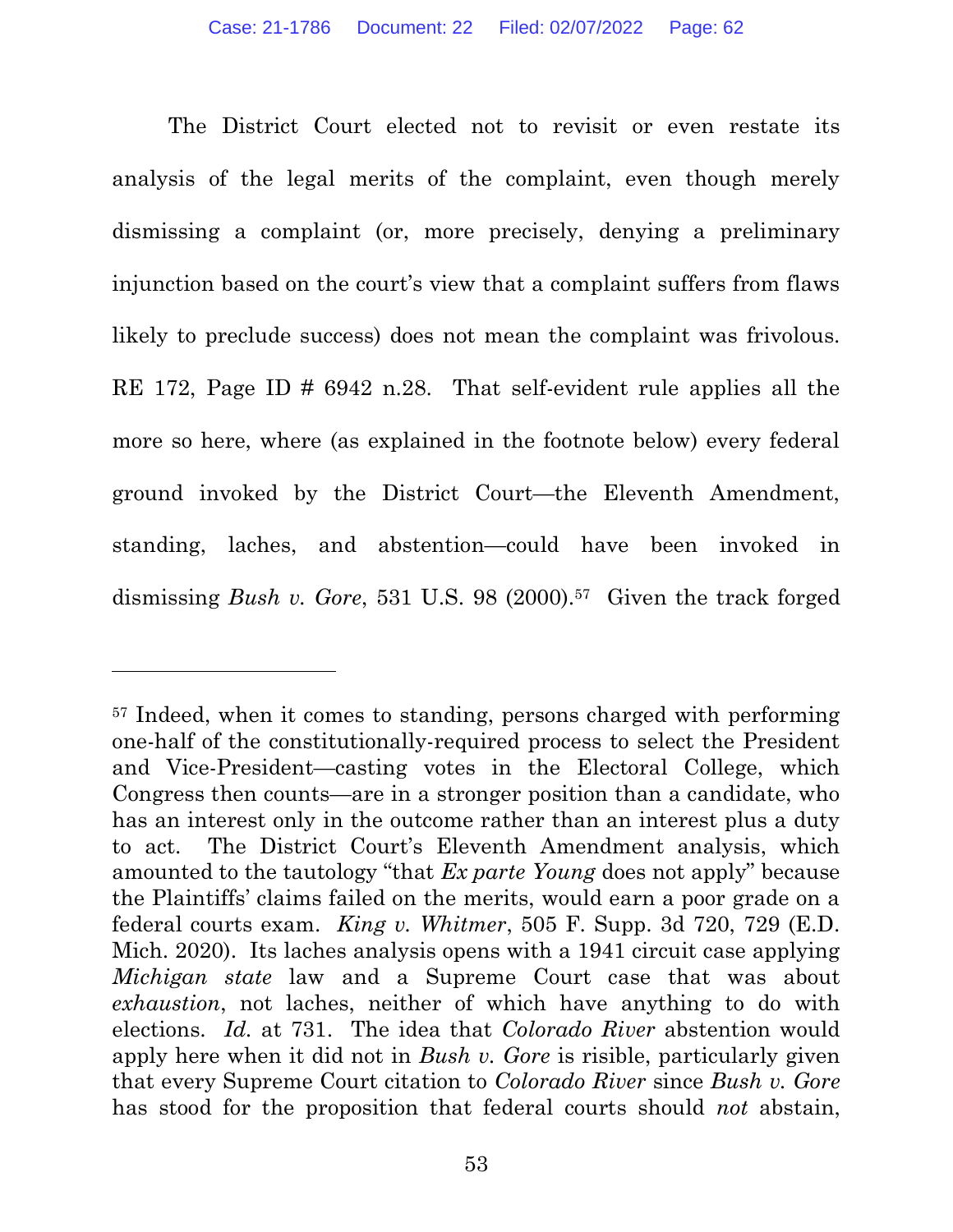The District Court elected not to revisit or even restate its analysis of the legal merits of the complaint, even though merely dismissing a complaint (or, more precisely, denying a preliminary injunction based on the court's view that a complaint suffers from flaws likely to preclude success) does not mean the complaint was frivolous. RE 172, Page ID # 6942 n.28. That self-evident rule applies all the more so here, where (as explained in the footnote below) every federal ground invoked by the District Court—the Eleventh Amendment, standing, laches, and abstention—could have been invoked in dismissing *Bush v. Gore*, 531 U.S. 98 (2000).[57] Given the track forged

---

[57] Indeed, when it comes to standing, persons charged with performing one-half of the constitutionally-required process to select the President and Vice-President—casting votes in the Electoral College, which Congress then counts—are in a stronger position than a candidate, who has an interest only in the outcome rather than an interest plus a duty to act. The District Court's Eleventh Amendment analysis, which amounted to the tautology "that *Ex parte Young* does not apply" because the Plaintiffs' claims failed on the merits, would earn a poor grade on a federal courts exam. *King v. Whitmer*, 505 F. Supp. 3d 720, 729 (E.D. Mich. 2020). Its laches analysis opens with a 1941 circuit case applying *Michigan state* law and a Supreme Court case that was about *exhaustion*, not laches, neither of which have anything to do with elections. *Id.* at 731. The idea that *Colorado River* abstention would apply here when it did not in *Bush v. Gore* is risible, particularly given that every Supreme Court citation to *Colorado River* since *Bush v. Gore* has stood for the proposition that federal courts should *not* abstain,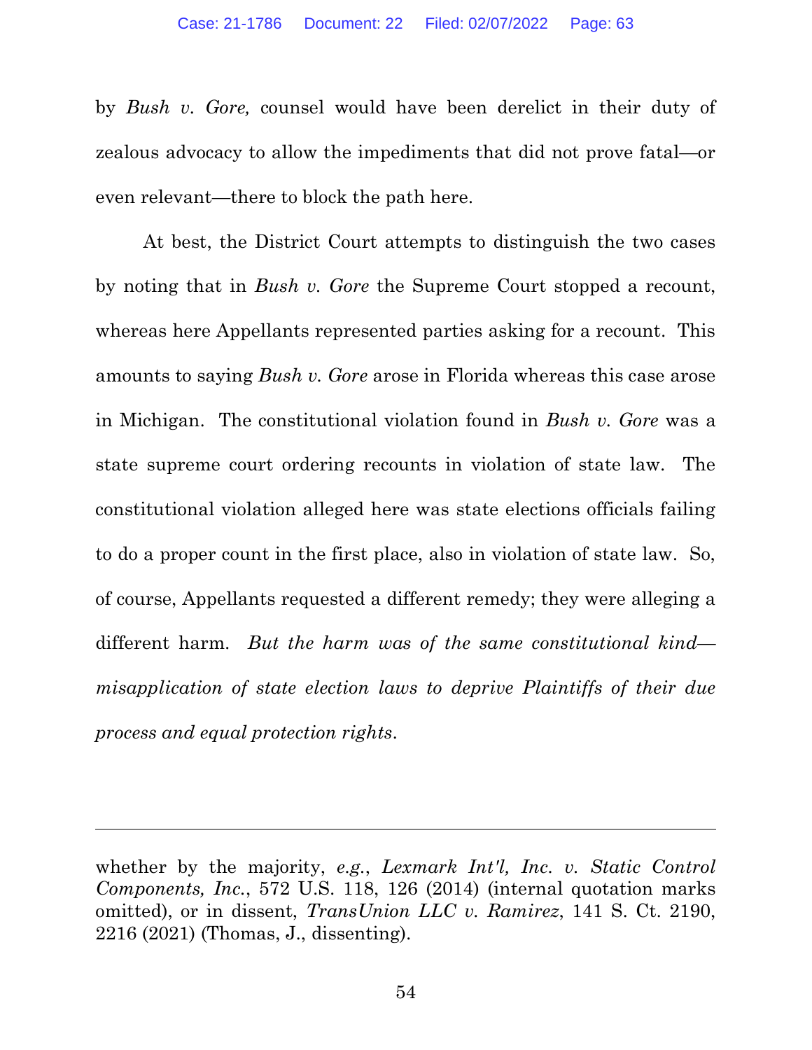by *Bush v. Gore,* counsel would have been derelict in their duty of zealous advocacy to allow the impediments that did not prove fatal—or even relevant—there to block the path here.

At best, the District Court attempts to distinguish the two cases by noting that in *Bush v. Gore* the Supreme Court stopped a recount, whereas here Appellants represented parties asking for a recount. This amounts to saying *Bush v. Gore* arose in Florida whereas this case arose in Michigan. The constitutional violation found in *Bush v. Gore* was a state supreme court ordering recounts in violation of state law. The constitutional violation alleged here was state elections officials failing to do a proper count in the first place, also in violation of state law. So, of course, Appellants requested a different remedy; they were alleging a different harm. *But the harm was of the same constitutional kind—misapplication of state election laws to deprive Plaintiffs of their due process and equal protection rights*.

---

whether by the majority, *e.g.*, *Lexmark Int'l, Inc. v. Static Control Components, Inc.*, 572 U.S. 118, 126 (2014) (internal quotation marks omitted), or in dissent, *TransUnion LLC v. Ramirez*, 141 S. Ct. 2190, 2216 (2021) (Thomas, J., dissenting).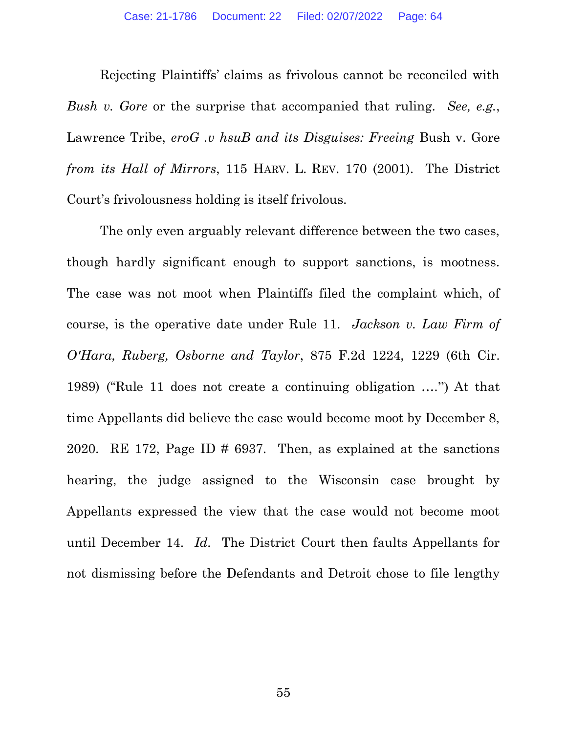Rejecting Plaintiffs' claims as frivolous cannot be reconciled with *Bush v. Gore* or the surprise that accompanied that ruling. *See, e.g.*, Lawrence Tribe, *eroG .v hsuB and its Disguises: Freeing* Bush v. Gore *from its Hall of Mirrors*, 115 HARV. L. REV. 170 (2001). The District Court's frivolousness holding is itself frivolous.

The only even arguably relevant difference between the two cases, though hardly significant enough to support sanctions, is mootness. The case was not moot when Plaintiffs filed the complaint which, of course, is the operative date under Rule 11. *Jackson v. Law Firm of O'Hara, Ruberg, Osborne and Taylor*, 875 F.2d 1224, 1229 (6th Cir. 1989) ("Rule 11 does not create a continuing obligation ....") At that time Appellants did believe the case would become moot by December 8, 2020. RE 172, Page ID # 6937. Then, as explained at the sanctions hearing, the judge assigned to the Wisconsin case brought by Appellants expressed the view that the case would not become moot until December 14. *Id.* The District Court then faults Appellants for not dismissing before the Defendants and Detroit chose to file lengthy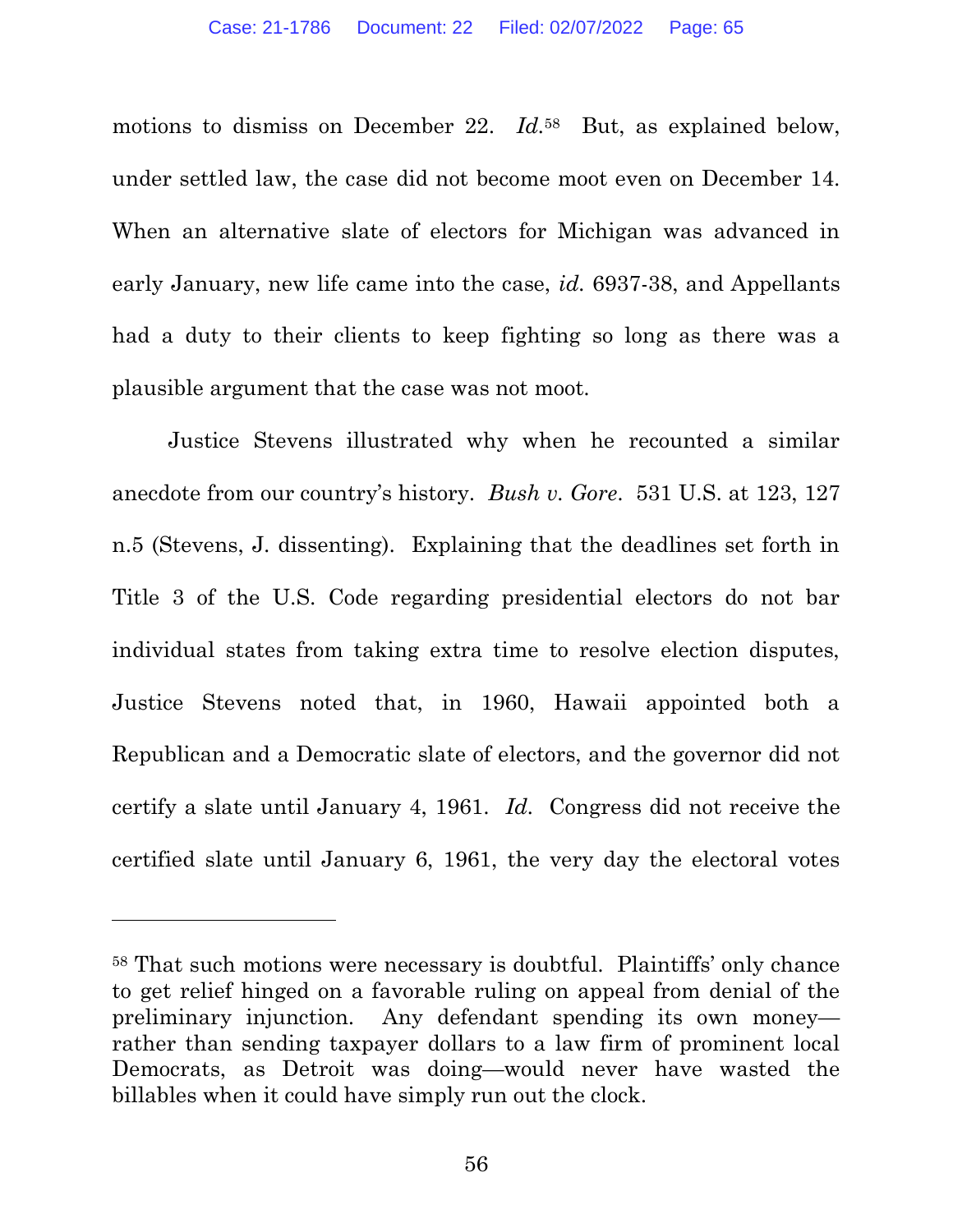motions to dismiss on December 22. *Id.*[58] But, as explained below, under settled law, the case did not become moot even on December 14. When an alternative slate of electors for Michigan was advanced in early January, new life came into the case, *id.* 6937-38, and Appellants had a duty to their clients to keep fighting so long as there was a plausible argument that the case was not moot.

Justice Stevens illustrated why when he recounted a similar anecdote from our country's history. *Bush v. Gore*. 531 U.S. at 123, 127 n.5 (Stevens, J. dissenting). Explaining that the deadlines set forth in Title 3 of the U.S. Code regarding presidential electors do not bar individual states from taking extra time to resolve election disputes, Justice Stevens noted that, in 1960, Hawaii appointed both a Republican and a Democratic slate of electors, and the governor did not certify a slate until January 4, 1961. *Id.* Congress did not receive the certified slate until January 6, 1961, the very day the electoral votes

---

[58] That such motions were necessary is doubtful. Plaintiffs' only chance to get relief hinged on a favorable ruling on appeal from denial of the preliminary injunction. Any defendant spending its own money—rather than sending taxpayer dollars to a law firm of prominent local Democrats, as Detroit was doing—would never have wasted the billables when it could have simply run out the clock.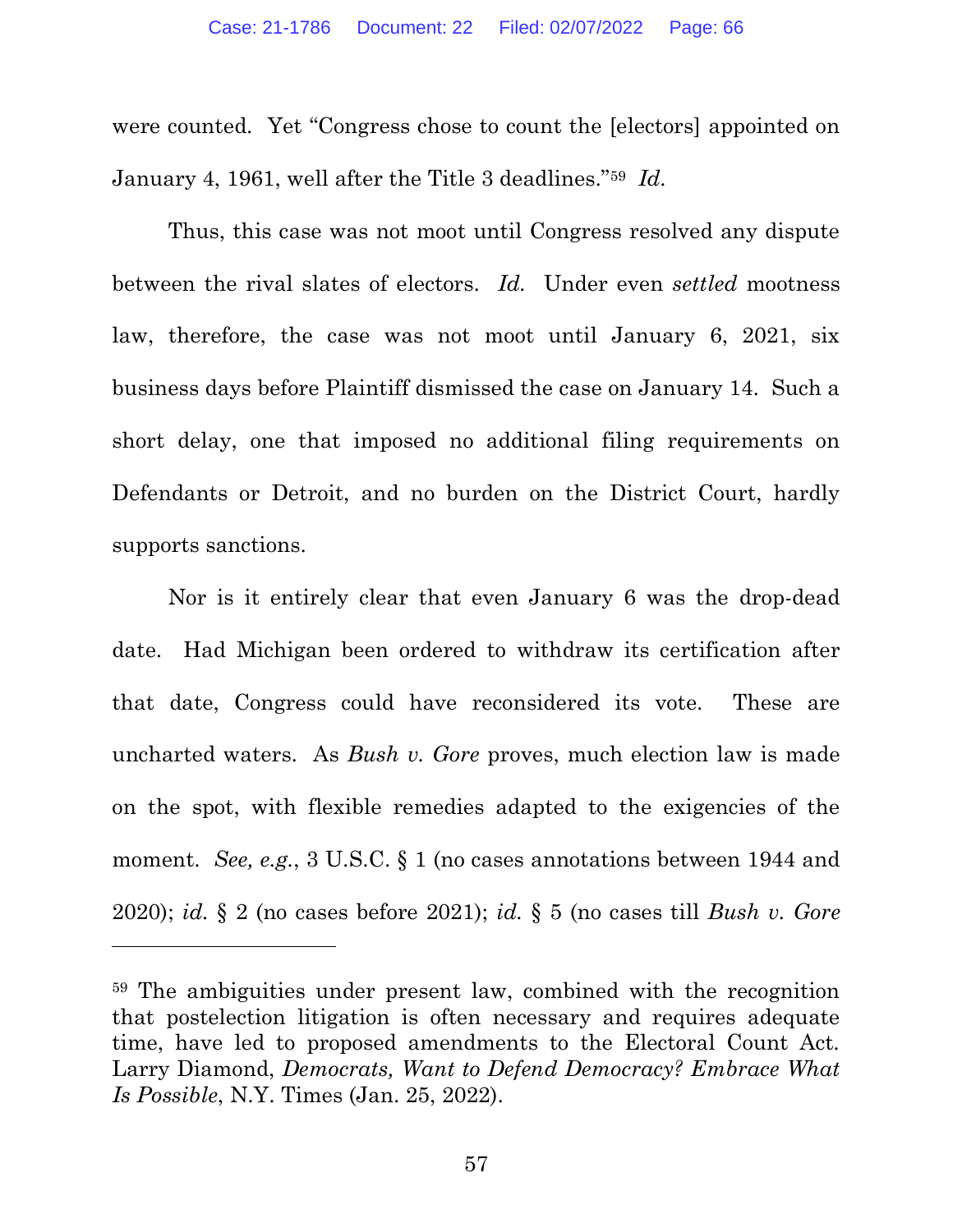were counted. Yet "Congress chose to count the [electors] appointed on January 4, 1961, well after the Title 3 deadlines."[59] *Id.*

Thus, this case was not moot until Congress resolved any dispute between the rival slates of electors. *Id.* Under even *settled* mootness law, therefore, the case was not moot until January 6, 2021, six business days before Plaintiff dismissed the case on January 14. Such a short delay, one that imposed no additional filing requirements on Defendants or Detroit, and no burden on the District Court, hardly supports sanctions.

Nor is it entirely clear that even January 6 was the drop-dead date. Had Michigan been ordered to withdraw its certification after that date, Congress could have reconsidered its vote. These are uncharted waters. As *Bush v. Gore* proves, much election law is made on the spot, with flexible remedies adapted to the exigencies of the moment. *See, e.g.*, 3 U.S.C. § 1 (no cases annotations between 1944 and 2020); *id.* § 2 (no cases before 2021); *id.* § 5 (no cases till *Bush v. Gore*

---

[59] The ambiguities under present law, combined with the recognition that postelection litigation is often necessary and requires adequate time, have led to proposed amendments to the Electoral Count Act. Larry Diamond, *Democrats, Want to Defend Democracy? Embrace What Is Possible*, N.Y. Times (Jan. 25, 2022).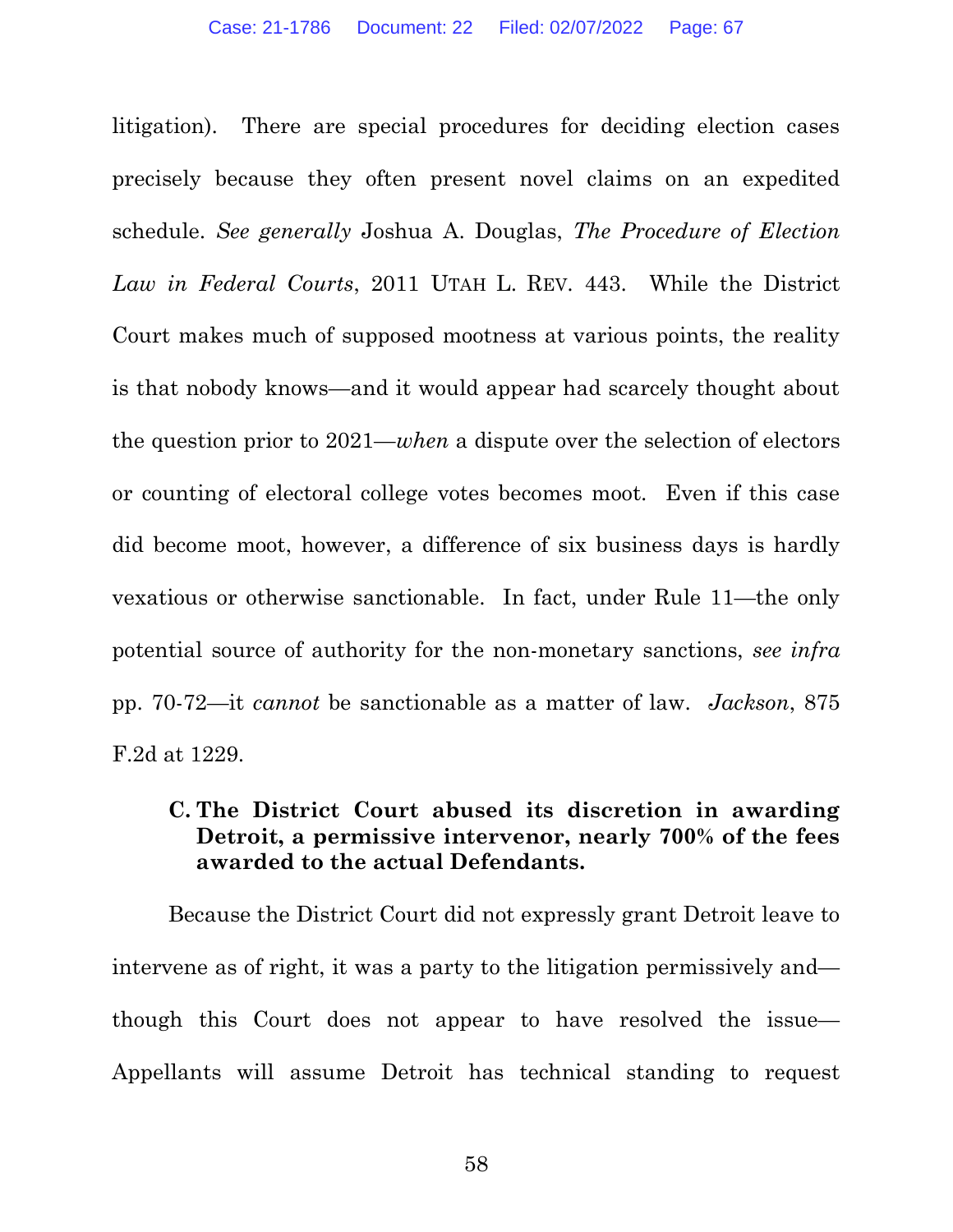litigation). There are special procedures for deciding election cases precisely because they often present novel claims on an expedited schedule. *See generally* Joshua A. Douglas, *The Procedure of Election Law in Federal Courts*, 2011 UTAH L. REV. 443. While the District Court makes much of supposed mootness at various points, the reality is that nobody knows—and it would appear had scarcely thought about the question prior to 2021—*when* a dispute over the selection of electors or counting of electoral college votes becomes moot. Even if this case did become moot, however, a difference of six business days is hardly vexatious or otherwise sanctionable. In fact, under Rule 11—the only potential source of authority for the non-monetary sanctions, *see infra* pp. 70-72—it *cannot* be sanctionable as a matter of law. *Jackson*, 875 F.2d at 1229.

### C. The District Court abused its discretion in awarding Detroit, a permissive intervenor, nearly 700% of the fees awarded to the actual Defendants.

Because the District Court did not expressly grant Detroit leave to intervene as of right, it was a party to the litigation permissively and—though this Court does not appear to have resolved the issue—Appellants will assume Detroit has technical standing to request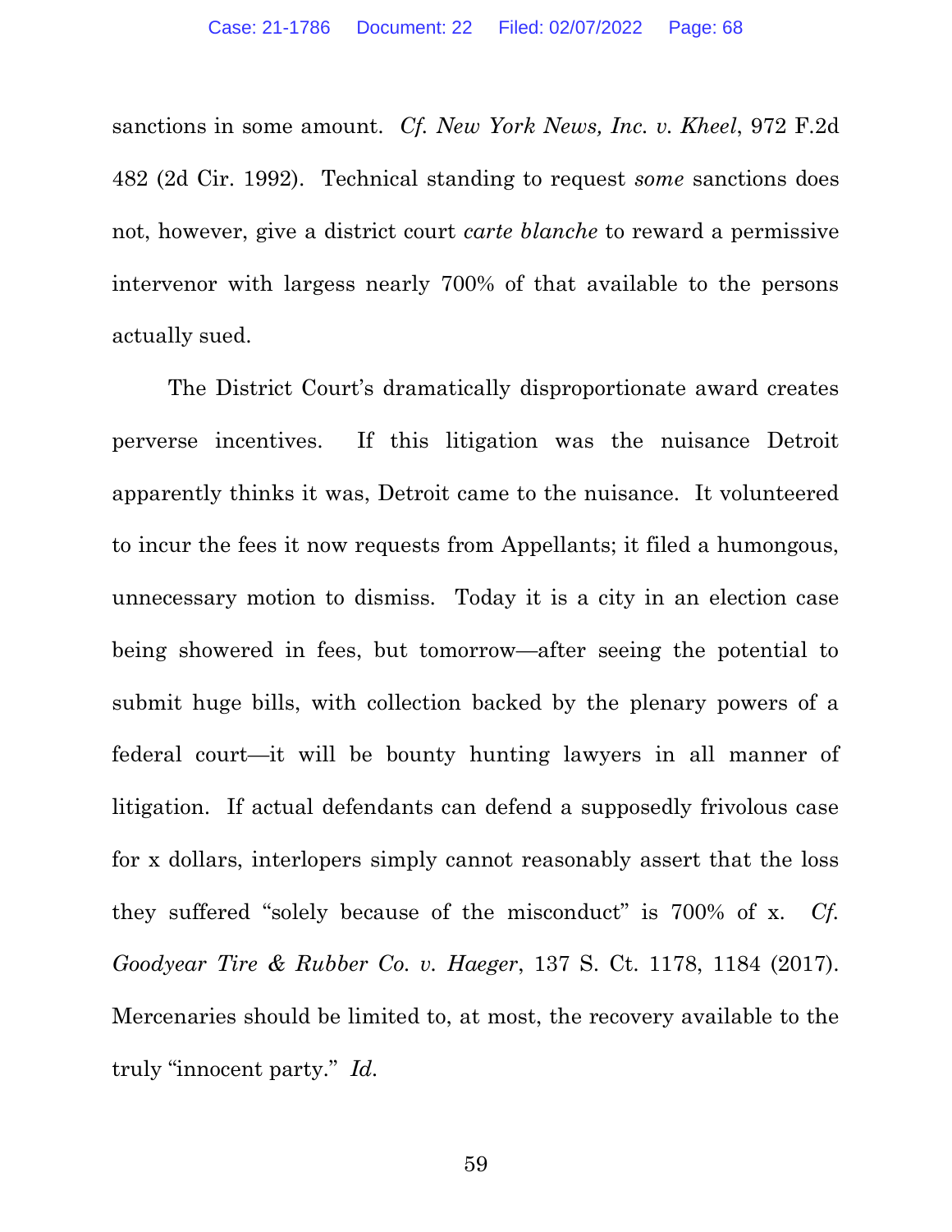sanctions in some amount. *Cf. New York News, Inc. v. Kheel*, 972 F.2d 482 (2d Cir. 1992). Technical standing to request *some* sanctions does not, however, give a district court *carte blanche* to reward a permissive intervenor with largess nearly 700% of that available to the persons actually sued.

The District Court's dramatically disproportionate award creates perverse incentives. If this litigation was the nuisance Detroit apparently thinks it was, Detroit came to the nuisance. It volunteered to incur the fees it now requests from Appellants; it filed a humongous, unnecessary motion to dismiss. Today it is a city in an election case being showered in fees, but tomorrow—after seeing the potential to submit huge bills, with collection backed by the plenary powers of a federal court—it will be bounty hunting lawyers in all manner of litigation. If actual defendants can defend a supposedly frivolous case for x dollars, interlopers simply cannot reasonably assert that the loss they suffered "solely because of the misconduct" is 700% of x. *Cf. Goodyear Tire & Rubber Co. v. Haeger*, 137 S. Ct. 1178, 1184 (2017). Mercenaries should be limited to, at most, the recovery available to the truly "innocent party." *Id.*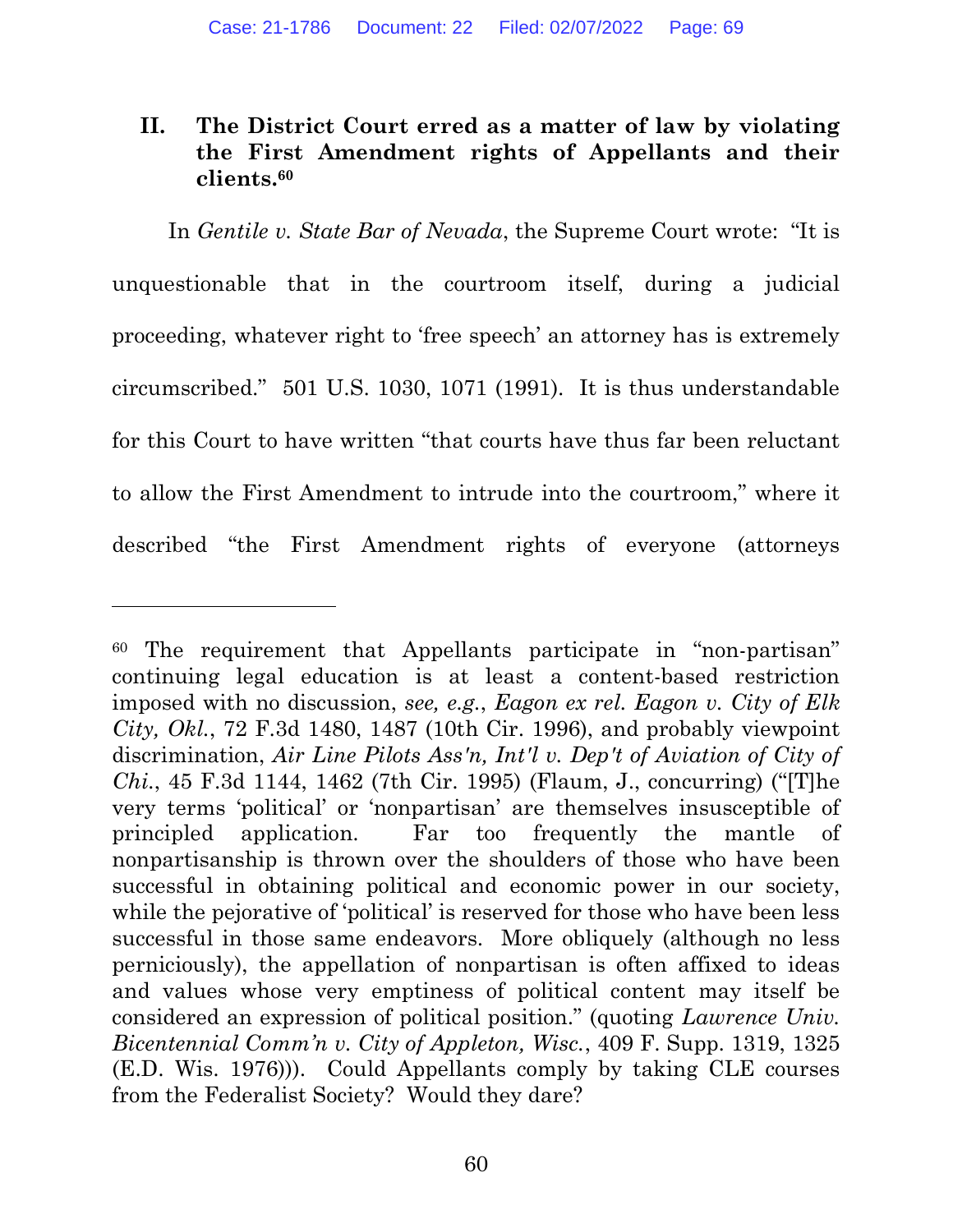## II. The District Court erred as a matter of law by violating the First Amendment rights of Appellants and their clients.[60]

In *Gentile v. State Bar of Nevada*, the Supreme Court wrote: "It is unquestionable that in the courtroom itself, during a judicial proceeding, whatever right to 'free speech' an attorney has is extremely circumscribed." 501 U.S. 1030, 1071 (1991). It is thus understandable for this Court to have written "that courts have thus far been reluctant to allow the First Amendment to intrude into the courtroom," where it described "the First Amendment rights of everyone (attorneys

---

[60] The requirement that Appellants participate in "non-partisan" continuing legal education is at least a content-based restriction imposed with no discussion, *see, e.g.*, *Eagon ex rel. Eagon v. City of Elk City, Okl.*, 72 F.3d 1480, 1487 (10th Cir. 1996), and probably viewpoint discrimination, *Air Line Pilots Ass'n, Int'l v. Dep't of Aviation of City of Chi.*, 45 F.3d 1144, 1462 (7th Cir. 1995) (Flaum, J., concurring) ("[T]he very terms 'political' or 'nonpartisan' are themselves insusceptible of principled application. Far too frequently the mantle of nonpartisanship is thrown over the shoulders of those who have been successful in obtaining political and economic power in our society, while the pejorative of 'political' is reserved for those who have been less successful in those same endeavors. More obliquely (although no less perniciously), the appellation of nonpartisan is often affixed to ideas and values whose very emptiness of political content may itself be considered an expression of political position." (quoting *Lawrence Univ. Bicentennial Comm'n v. City of Appleton, Wisc.*, 409 F. Supp. 1319, 1325 (E.D. Wis. 1976))). Could Appellants comply by taking CLE courses from the Federalist Society? Would they dare?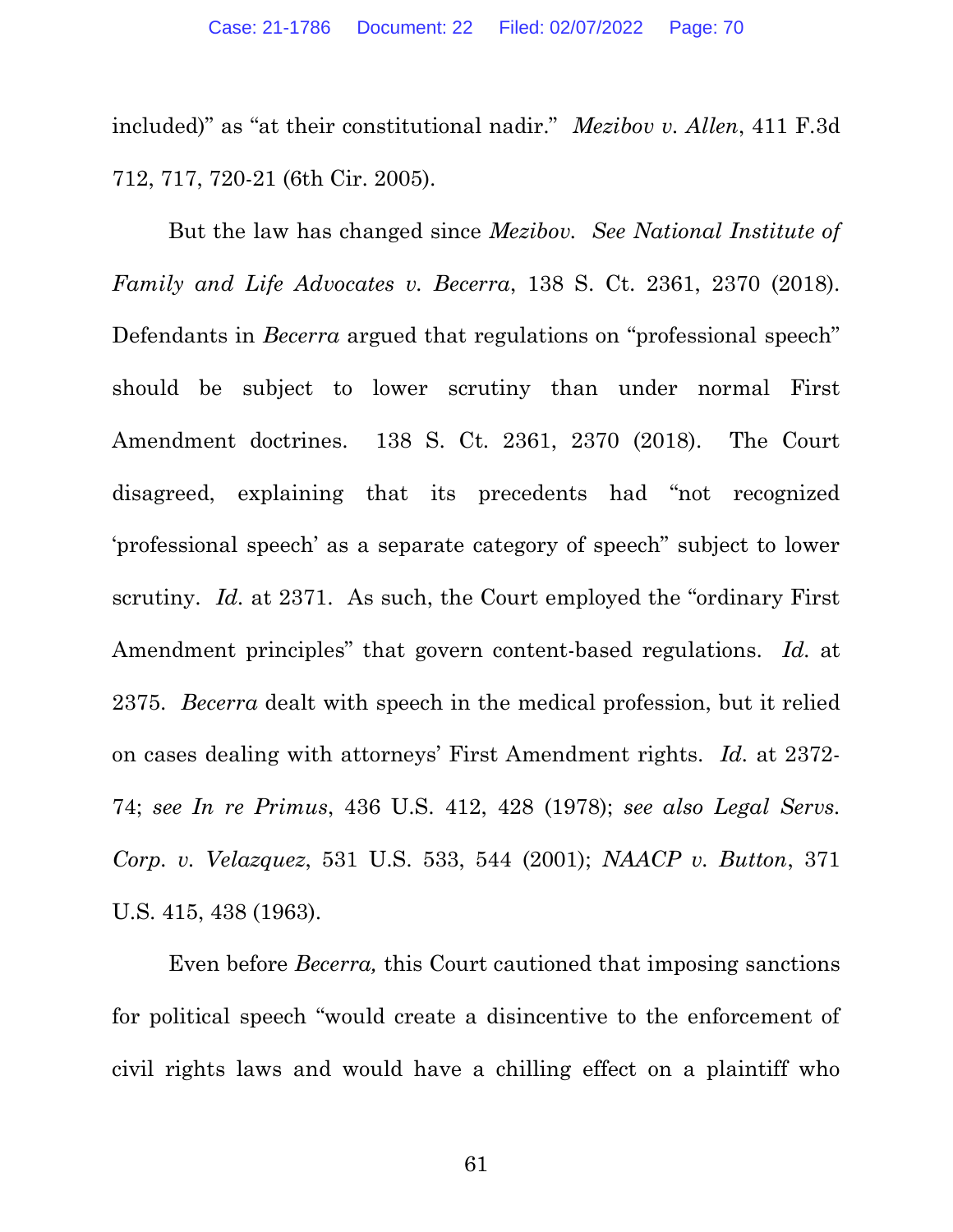included)" as "at their constitutional nadir." *Mezibov v. Allen*, 411 F.3d 712, 717, 720-21 (6th Cir. 2005).

But the law has changed since *Mezibov*. *See National Institute of Family and Life Advocates v. Becerra*, 138 S. Ct. 2361, 2370 (2018). Defendants in *Becerra* argued that regulations on "professional speech" should be subject to lower scrutiny than under normal First Amendment doctrines. 138 S. Ct. 2361, 2370 (2018). The Court disagreed, explaining that its precedents had "not recognized 'professional speech' as a separate category of speech" subject to lower scrutiny. *Id.* at 2371. As such, the Court employed the "ordinary First Amendment principles" that govern content-based regulations. *Id.* at 2375. *Becerra* dealt with speech in the medical profession, but it relied on cases dealing with attorneys' First Amendment rights. *Id.* at 2372-74; *see In re Primus*, 436 U.S. 412, 428 (1978); *see also Legal Servs. Corp. v. Velazquez*, 531 U.S. 533, 544 (2001); *NAACP v. Button*, 371 U.S. 415, 438 (1963).

Even before *Becerra,* this Court cautioned that imposing sanctions for political speech "would create a disincentive to the enforcement of civil rights laws and would have a chilling effect on a plaintiff who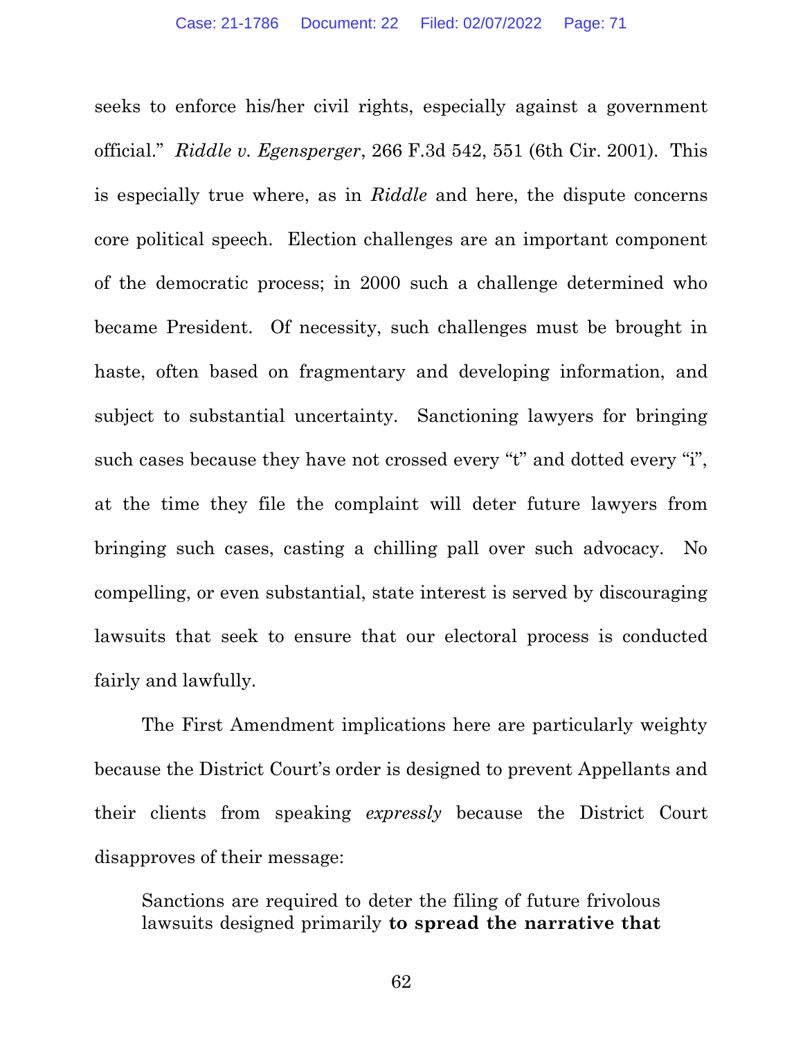seeks to enforce his/her civil rights, especially against a government official." *Riddle v. Egensperger*, 266 F.3d 542, 551 (6th Cir. 2001). This is especially true where, as in *Riddle* and here, the dispute concerns core political speech. Election challenges are an important component of the democratic process; in 2000 such a challenge determined who became President. Of necessity, such challenges must be brought in haste, often based on fragmentary and developing information, and subject to substantial uncertainty. Sanctioning lawyers for bringing such cases because they have not crossed every "t" and dotted every "i", at the time they file the complaint will deter future lawyers from bringing such cases, casting a chilling pall over such advocacy. No compelling, or even substantial, state interest is served by discouraging lawsuits that seek to ensure that our electoral process is conducted fairly and lawfully.

The First Amendment implications here are particularly weighty because the District Court's order is designed to prevent Appellants and their clients from speaking *expressly* because the District Court disapproves of their message:

> Sanctions are required to deter the filing of future frivolous lawsuits designed primarily **to spread the narrative that**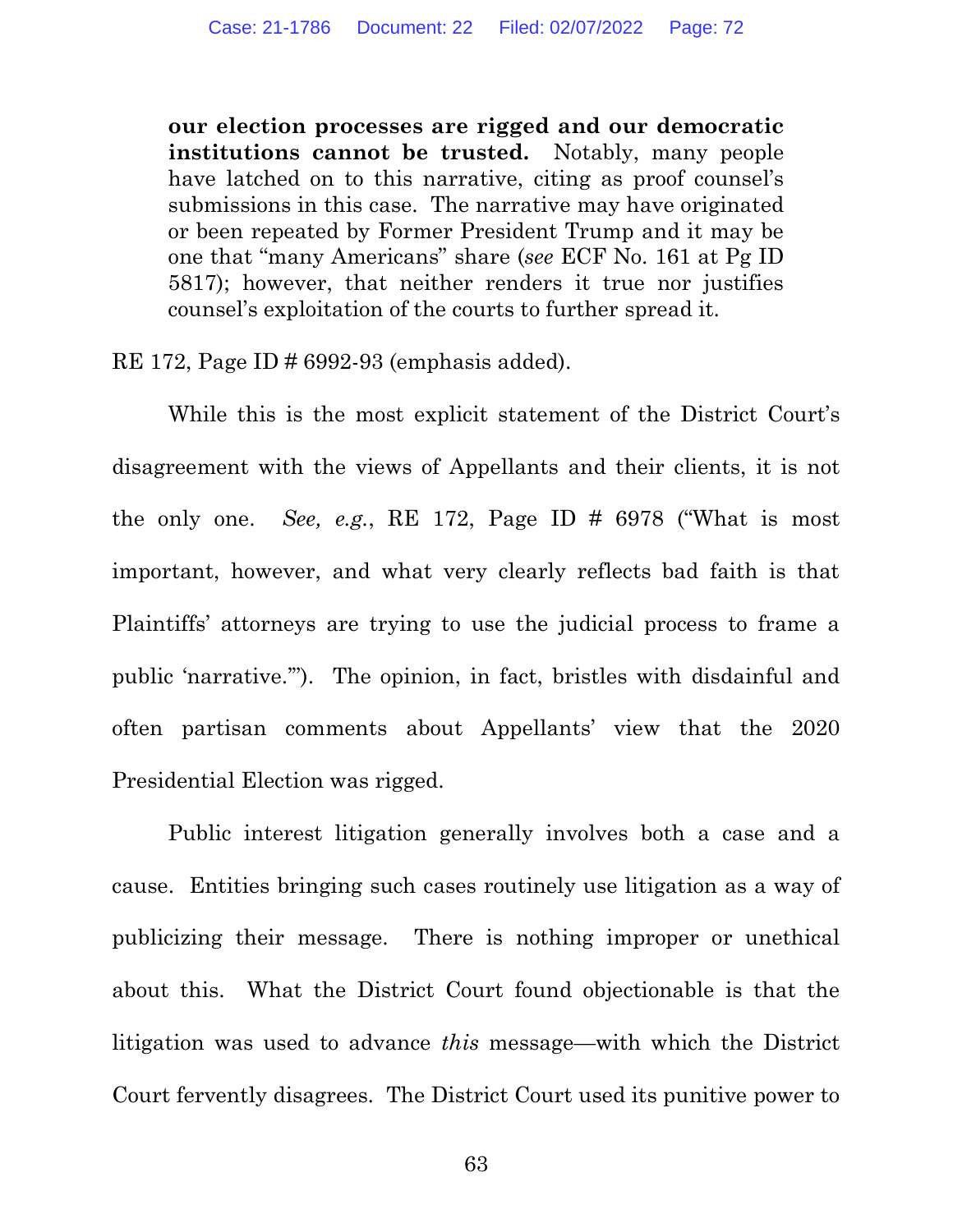> **our election processes are rigged and our democratic institutions cannot be trusted.** Notably, many people have latched on to this narrative, citing as proof counsel's submissions in this case. The narrative may have originated or been repeated by Former President Trump and it may be one that "many Americans" share (*see* ECF No. 161 at Pg ID 5817); however, that neither renders it true nor justifies counsel's exploitation of the courts to further spread it.

RE 172, Page ID # 6992-93 (emphasis added).

While this is the most explicit statement of the District Court's disagreement with the views of Appellants and their clients, it is not the only one. *See, e.g.*, RE 172, Page ID # 6978 ("What is most important, however, and what very clearly reflects bad faith is that Plaintiffs' attorneys are trying to use the judicial process to frame a public 'narrative.'"). The opinion, in fact, bristles with disdainful and often partisan comments about Appellants' view that the 2020 Presidential Election was rigged.

Public interest litigation generally involves both a case and a cause. Entities bringing such cases routinely use litigation as a way of publicizing their message. There is nothing improper or unethical about this. What the District Court found objectionable is that the litigation was used to advance *this* message—with which the District Court fervently disagrees. The District Court used its punitive power to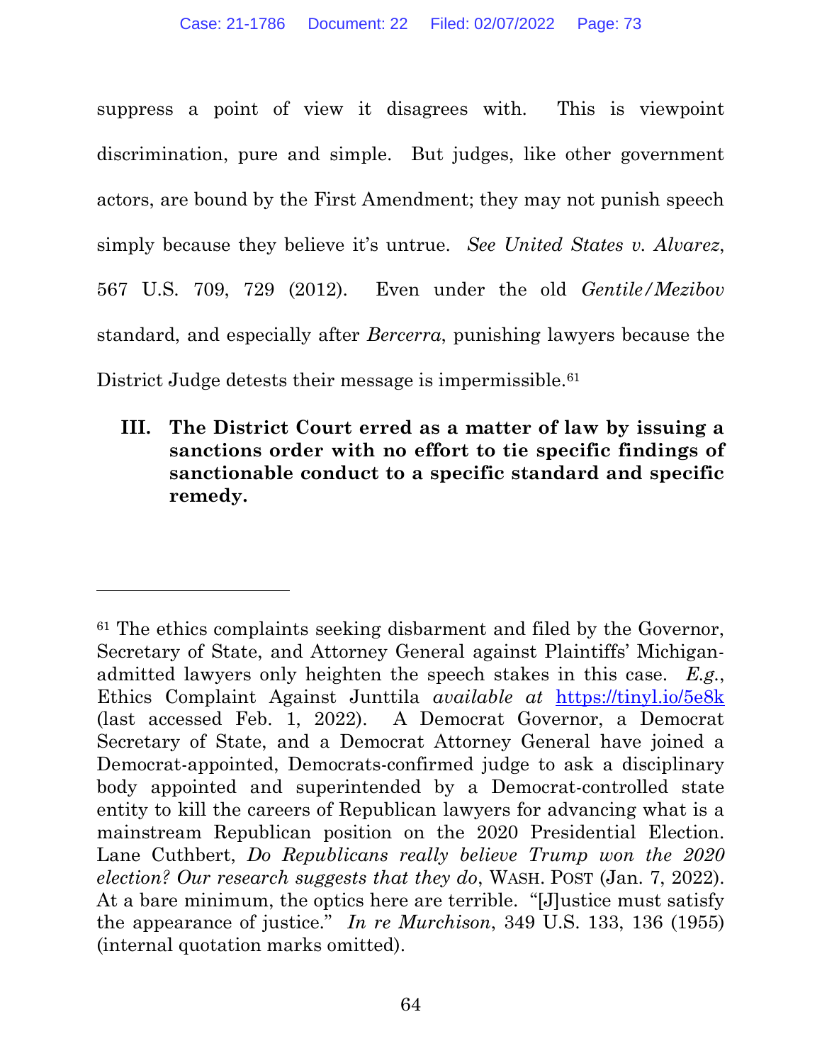suppress a point of view it disagrees with. This is viewpoint discrimination, pure and simple. But judges, like other government actors, are bound by the First Amendment; they may not punish speech simply because they believe it's untrue. *See United States v. Alvarez*, 567 U.S. 709, 729 (2012). Even under the old *Gentile/Mezibov* standard, and especially after *Bercerra*, punishing lawyers because the District Judge detests their message is impermissible.[61]

### III. The District Court erred as a matter of law by issuing a sanctions order with no effort to tie specific findings of sanctionable conduct to a specific standard and specific remedy.

---

[61] The ethics complaints seeking disbarment and filed by the Governor, Secretary of State, and Attorney General against Plaintiffs' Michigan-admitted lawyers only heighten the speech stakes in this case. *E.g.*, Ethics Complaint Against Junttila *available at* https://tinyl.io/5e8k (last accessed Feb. 1, 2022). A Democrat Governor, a Democrat Secretary of State, and a Democrat Attorney General have joined a Democrat-appointed, Democrats-confirmed judge to ask a disciplinary body appointed and superintended by a Democrat-controlled state entity to kill the careers of Republican lawyers for advancing what is a mainstream Republican position on the 2020 Presidential Election. Lane Cuthbert, *Do Republicans really believe Trump won the 2020 election? Our research suggests that they do*, WASH. POST (Jan. 7, 2022). At a bare minimum, the optics here are terrible. "[J]ustice must satisfy the appearance of justice." *In re Murchison*, 349 U.S. 133, 136 (1955) (internal quotation marks omitted).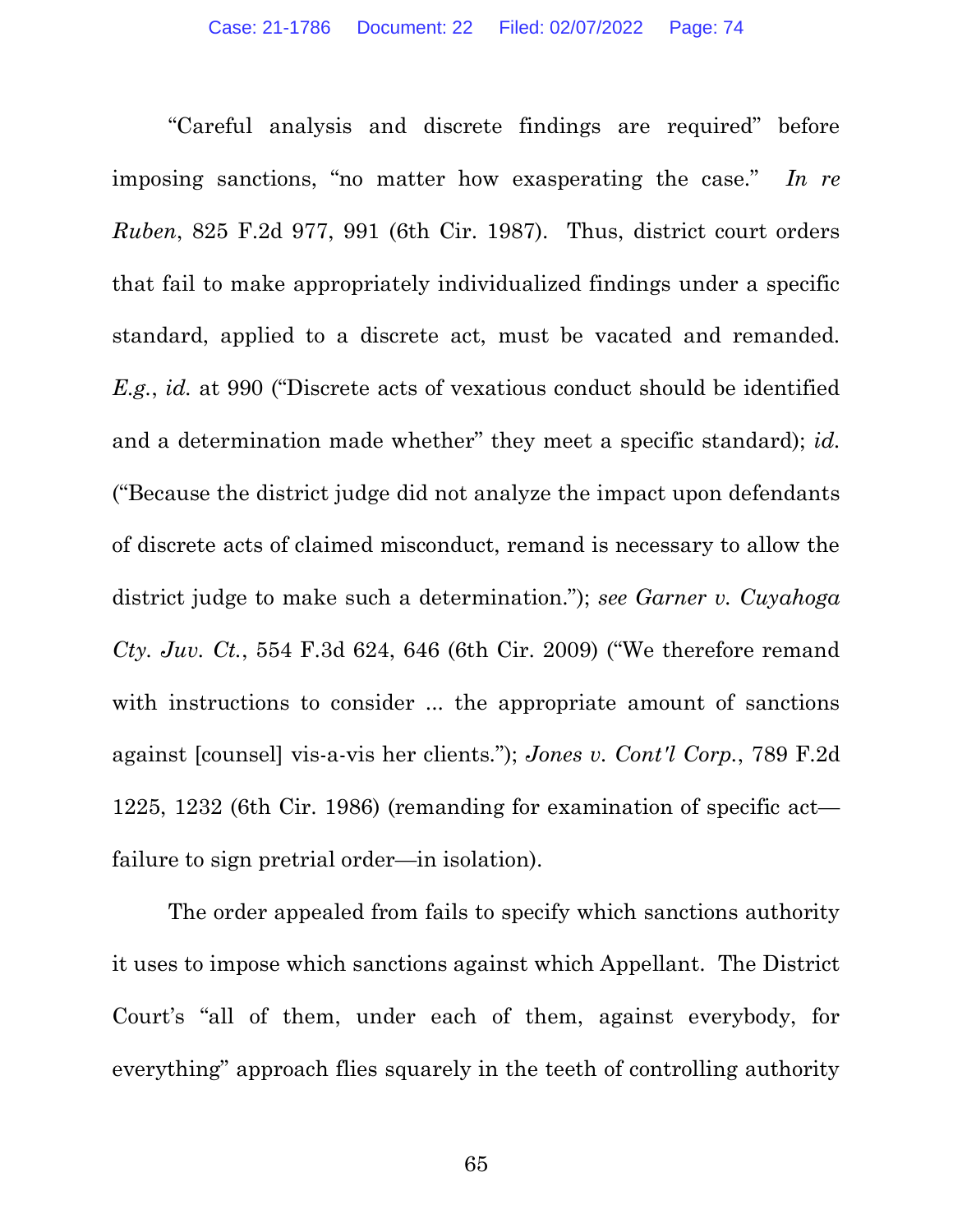"Careful analysis and discrete findings are required" before imposing sanctions, "no matter how exasperating the case." *In re Ruben*, 825 F.2d 977, 991 (6th Cir. 1987). Thus, district court orders that fail to make appropriately individualized findings under a specific standard, applied to a discrete act, must be vacated and remanded. *E.g.*, *id.* at 990 ("Discrete acts of vexatious conduct should be identified and a determination made whether" they meet a specific standard); *id.* ("Because the district judge did not analyze the impact upon defendants of discrete acts of claimed misconduct, remand is necessary to allow the district judge to make such a determination."); *see Garner v. Cuyahoga Cty. Juv. Ct.*, 554 F.3d 624, 646 (6th Cir. 2009) ("We therefore remand with instructions to consider ... the appropriate amount of sanctions against [counsel] vis-a-vis her clients."); *Jones v. Cont'l Corp.*, 789 F.2d 1225, 1232 (6th Cir. 1986) (remanding for examination of specific act—failure to sign pretrial order—in isolation).

The order appealed from fails to specify which sanctions authority it uses to impose which sanctions against which Appellant. The District Court's "all of them, under each of them, against everybody, for everything" approach flies squarely in the teeth of controlling authority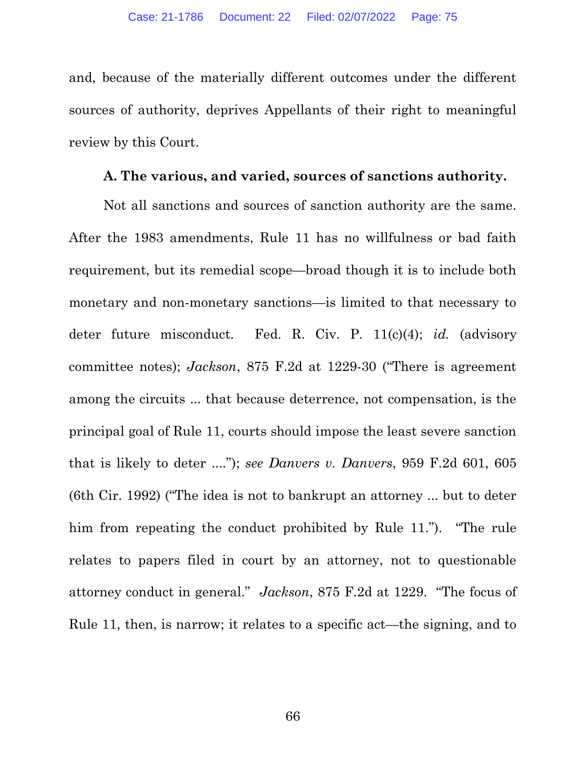and, because of the materially different outcomes under the different sources of authority, deprives Appellants of their right to meaningful review by this Court.

**A. The various, and varied, sources of sanctions authority.**

Not all sanctions and sources of sanction authority are the same. After the 1983 amendments, Rule 11 has no willfulness or bad faith requirement, but its remedial scope—broad though it is to include both monetary and non-monetary sanctions—is limited to that necessary to deter future misconduct. Fed. R. Civ. P. 11(c)(4); *id.* (advisory committee notes); *Jackson*, 875 F.2d at 1229-30 ("There is agreement among the circuits ... that because deterrence, not compensation, is the principal goal of Rule 11, courts should impose the least severe sanction that is likely to deter ...."); *see Danvers v. Danvers*, 959 F.2d 601, 605 (6th Cir. 1992) ("The idea is not to bankrupt an attorney ... but to deter him from repeating the conduct prohibited by Rule 11."). "The rule relates to papers filed in court by an attorney, not to questionable attorney conduct in general." *Jackson*, 875 F.2d at 1229. "The focus of Rule 11, then, is narrow; it relates to a specific act—the signing, and to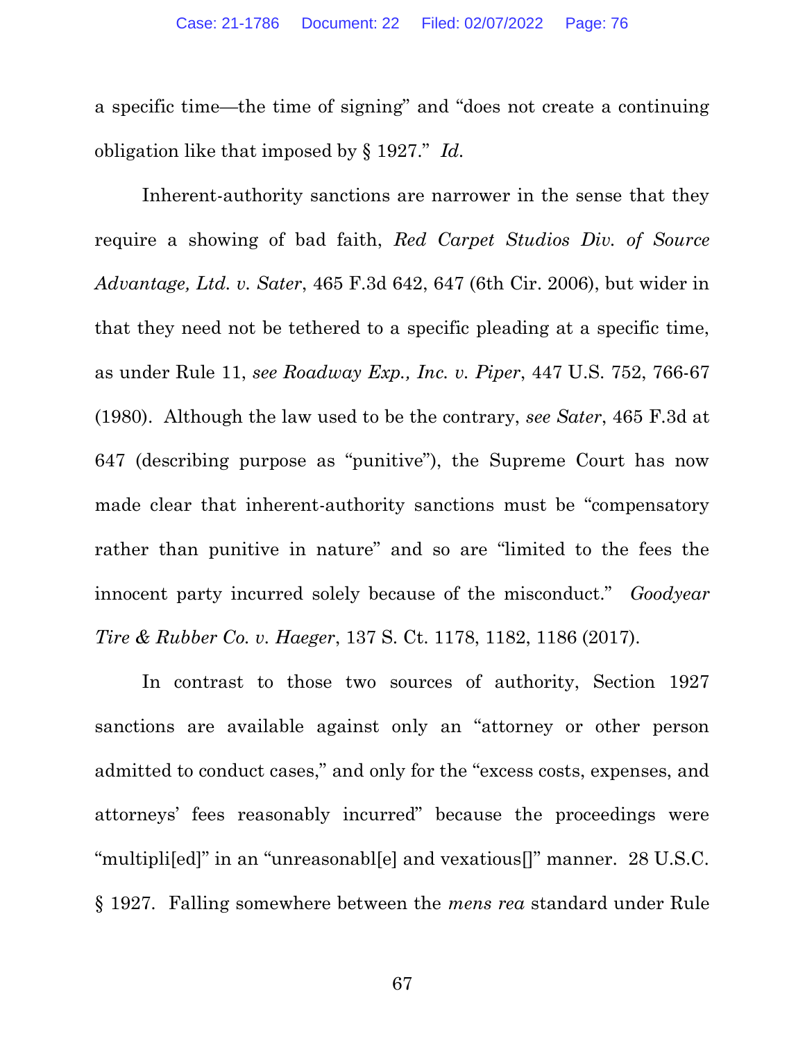a specific time—the time of signing" and "does not create a continuing obligation like that imposed by § 1927." *Id.*

Inherent-authority sanctions are narrower in the sense that they require a showing of bad faith, *Red Carpet Studios Div. of Source Advantage, Ltd. v. Sater*, 465 F.3d 642, 647 (6th Cir. 2006), but wider in that they need not be tethered to a specific pleading at a specific time, as under Rule 11, *see Roadway Exp., Inc. v. Piper*, 447 U.S. 752, 766-67 (1980). Although the law used to be the contrary, *see Sater*, 465 F.3d at 647 (describing purpose as "punitive"), the Supreme Court has now made clear that inherent-authority sanctions must be "compensatory rather than punitive in nature" and so are "limited to the fees the innocent party incurred solely because of the misconduct." *Goodyear Tire & Rubber Co. v. Haeger*, 137 S. Ct. 1178, 1182, 1186 (2017).

In contrast to those two sources of authority, Section 1927 sanctions are available against only an "attorney or other person admitted to conduct cases," and only for the "excess costs, expenses, and attorneys' fees reasonably incurred" because the proceedings were "multipli[ed]" in an "unreasonabl[e] and vexatious[]" manner. 28 U.S.C. § 1927. Falling somewhere between the *mens rea* standard under Rule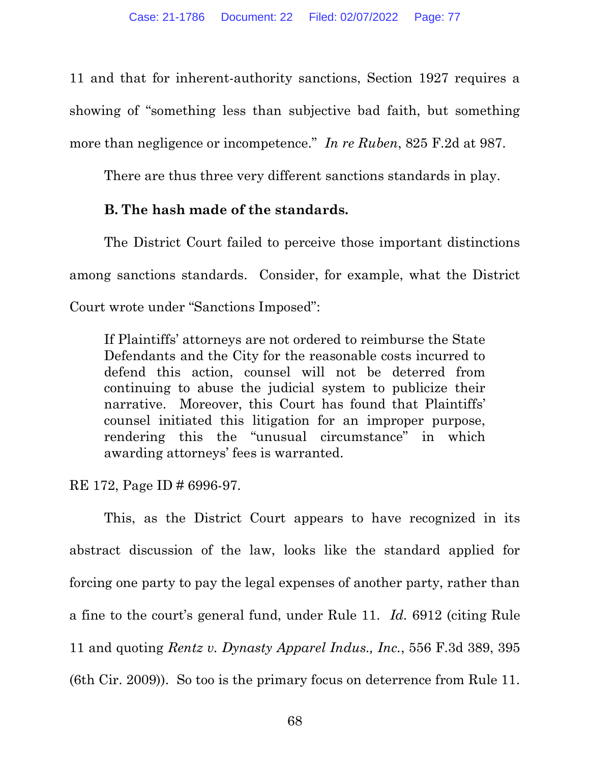11 and that for inherent-authority sanctions, Section 1927 requires a showing of "something less than subjective bad faith, but something more than negligence or incompetence." *In re Ruben*, 825 F.2d at 987.

There are thus three very different sanctions standards in play.

**B. The hash made of the standards.**

The District Court failed to perceive those important distinctions among sanctions standards. Consider, for example, what the District Court wrote under "Sanctions Imposed":

> If Plaintiffs' attorneys are not ordered to reimburse the State Defendants and the City for the reasonable costs incurred to defend this action, counsel will not be deterred from continuing to abuse the judicial system to publicize their narrative. Moreover, this Court has found that Plaintiffs' counsel initiated this litigation for an improper purpose, rendering this the "unusual circumstance" in which awarding attorneys' fees is warranted.

RE 172, Page ID # 6996-97.

This, as the District Court appears to have recognized in its abstract discussion of the law, looks like the standard applied for forcing one party to pay the legal expenses of another party, rather than a fine to the court's general fund, under Rule 11. *Id.* 6912 (citing Rule 11 and quoting *Rentz v. Dynasty Apparel Indus., Inc.*, 556 F.3d 389, 395 (6th Cir. 2009)). So too is the primary focus on deterrence from Rule 11.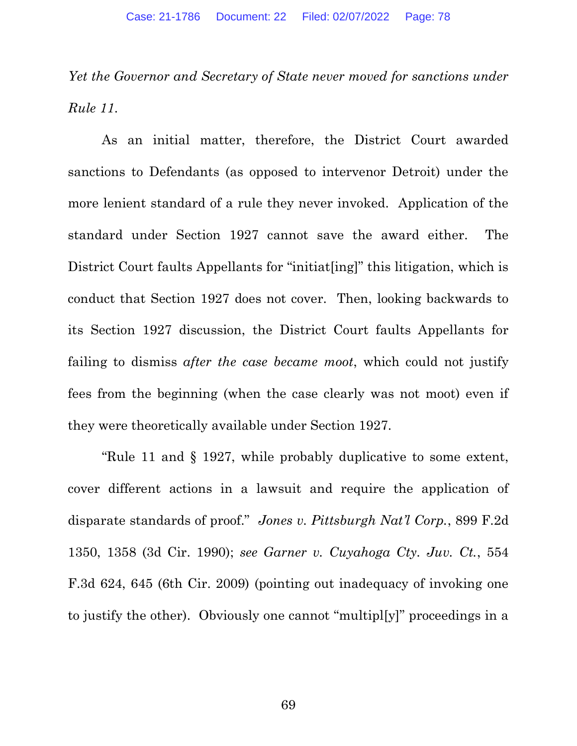*Yet the Governor and Secretary of State never moved for sanctions under Rule 11.*

As an initial matter, therefore, the District Court awarded sanctions to Defendants (as opposed to intervenor Detroit) under the more lenient standard of a rule they never invoked. Application of the standard under Section 1927 cannot save the award either. The District Court faults Appellants for "initiat[ing]" this litigation, which is conduct that Section 1927 does not cover. Then, looking backwards to its Section 1927 discussion, the District Court faults Appellants for failing to dismiss *after the case became moot*, which could not justify fees from the beginning (when the case clearly was not moot) even if they were theoretically available under Section 1927.

"Rule 11 and § 1927, while probably duplicative to some extent, cover different actions in a lawsuit and require the application of disparate standards of proof." *Jones v. Pittsburgh Nat'l Corp.*, 899 F.2d 1350, 1358 (3d Cir. 1990); *see Garner v. Cuyahoga Cty. Juv. Ct.*, 554 F.3d 624, 645 (6th Cir. 2009) (pointing out inadequacy of invoking one to justify the other). Obviously one cannot "multipl[y]" proceedings in a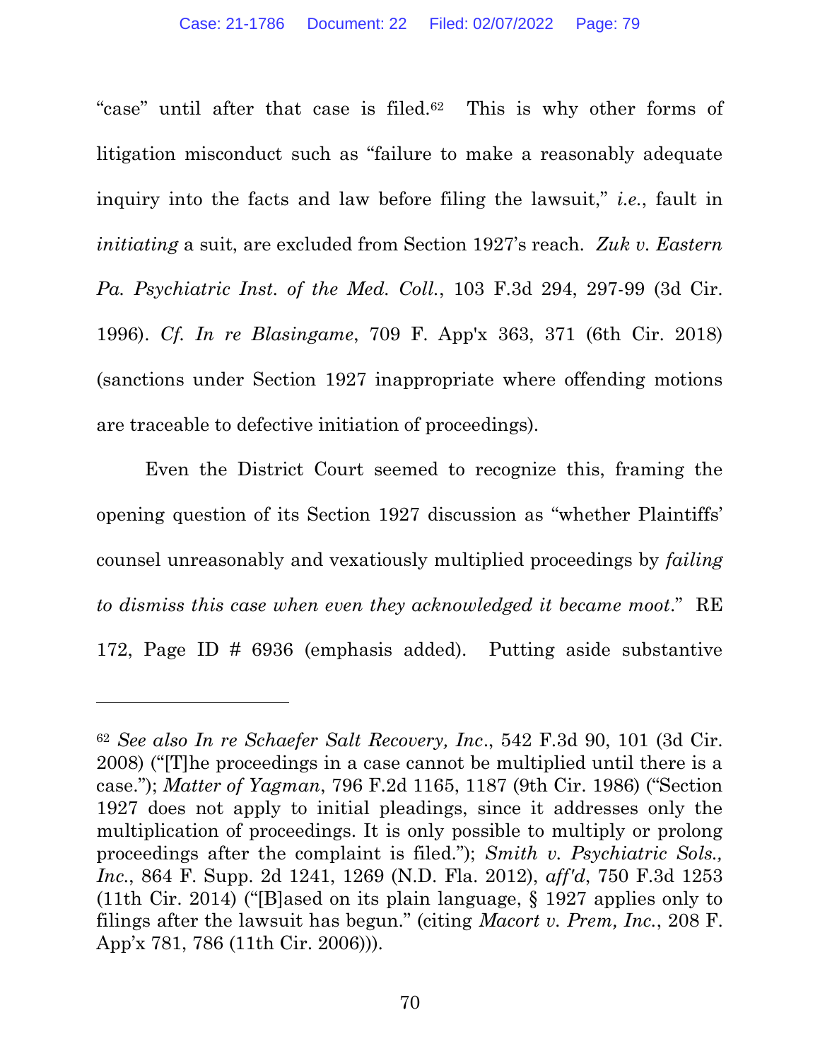"case" until after that case is filed.[62] This is why other forms of litigation misconduct such as "failure to make a reasonably adequate inquiry into the facts and law before filing the lawsuit," *i.e.*, fault in *initiating* a suit, are excluded from Section 1927's reach. *Zuk v. Eastern Pa. Psychiatric Inst. of the Med. Coll.*, 103 F.3d 294, 297-99 (3d Cir. 1996). *Cf. In re Blasingame*, 709 F. App'x 363, 371 (6th Cir. 2018) (sanctions under Section 1927 inappropriate where offending motions are traceable to defective initiation of proceedings).

Even the District Court seemed to recognize this, framing the opening question of its Section 1927 discussion as "whether Plaintiffs' counsel unreasonably and vexatiously multiplied proceedings by *failing to dismiss this case when even they acknowledged it became moot*." RE 172, Page ID # 6936 (emphasis added). Putting aside substantive

---

[62] *See also In re Schaefer Salt Recovery, Inc.*, 542 F.3d 90, 101 (3d Cir. 2008) ("[T]he proceedings in a case cannot be multiplied until there is a case."); *Matter of Yagman*, 796 F.2d 1165, 1187 (9th Cir. 1986) ("Section 1927 does not apply to initial pleadings, since it addresses only the multiplication of proceedings. It is only possible to multiply or prolong proceedings after the complaint is filed."); *Smith v. Psychiatric Sols., Inc.*, 864 F. Supp. 2d 1241, 1269 (N.D. Fla. 2012), *aff'd*, 750 F.3d 1253 (11th Cir. 2014) ("[B]ased on its plain language, § 1927 applies only to filings after the lawsuit has begun." (citing *Macort v. Prem, Inc.*, 208 F. App'x 781, 786 (11th Cir. 2006))).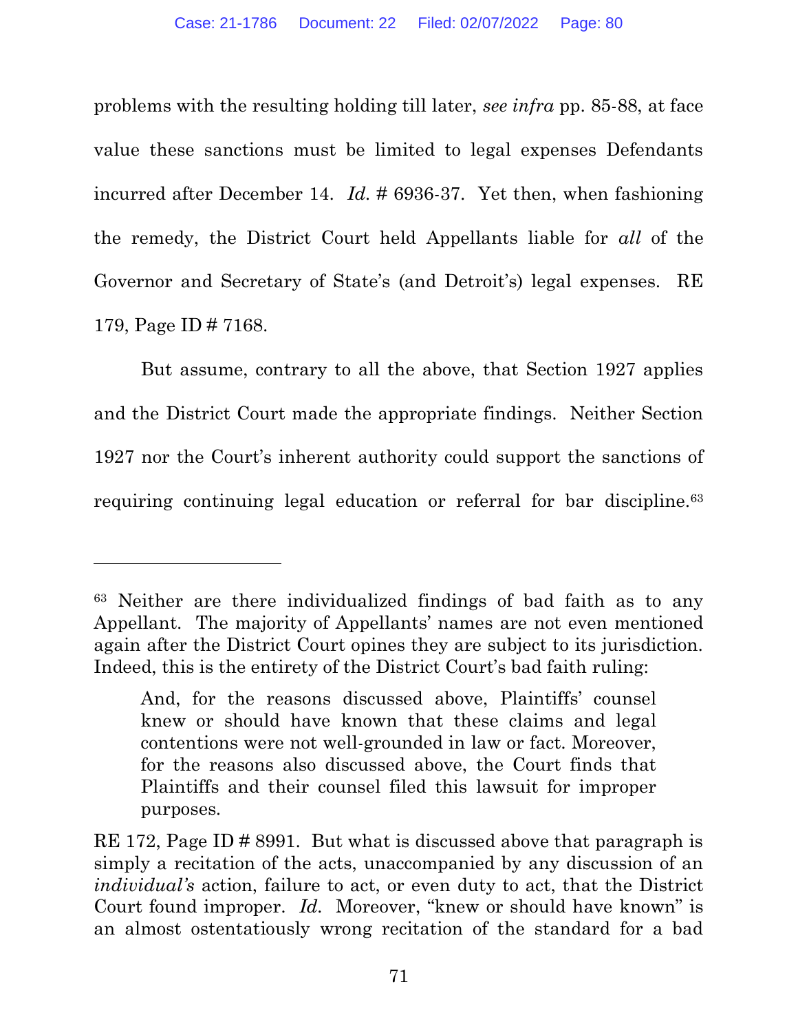problems with the resulting holding till later, *see infra* pp. 85-88, at face value these sanctions must be limited to legal expenses Defendants incurred after December 14. *Id.* # 6936-37. Yet then, when fashioning the remedy, the District Court held Appellants liable for *all* of the Governor and Secretary of State's (and Detroit's) legal expenses. RE 179, Page ID # 7168.

But assume, contrary to all the above, that Section 1927 applies and the District Court made the appropriate findings. Neither Section 1927 nor the Court's inherent authority could support the sanctions of requiring continuing legal education or referral for bar discipline.[63]

---

[63] Neither are there individualized findings of bad faith as to any Appellant. The majority of Appellants' names are not even mentioned again after the District Court opines they are subject to its jurisdiction. Indeed, this is the entirety of the District Court's bad faith ruling:

> And, for the reasons discussed above, Plaintiffs' counsel knew or should have known that these claims and legal contentions were not well-grounded in law or fact. Moreover, for the reasons also discussed above, the Court finds that Plaintiffs and their counsel filed this lawsuit for improper purposes.

RE 172, Page ID # 8991. But what is discussed above that paragraph is simply a recitation of the acts, unaccompanied by any discussion of an *individual's* action, failure to act, or even duty to act, that the District Court found improper. *Id.* Moreover, "knew or should have known" is an almost ostentatiously wrong recitation of the standard for a bad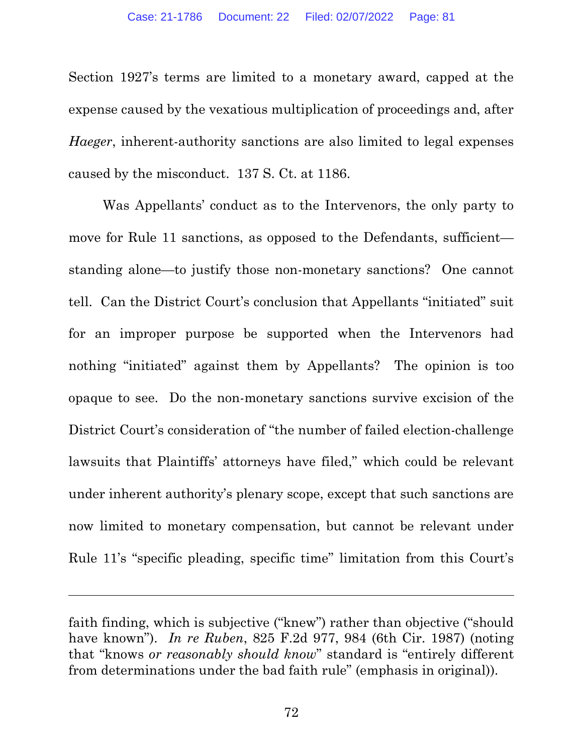Section 1927's terms are limited to a monetary award, capped at the expense caused by the vexatious multiplication of proceedings and, after *Haeger*, inherent-authority sanctions are also limited to legal expenses caused by the misconduct. 137 S. Ct. at 1186.

Was Appellants' conduct as to the Intervenors, the only party to move for Rule 11 sanctions, as opposed to the Defendants, sufficient—standing alone—to justify those non-monetary sanctions? One cannot tell. Can the District Court's conclusion that Appellants "initiated" suit for an improper purpose be supported when the Intervenors had nothing "initiated" against them by Appellants? The opinion is too opaque to see. Do the non-monetary sanctions survive excision of the District Court's consideration of "the number of failed election-challenge lawsuits that Plaintiffs' attorneys have filed," which could be relevant under inherent authority's plenary scope, except that such sanctions are now limited to monetary compensation, but cannot be relevant under Rule 11's "specific pleading, specific time" limitation from this Court's

---

faith finding, which is subjective ("knew") rather than objective ("should have known"). *In re Ruben*, 825 F.2d 977, 984 (6th Cir. 1987) (noting that "knows *or reasonably should know*" standard is "entirely different from determinations under the bad faith rule" (emphasis in original)).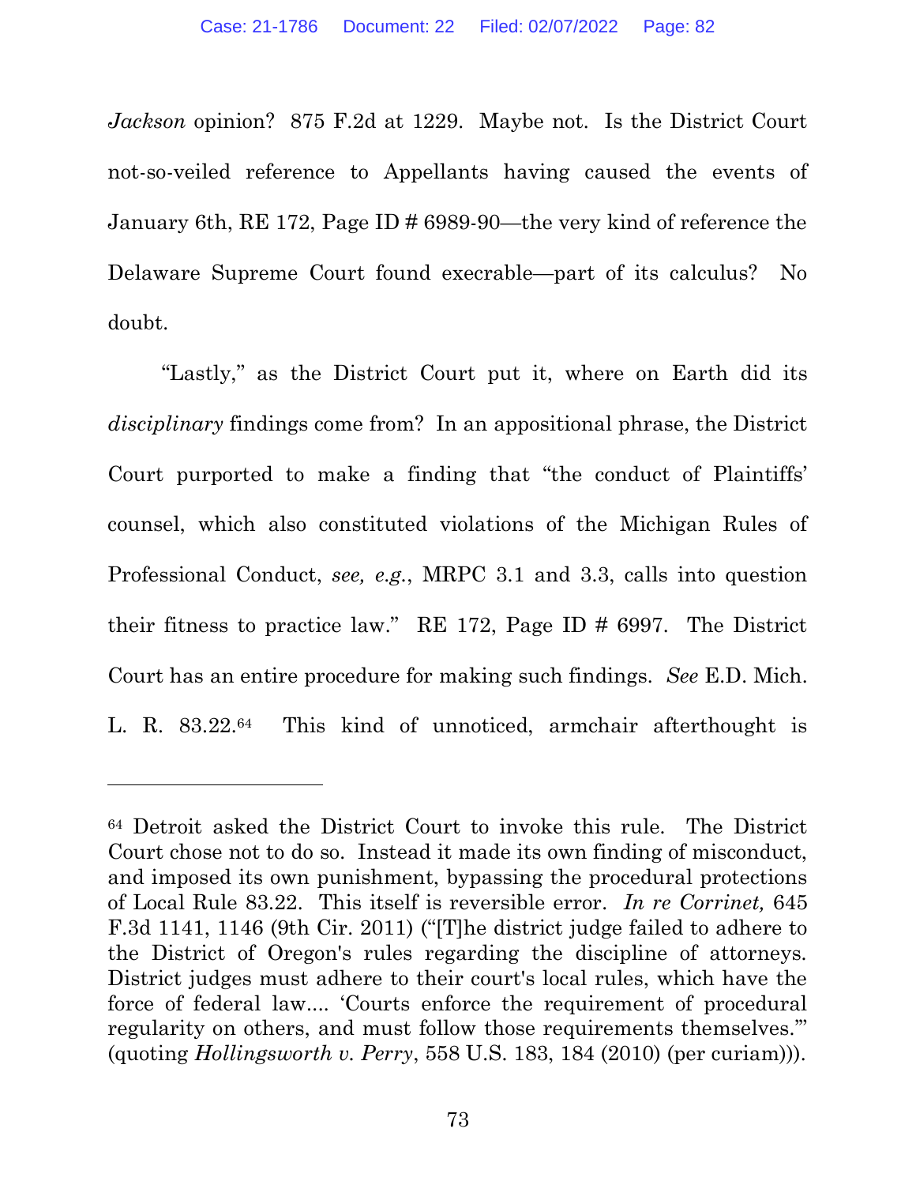*Jackson* opinion? 875 F.2d at 1229. Maybe not. Is the District Court not-so-veiled reference to Appellants having caused the events of January 6th, RE 172, Page ID # 6989-90—the very kind of reference the Delaware Supreme Court found execrable—part of its calculus? No doubt.

"Lastly," as the District Court put it, where on Earth did its *disciplinary* findings come from? In an appositional phrase, the District Court purported to make a finding that "the conduct of Plaintiffs' counsel, which also constituted violations of the Michigan Rules of Professional Conduct, *see, e.g.*, MRPC 3.1 and 3.3, calls into question their fitness to practice law." RE 172, Page ID # 6997. The District Court has an entire procedure for making such findings. *See* E.D. Mich. L. R. 83.22.[64] This kind of unnoticed, armchair afterthought is

---

[64] Detroit asked the District Court to invoke this rule. The District Court chose not to do so. Instead it made its own finding of misconduct, and imposed its own punishment, bypassing the procedural protections of Local Rule 83.22. This itself is reversible error. *In re Corrinet,* 645 F.3d 1141, 1146 (9th Cir. 2011) ("[T]he district judge failed to adhere to the District of Oregon's rules regarding the discipline of attorneys. District judges must adhere to their court's local rules, which have the force of federal law.... 'Courts enforce the requirement of procedural regularity on others, and must follow those requirements themselves.'" (quoting *Hollingsworth v. Perry*, 558 U.S. 183, 184 (2010) (per curiam))).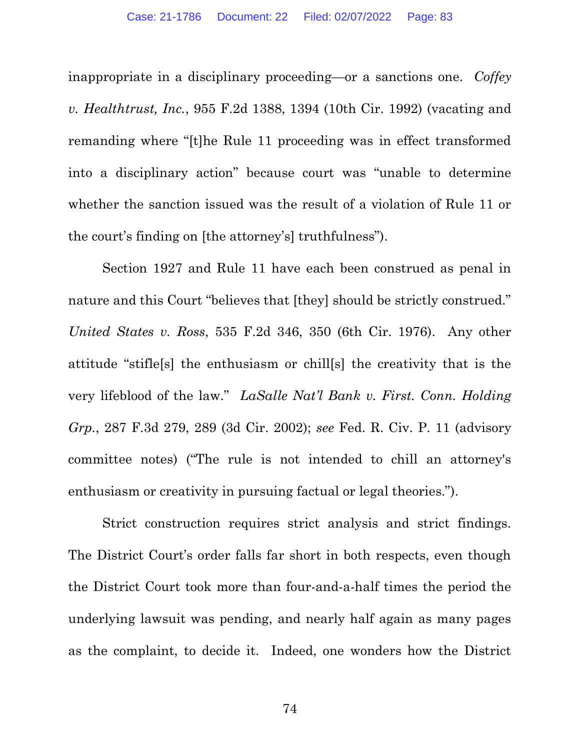inappropriate in a disciplinary proceeding—or a sanctions one. *Coffey v. Healthtrust, Inc.*, 955 F.2d 1388, 1394 (10th Cir. 1992) (vacating and remanding where "[t]he Rule 11 proceeding was in effect transformed into a disciplinary action" because court was "unable to determine whether the sanction issued was the result of a violation of Rule 11 or the court's finding on [the attorney's] truthfulness").

Section 1927 and Rule 11 have each been construed as penal in nature and this Court "believes that [they] should be strictly construed." *United States v. Ross*, 535 F.2d 346, 350 (6th Cir. 1976). Any other attitude "stifle[s] the enthusiasm or chill[s] the creativity that is the very lifeblood of the law." *LaSalle Nat'l Bank v. First. Conn. Holding Grp.*, 287 F.3d 279, 289 (3d Cir. 2002); *see* Fed. R. Civ. P. 11 (advisory committee notes) ("The rule is not intended to chill an attorney's enthusiasm or creativity in pursuing factual or legal theories.").

Strict construction requires strict analysis and strict findings. The District Court's order falls far short in both respects, even though the District Court took more than four-and-a-half times the period the underlying lawsuit was pending, and nearly half again as many pages as the complaint, to decide it. Indeed, one wonders how the District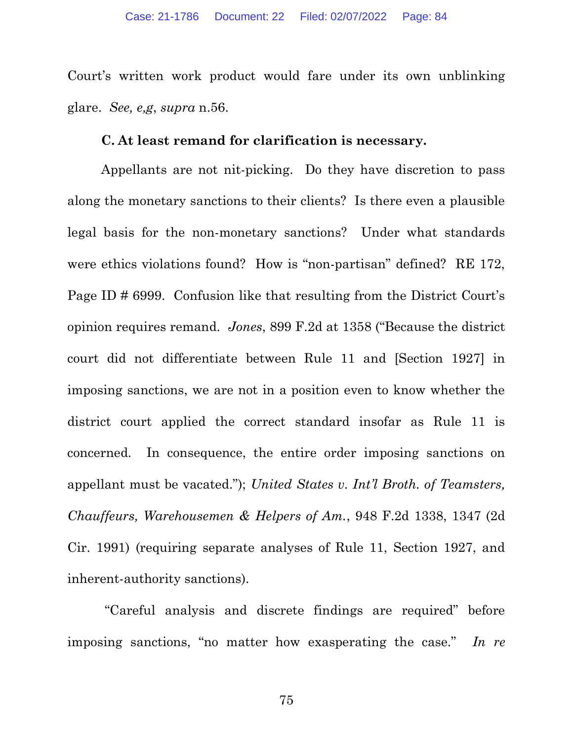Court's written work product would fare under its own unblinking glare. *See, e,g*, *supra* n.56.

**C. At least remand for clarification is necessary.**

Appellants are not nit-picking. Do they have discretion to pass along the monetary sanctions to their clients? Is there even a plausible legal basis for the non-monetary sanctions? Under what standards were ethics violations found? How is "non-partisan" defined? RE 172, Page ID # 6999. Confusion like that resulting from the District Court's opinion requires remand. *Jones*, 899 F.2d at 1358 ("Because the district court did not differentiate between Rule 11 and [Section 1927] in imposing sanctions, we are not in a position even to know whether the district court applied the correct standard insofar as Rule 11 is concerned. In consequence, the entire order imposing sanctions on appellant must be vacated."); *United States v. Int'l Broth. of Teamsters, Chauffeurs, Warehousemen & Helpers of Am.*, 948 F.2d 1338, 1347 (2d Cir. 1991) (requiring separate analyses of Rule 11, Section 1927, and inherent-authority sanctions).

"Careful analysis and discrete findings are required" before imposing sanctions, "no matter how exasperating the case." *In re*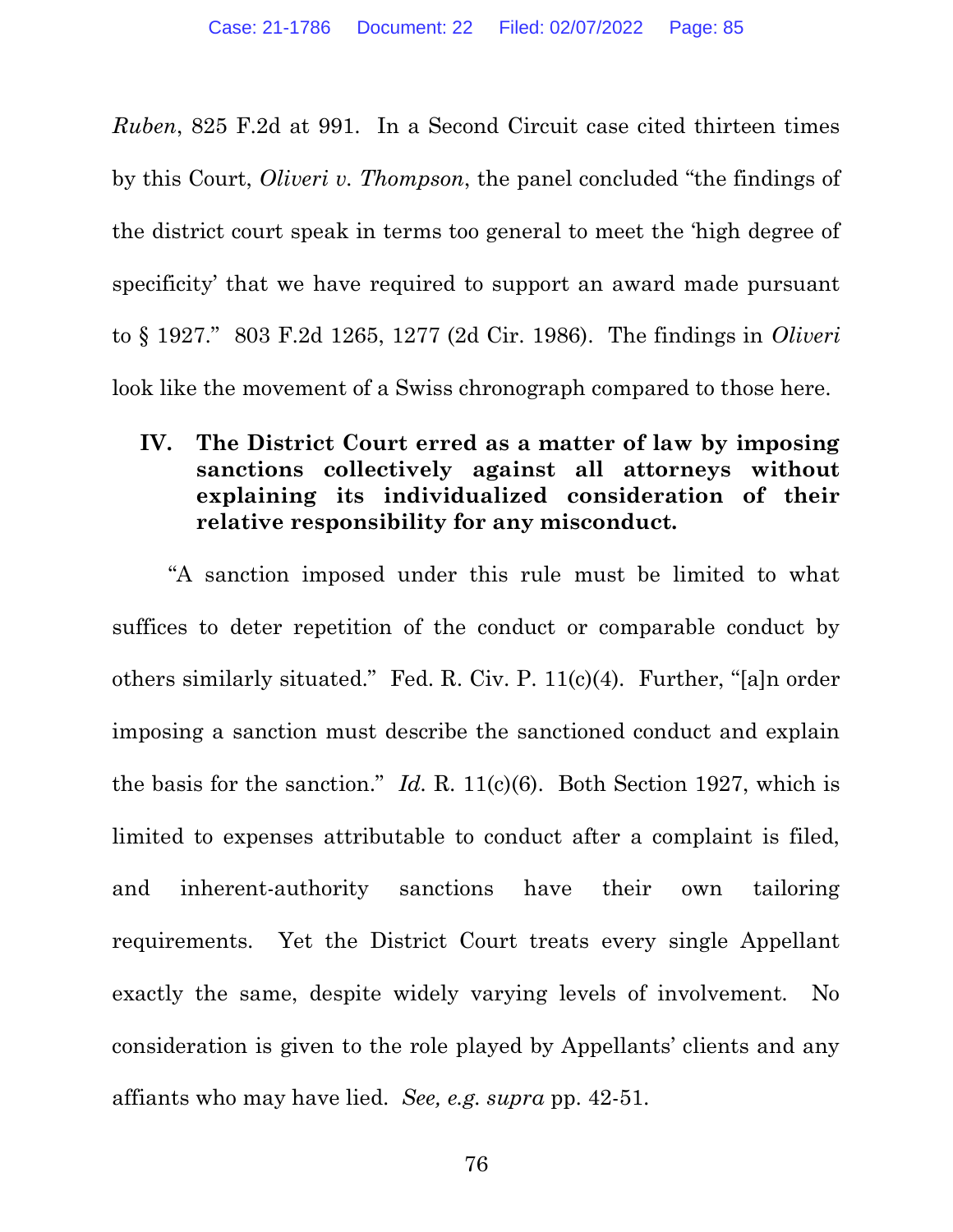*Ruben*, 825 F.2d at 991. In a Second Circuit case cited thirteen times by this Court, *Oliveri v. Thompson*, the panel concluded "the findings of the district court speak in terms too general to meet the 'high degree of specificity' that we have required to support an award made pursuant to § 1927." 803 F.2d 1265, 1277 (2d Cir. 1986). The findings in *Oliveri* look like the movement of a Swiss chronograph compared to those here.

## IV. The District Court erred as a matter of law by imposing sanctions collectively against all attorneys without explaining its individualized consideration of their relative responsibility for any misconduct.

"A sanction imposed under this rule must be limited to what suffices to deter repetition of the conduct or comparable conduct by others similarly situated." Fed. R. Civ. P. 11(c)(4). Further, "[a]n order imposing a sanction must describe the sanctioned conduct and explain the basis for the sanction." *Id.* R. 11(c)(6). Both Section 1927, which is limited to expenses attributable to conduct after a complaint is filed, and inherent-authority sanctions have their own tailoring requirements. Yet the District Court treats every single Appellant exactly the same, despite widely varying levels of involvement. No consideration is given to the role played by Appellants' clients and any affiants who may have lied. *See, e.g. supra* pp. 42-51.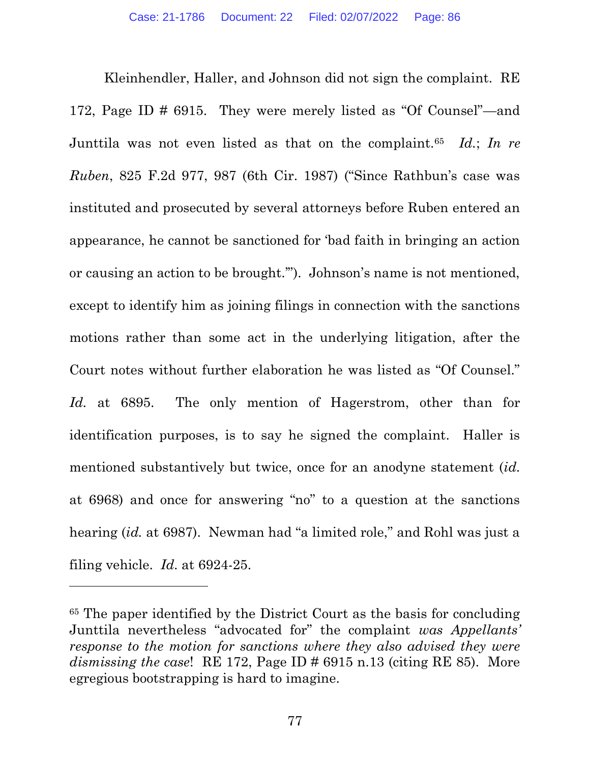Kleinhendler, Haller, and Johnson did not sign the complaint. RE 172, Page ID # 6915. They were merely listed as "Of Counsel"—and Junttila was not even listed as that on the complaint.[65] *Id.*; *In re Ruben*, 825 F.2d 977, 987 (6th Cir. 1987) ("Since Rathbun's case was instituted and prosecuted by several attorneys before Ruben entered an appearance, he cannot be sanctioned for 'bad faith in bringing an action or causing an action to be brought.'"). Johnson's name is not mentioned, except to identify him as joining filings in connection with the sanctions motions rather than some act in the underlying litigation, after the Court notes without further elaboration he was listed as "Of Counsel." *Id.* at 6895. The only mention of Hagerstrom, other than for identification purposes, is to say he signed the complaint. Haller is mentioned substantively but twice, once for an anodyne statement (*id.* at 6968) and once for answering "no" to a question at the sanctions hearing (*id.* at 6987). Newman had "a limited role," and Rohl was just a filing vehicle. *Id.* at 6924-25.

---

[65] The paper identified by the District Court as the basis for concluding Junttila nevertheless "advocated for" the complaint *was Appellants' response to the motion for sanctions where they also advised they were dismissing the case*! RE 172, Page ID # 6915 n.13 (citing RE 85). More egregious bootstrapping is hard to imagine.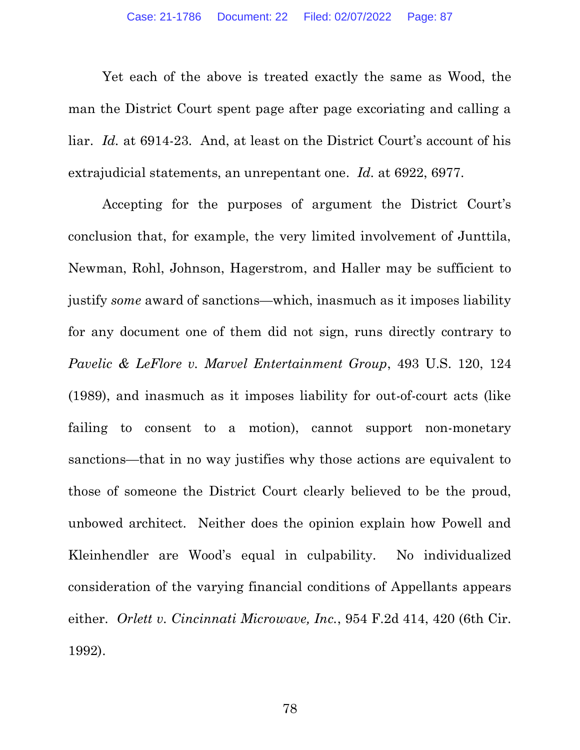Yet each of the above is treated exactly the same as Wood, the man the District Court spent page after page excoriating and calling a liar. *Id.* at 6914-23. And, at least on the District Court's account of his extrajudicial statements, an unrepentant one. *Id.* at 6922, 6977.

Accepting for the purposes of argument the District Court's conclusion that, for example, the very limited involvement of Junttila, Newman, Rohl, Johnson, Hagerstrom, and Haller may be sufficient to justify *some* award of sanctions—which, inasmuch as it imposes liability for any document one of them did not sign, runs directly contrary to *Pavelic & LeFlore v. Marvel Entertainment Group*, 493 U.S. 120, 124 (1989), and inasmuch as it imposes liability for out-of-court acts (like failing to consent to a motion), cannot support non-monetary sanctions—that in no way justifies why those actions are equivalent to those of someone the District Court clearly believed to be the proud, unbowed architect. Neither does the opinion explain how Powell and Kleinhendler are Wood's equal in culpability. No individualized consideration of the varying financial conditions of Appellants appears either. *Orlett v. Cincinnati Microwave, Inc.*, 954 F.2d 414, 420 (6th Cir. 1992).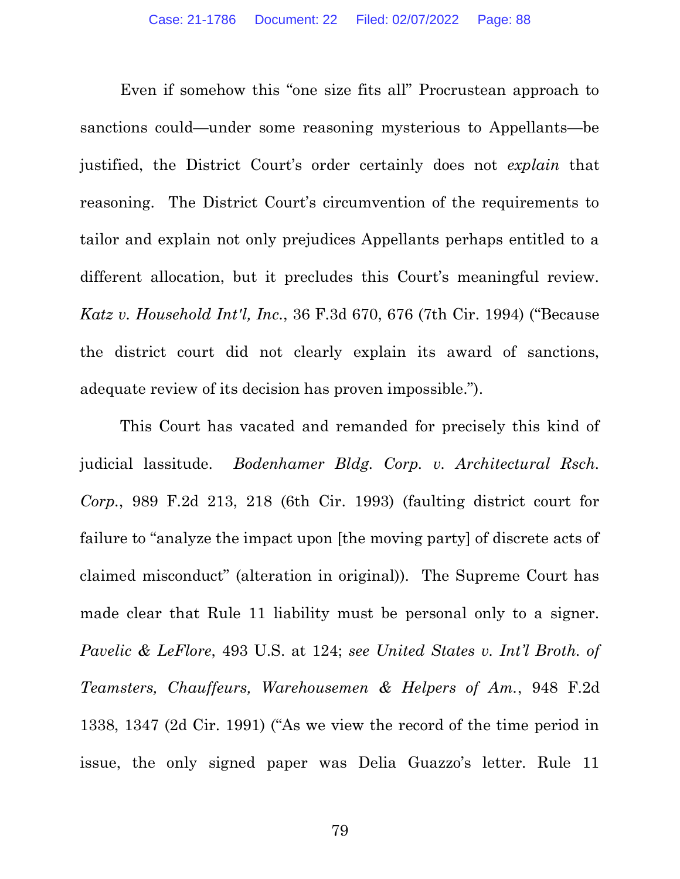Even if somehow this "one size fits all" Procrustean approach to sanctions could—under some reasoning mysterious to Appellants—be justified, the District Court's order certainly does not *explain* that reasoning. The District Court's circumvention of the requirements to tailor and explain not only prejudices Appellants perhaps entitled to a different allocation, but it precludes this Court's meaningful review. *Katz v. Household Int'l, Inc.*, 36 F.3d 670, 676 (7th Cir. 1994) ("Because the district court did not clearly explain its award of sanctions, adequate review of its decision has proven impossible.").

This Court has vacated and remanded for precisely this kind of judicial lassitude. *Bodenhamer Bldg. Corp. v. Architectural Rsch. Corp.*, 989 F.2d 213, 218 (6th Cir. 1993) (faulting district court for failure to "analyze the impact upon [the moving party] of discrete acts of claimed misconduct" (alteration in original)). The Supreme Court has made clear that Rule 11 liability must be personal only to a signer. *Pavelic & LeFlore*, 493 U.S. at 124; *see United States v. Int'l Broth. of Teamsters, Chauffeurs, Warehousemen & Helpers of Am.*, 948 F.2d 1338, 1347 (2d Cir. 1991) ("As we view the record of the time period in issue, the only signed paper was Delia Guazzo's letter. Rule 11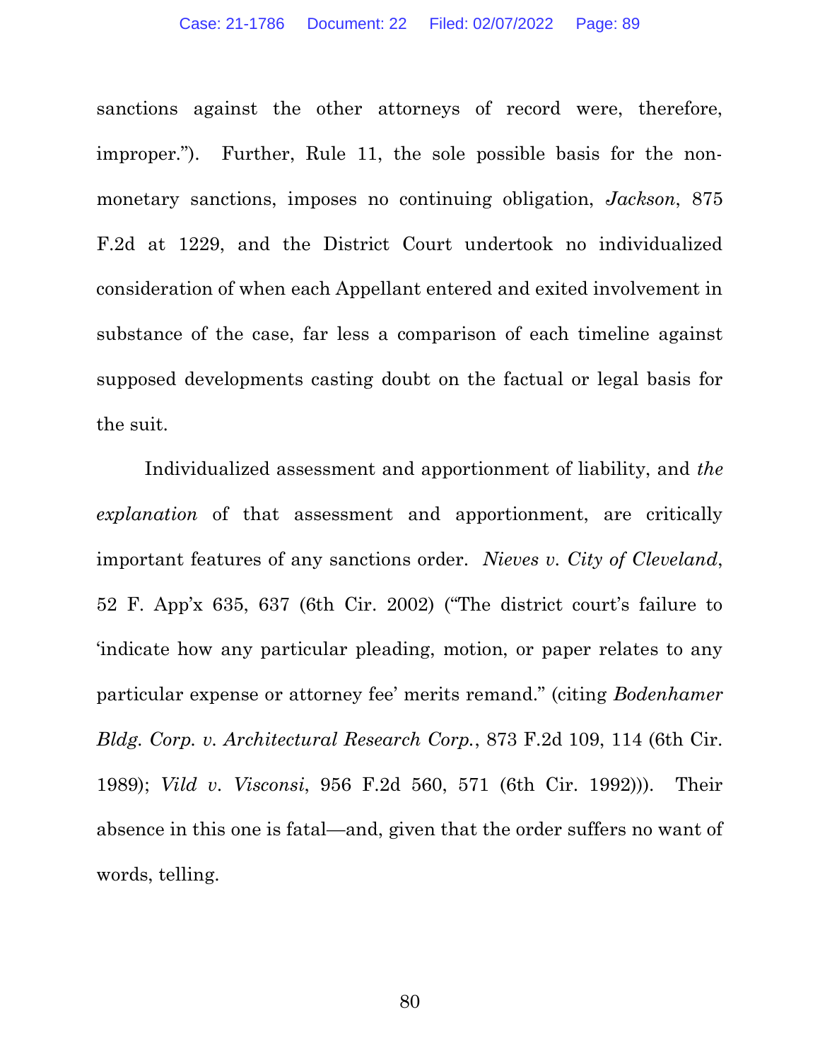sanctions against the other attorneys of record were, therefore, improper."). Further, Rule 11, the sole possible basis for the non-monetary sanctions, imposes no continuing obligation, *Jackson*, 875 F.2d at 1229, and the District Court undertook no individualized consideration of when each Appellant entered and exited involvement in substance of the case, far less a comparison of each timeline against supposed developments casting doubt on the factual or legal basis for the suit.

Individualized assessment and apportionment of liability, and *the explanation* of that assessment and apportionment, are critically important features of any sanctions order. *Nieves v. City of Cleveland*, 52 F. App'x 635, 637 (6th Cir. 2002) ("The district court's failure to 'indicate how any particular pleading, motion, or paper relates to any particular expense or attorney fee' merits remand." (citing *Bodenhamer Bldg. Corp. v. Architectural Research Corp.*, 873 F.2d 109, 114 (6th Cir. 1989); *Vild v. Visconsi*, 956 F.2d 560, 571 (6th Cir. 1992))). Their absence in this one is fatal—and, given that the order suffers no want of words, telling.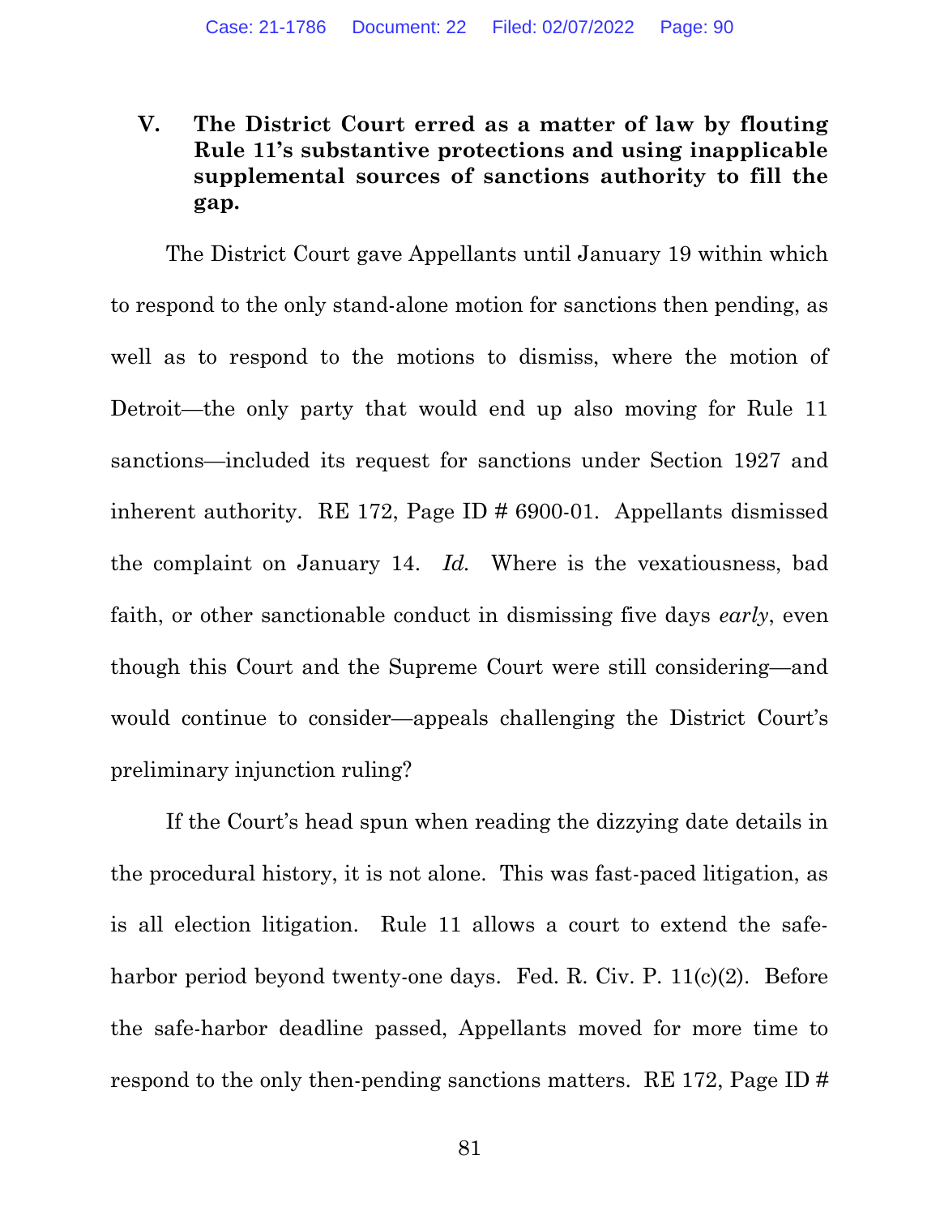## V. The District Court erred as a matter of law by flouting Rule 11's substantive protections and using inapplicable supplemental sources of sanctions authority to fill the gap.

The District Court gave Appellants until January 19 within which to respond to the only stand-alone motion for sanctions then pending, as well as to respond to the motions to dismiss, where the motion of Detroit—the only party that would end up also moving for Rule 11 sanctions—included its request for sanctions under Section 1927 and inherent authority. RE 172, Page ID # 6900-01. Appellants dismissed the complaint on January 14. *Id.* Where is the vexatiousness, bad faith, or other sanctionable conduct in dismissing five days *early*, even though this Court and the Supreme Court were still considering—and would continue to consider—appeals challenging the District Court's preliminary injunction ruling?

If the Court's head spun when reading the dizzying date details in the procedural history, it is not alone. This was fast-paced litigation, as is all election litigation. Rule 11 allows a court to extend the safe-harbor period beyond twenty-one days. Fed. R. Civ. P. 11(c)(2). Before the safe-harbor deadline passed, Appellants moved for more time to respond to the only then-pending sanctions matters. RE 172, Page ID #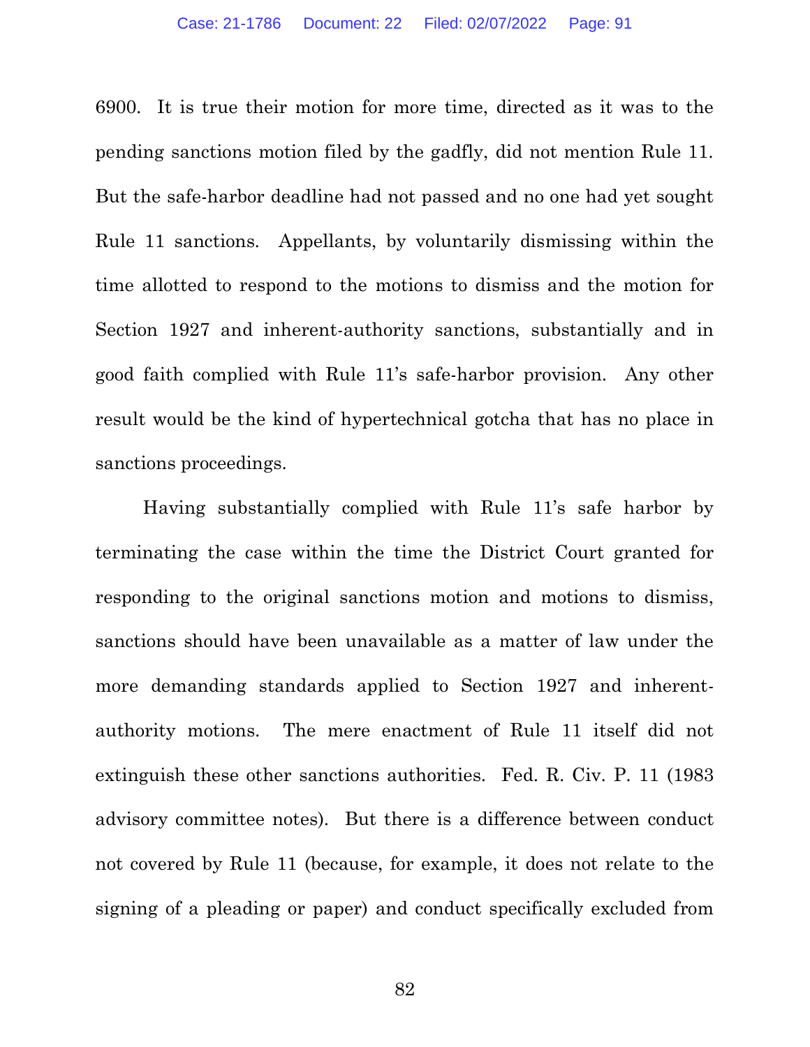6900. It is true their motion for more time, directed as it was to the pending sanctions motion filed by the gadfly, did not mention Rule 11. But the safe-harbor deadline had not passed and no one had yet sought Rule 11 sanctions. Appellants, by voluntarily dismissing within the time allotted to respond to the motions to dismiss and the motion for Section 1927 and inherent-authority sanctions, substantially and in good faith complied with Rule 11's safe-harbor provision. Any other result would be the kind of hypertechnical gotcha that has no place in sanctions proceedings.

Having substantially complied with Rule 11's safe harbor by terminating the case within the time the District Court granted for responding to the original sanctions motion and motions to dismiss, sanctions should have been unavailable as a matter of law under the more demanding standards applied to Section 1927 and inherent-authority motions. The mere enactment of Rule 11 itself did not extinguish these other sanctions authorities. Fed. R. Civ. P. 11 (1983 advisory committee notes). But there is a difference between conduct not covered by Rule 11 (because, for example, it does not relate to the signing of a pleading or paper) and conduct specifically excluded from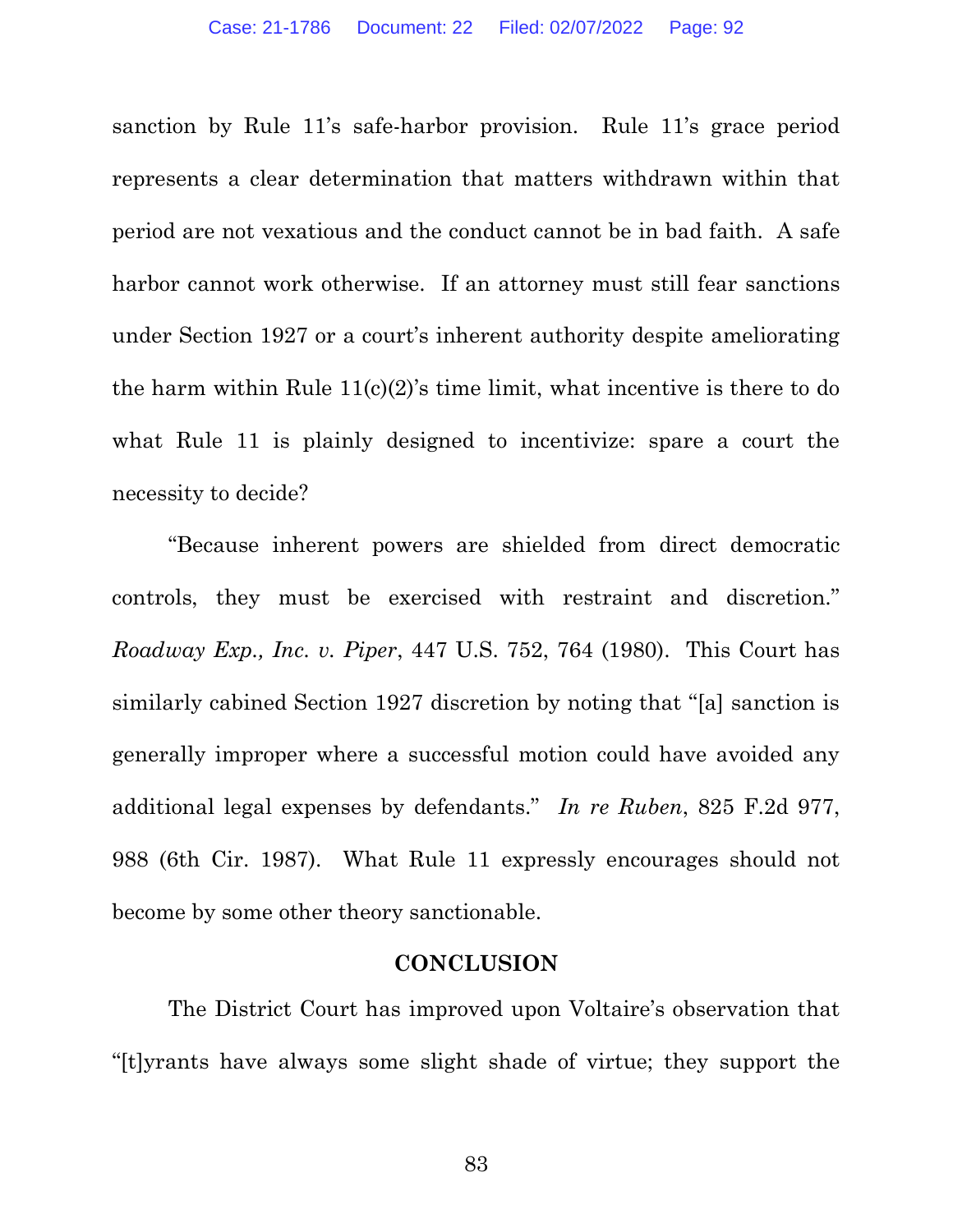sanction by Rule 11's safe-harbor provision. Rule 11's grace period represents a clear determination that matters withdrawn within that period are not vexatious and the conduct cannot be in bad faith. A safe harbor cannot work otherwise. If an attorney must still fear sanctions under Section 1927 or a court's inherent authority despite ameliorating the harm within Rule 11(c)(2)'s time limit, what incentive is there to do what Rule 11 is plainly designed to incentivize: spare a court the necessity to decide?

"Because inherent powers are shielded from direct democratic controls, they must be exercised with restraint and discretion." *Roadway Exp., Inc. v. Piper*, 447 U.S. 752, 764 (1980). This Court has similarly cabined Section 1927 discretion by noting that "[a] sanction is generally improper where a successful motion could have avoided any additional legal expenses by defendants." *In re Ruben*, 825 F.2d 977, 988 (6th Cir. 1987). What Rule 11 expressly encourages should not become by some other theory sanctionable.

## CONCLUSION

The District Court has improved upon Voltaire's observation that "[t]yrants have always some slight shade of virtue; they support the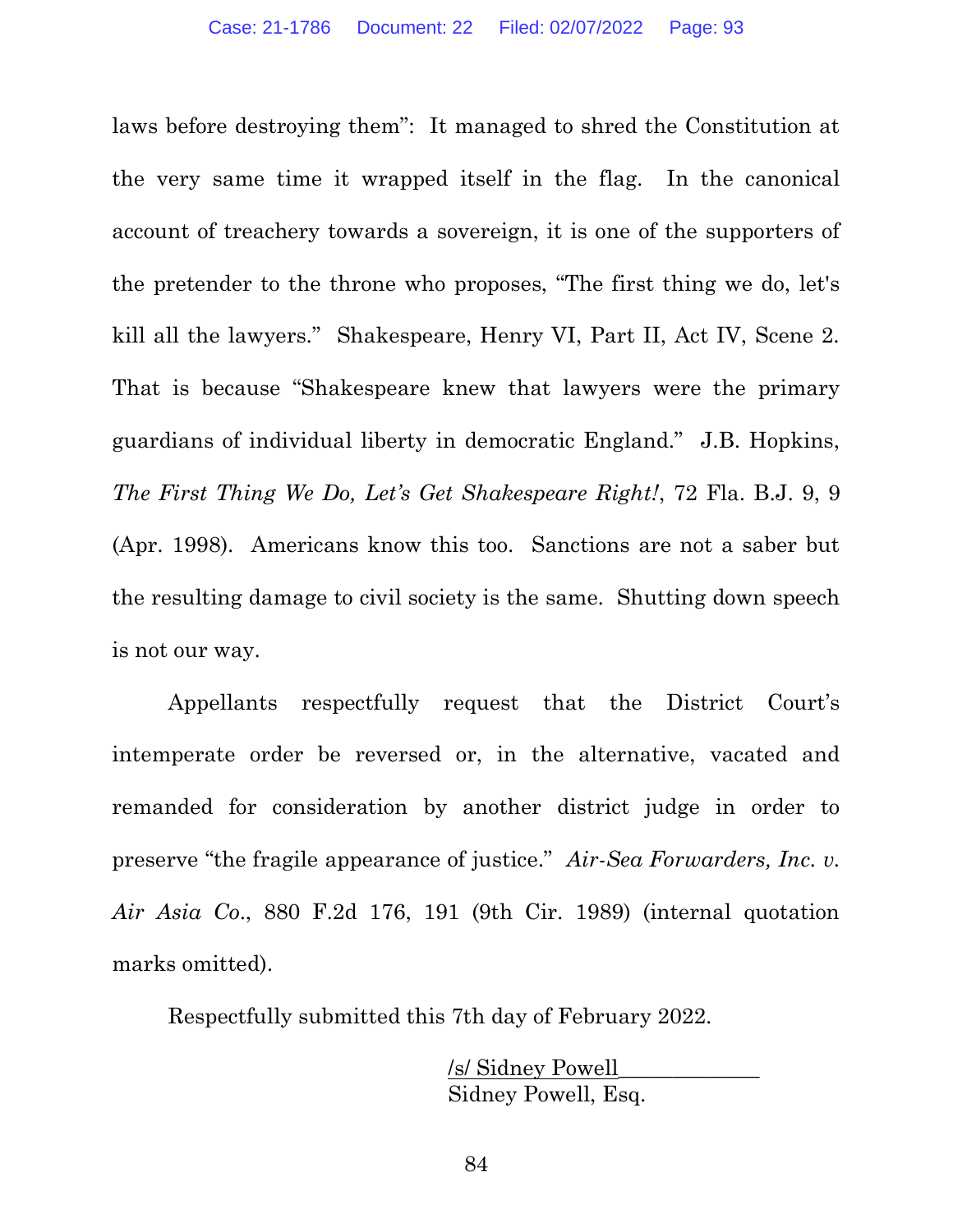laws before destroying them": It managed to shred the Constitution at the very same time it wrapped itself in the flag. In the canonical account of treachery towards a sovereign, it is one of the supporters of the pretender to the throne who proposes, "The first thing we do, let's kill all the lawyers." Shakespeare, Henry VI, Part II, Act IV, Scene 2. That is because "Shakespeare knew that lawyers were the primary guardians of individual liberty in democratic England." J.B. Hopkins, *The First Thing We Do, Let's Get Shakespeare Right!*, 72 Fla. B.J. 9, 9 (Apr. 1998). Americans know this too. Sanctions are not a saber but the resulting damage to civil society is the same. Shutting down speech is not our way.

Appellants respectfully request that the District Court's intemperate order be reversed or, in the alternative, vacated and remanded for consideration by another district judge in order to preserve "the fragile appearance of justice." *Air-Sea Forwarders, Inc. v. Air Asia Co.*, 880 F.2d 176, 191 (9th Cir. 1989) (internal quotation marks omitted).

Respectfully submitted this 7th day of February 2022.

/s/ Sidney Powell
Sidney Powell, Esq.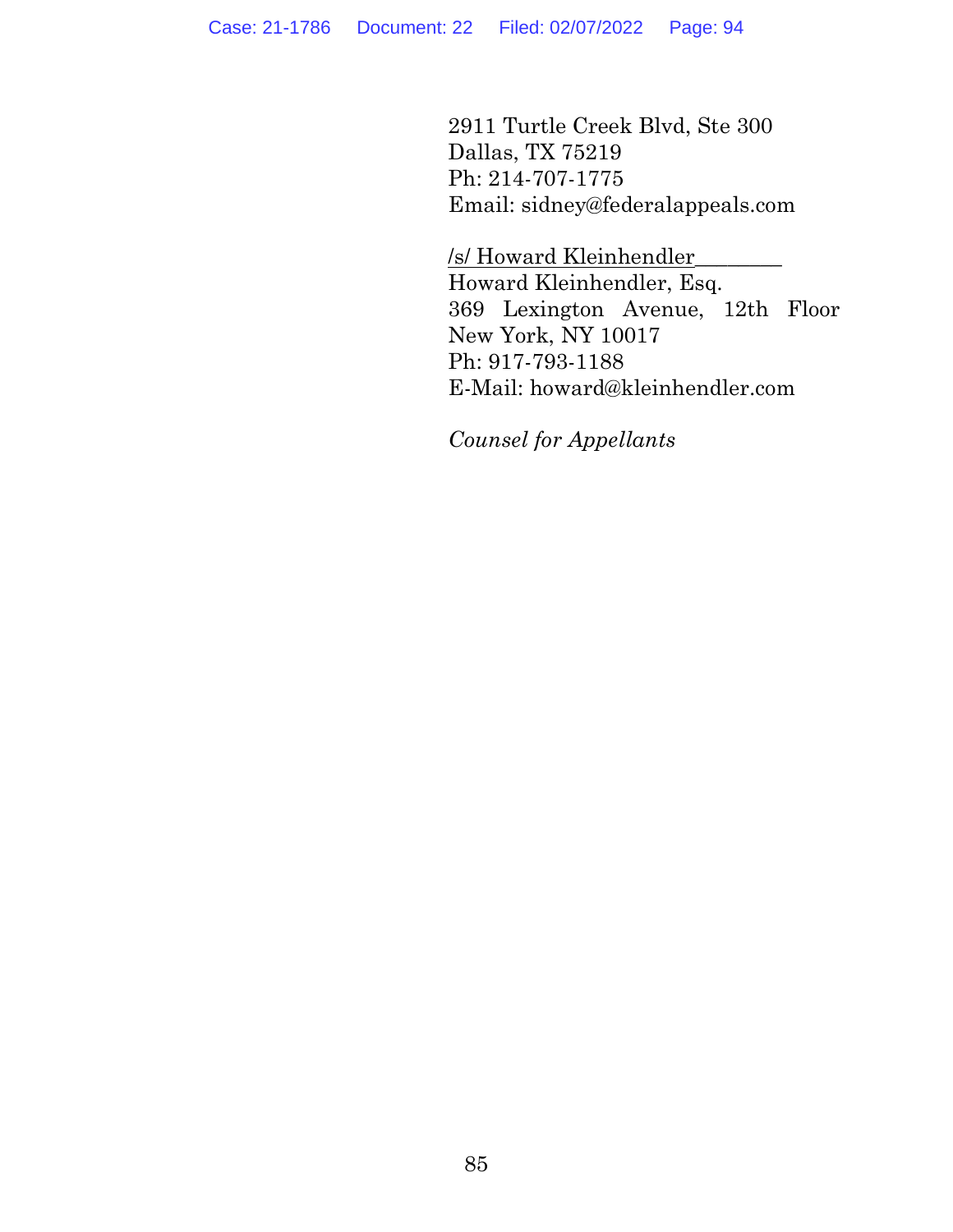2911 Turtle Creek Blvd, Ste 300
Dallas, TX 75219
Ph: 214-707-1775
Email: sidney@federalappeals.com

/s/ Howard Kleinhendler________
Howard Kleinhendler, Esq.
369 Lexington Avenue, 12th Floor
New York, NY 10017
Ph: 917-793-1188
E-Mail: howard@kleinhendler.com

*Counsel for Appellants*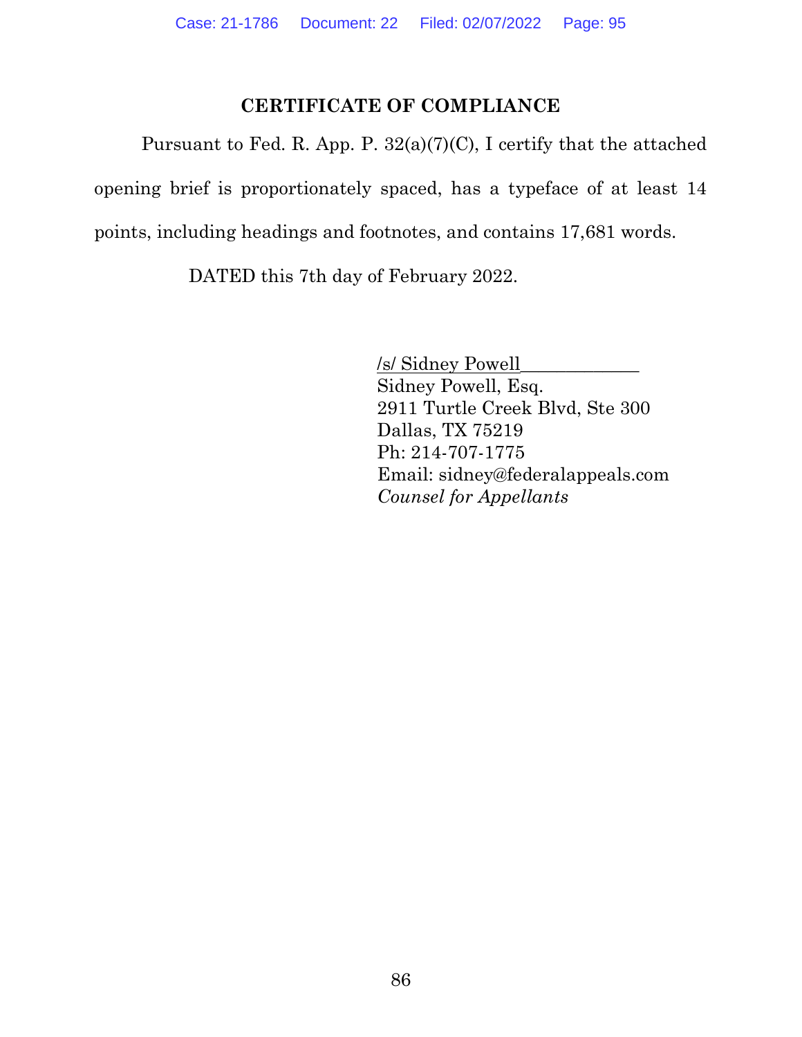## CERTIFICATE OF COMPLIANCE

Pursuant to Fed. R. App. P. 32(a)(7)(C), I certify that the attached opening brief is proportionately spaced, has a typeface of at least 14 points, including headings and footnotes, and contains 17,681 words.

DATED this 7th day of February 2022.

/s/ Sidney Powell
Sidney Powell, Esq.
2911 Turtle Creek Blvd, Ste 300
Dallas, TX 75219
Ph: 214-707-1775
Email: sidney@federalappeals.com
*Counsel for Appellants*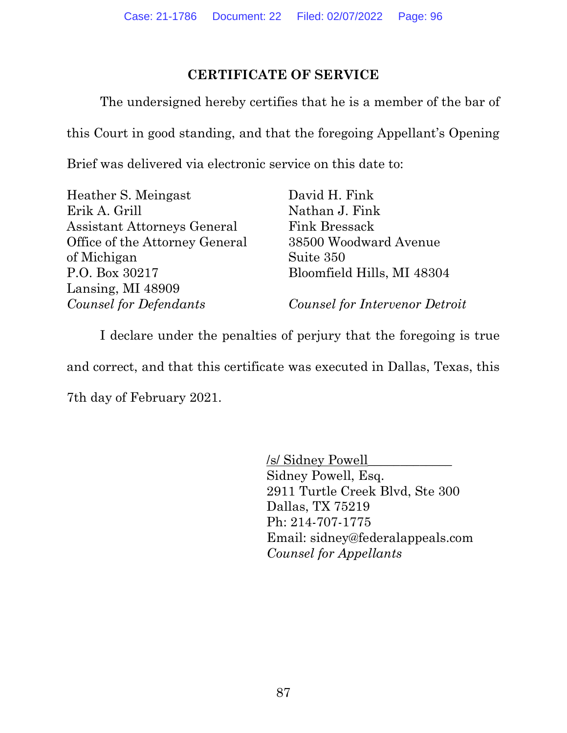## CERTIFICATE OF SERVICE

The undersigned hereby certifies that he is a member of the bar of this Court in good standing, and that the foregoing Appellant's Opening Brief was delivered via electronic service on this date to:

Heather S. Meingast
Erik A. Grill
Assistant Attorneys General
Office of the Attorney General
of Michigan
P.O. Box 30217
Lansing, MI 48909
*Counsel for Defendants*

David H. Fink
Nathan J. Fink
Fink Bressack
38500 Woodward Avenue
Suite 350
Bloomfield Hills, MI 48304

*Counsel for Intervenor Detroit*

I declare under the penalties of perjury that the foregoing is true and correct, and that this certificate was executed in Dallas, Texas, this 7th day of February 2021.

/s/ Sidney Powell
Sidney Powell, Esq.
2911 Turtle Creek Blvd, Ste 300
Dallas, TX 75219
Ph: 214-707-1775
Email: sidney@federalappeals.com
*Counsel for Appellants*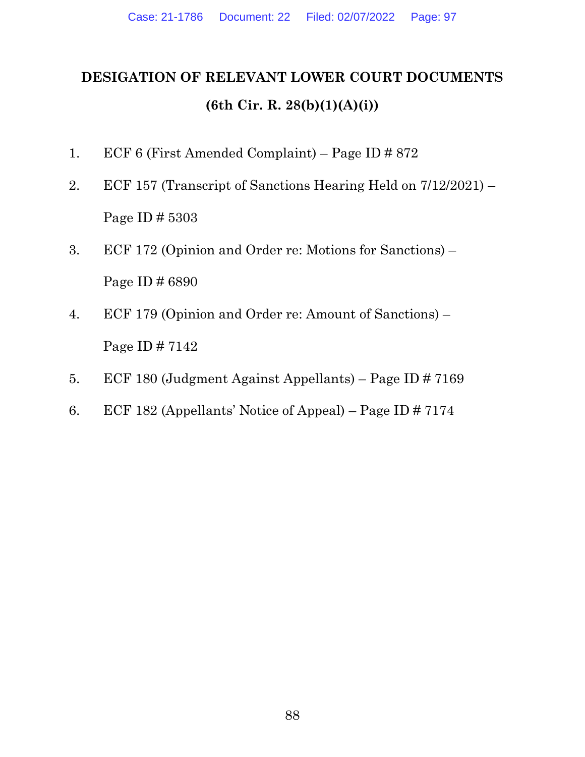# DESIGATION OF RELEVANT LOWER COURT DOCUMENTS

## (6th Cir. R. 28(b)(1)(A)(i))

1. ECF 6 (First Amended Complaint) – Page ID # 872
2. ECF 157 (Transcript of Sanctions Hearing Held on 7/12/2021) – Page ID # 5303
3. ECF 172 (Opinion and Order re: Motions for Sanctions) – Page ID # 6890
4. ECF 179 (Opinion and Order re: Amount of Sanctions) – Page ID # 7142
5. ECF 180 (Judgment Against Appellants) – Page ID # 7169
6. ECF 182 (Appellants' Notice of Appeal) – Page ID # 7174